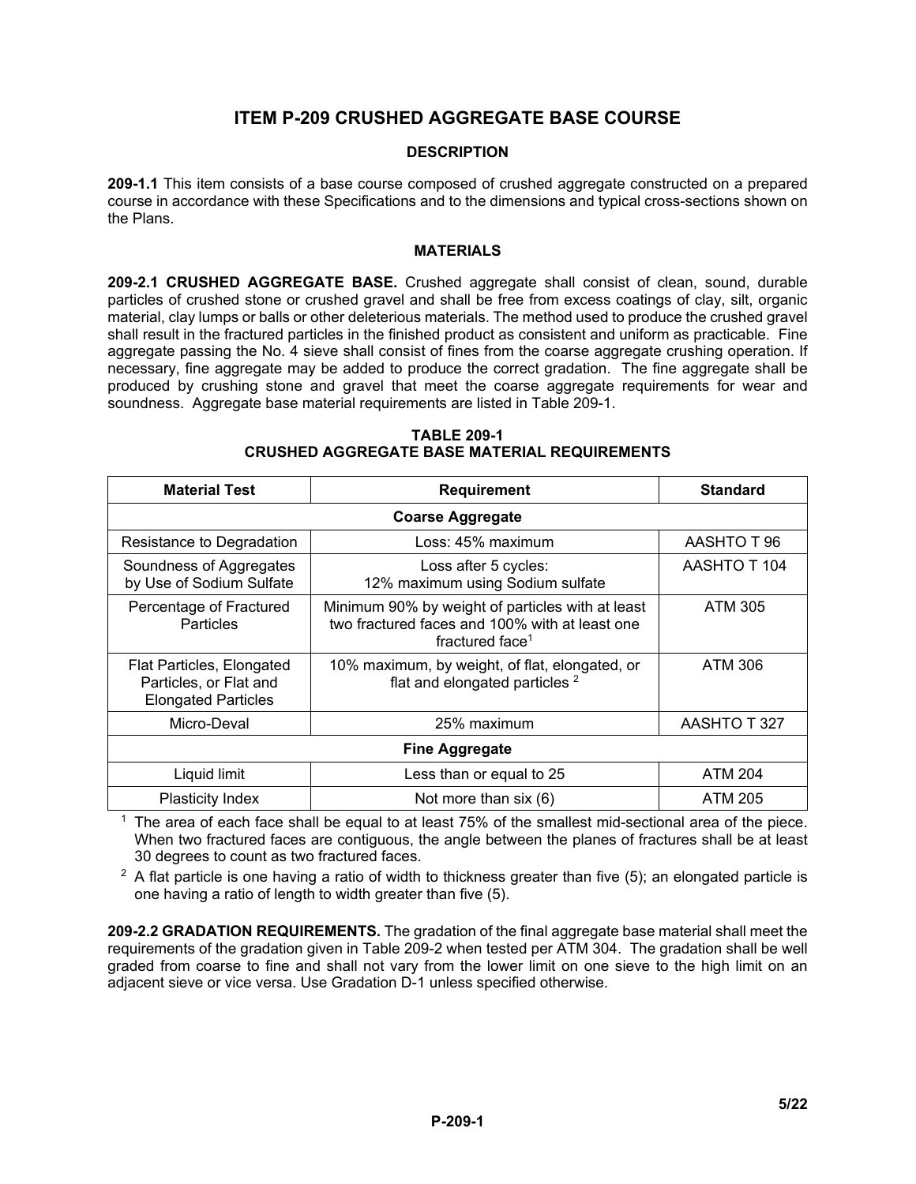# ITEM P-209 CRUSHED AGGREGATE BASE COURSE

## DESCRIPTION

**209-1.1** This item consists of a base course composed of crushed aggregate constructed on a prepared course in accordance with these Specifications and to the dimensions and typical cross-sections shown on the Plans.

## MATERIALS

**209-2.1 CRUSHED AGGREGATE BASE.** Crushed aggregate shall consist of clean, sound, durable particles of crushed stone or crushed gravel and shall be free from excess coatings of clay, silt, organic material, clay lumps or balls or other deleterious materials. The method used to produce the crushed gravel shall result in the fractured particles in the finished product as consistent and uniform as practicable. Fine aggregate passing the No. 4 sieve shall consist of fines from the coarse aggregate crushing operation. If necessary, fine aggregate may be added to produce the correct gradation. The fine aggregate shall be produced by crushing stone and gravel that meet the coarse aggregate requirements for wear and soundness. Aggregate base material requirements are listed in Table 209-1.

**TABLE 209-1**
**CRUSHED AGGREGATE BASE MATERIAL REQUIREMENTS**

| Material Test | Requirement | Standard |
|---|---|---|
| **Coarse Aggregate** | | |
| Resistance to Degradation | Loss: 45% maximum | AASHTO T 96 |
| Soundness of Aggregates by Use of Sodium Sulfate | Loss after 5 cycles: 12% maximum using Sodium sulfate | AASHTO T 104 |
| Percentage of Fractured Particles | Minimum 90% by weight of particles with at least two fractured faces and 100% with at least one fractured face[1] | ATM 305 |
| Flat Particles, Elongated Particles, or Flat and Elongated Particles | 10% maximum, by weight, of flat, elongated, or flat and elongated particles [2] | ATM 306 |
| Micro-Deval | 25% maximum | AASHTO T 327 |
| **Fine Aggregate** | | |
| Liquid limit | Less than or equal to 25 | ATM 204 |
| Plasticity Index | Not more than six (6) | ATM 205 |

[1] The area of each face shall be equal to at least 75% of the smallest mid-sectional area of the piece. When two fractured faces are contiguous, the angle between the planes of fractures shall be at least 30 degrees to count as two fractured faces.

[2] A flat particle is one having a ratio of width to thickness greater than five (5); an elongated particle is one having a ratio of length to width greater than five (5).

**209-2.2 GRADATION REQUIREMENTS.** The gradation of the final aggregate base material shall meet the requirements of the gradation given in Table 209-2 when tested per ATM 304. The gradation shall be well graded from coarse to fine and shall not vary from the lower limit on one sieve to the high limit on an adjacent sieve or vice versa. Use Gradation D-1 unless specified otherwise.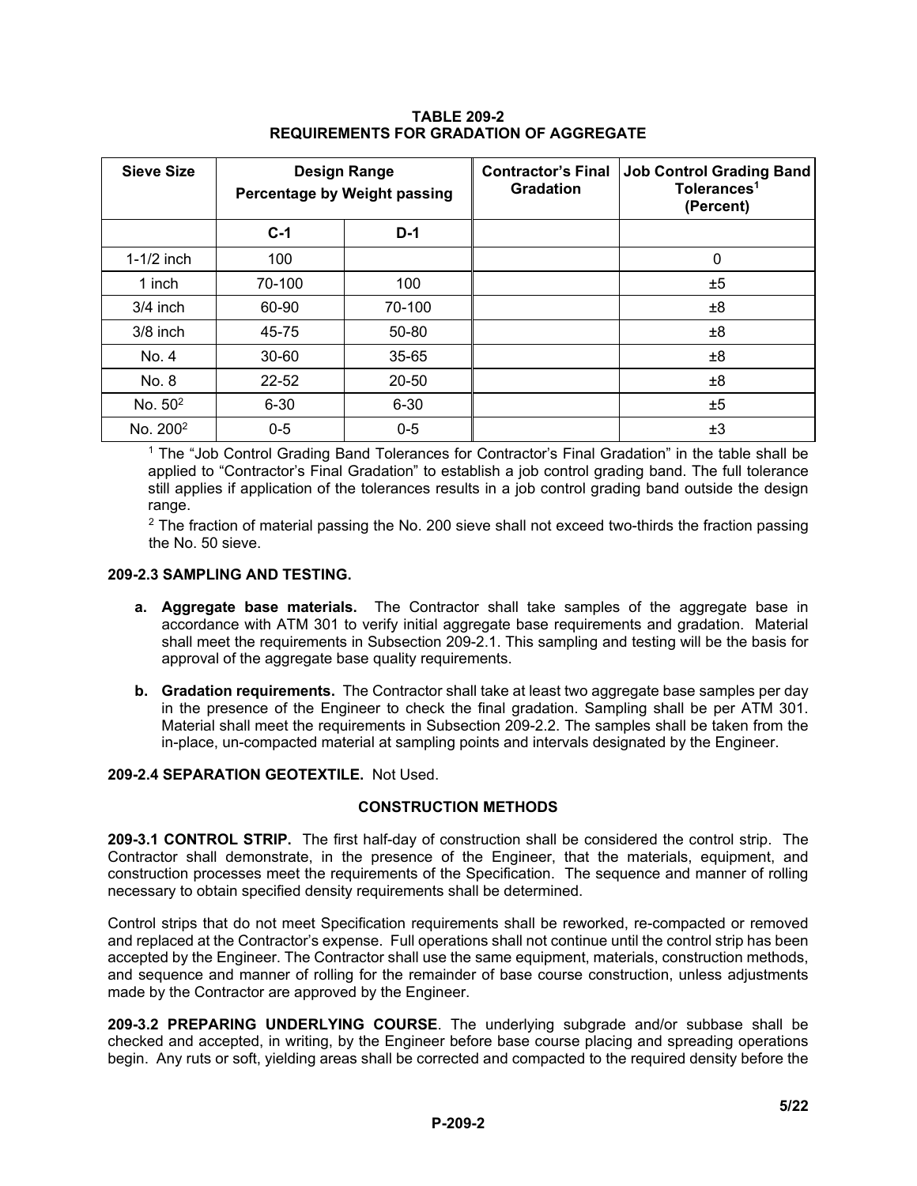**TABLE 209-2**
**REQUIREMENTS FOR GRADATION OF AGGREGATE**

| Sieve Size | Design Range Percentage by Weight passing | | Contractor's Final Gradation | Job Control Grading Band Tolerances[1] (Percent) |
|---|---|---|---|---|
| | C-1 | D-1 | | |
| 1-1/2 inch | 100 | | | 0 |
| 1 inch | 70-100 | 100 | | ±5 |
| 3/4 inch | 60-90 | 70-100 | | ±8 |
| 3/8 inch | 45-75 | 50-80 | | ±8 |
| No. 4 | 30-60 | 35-65 | | ±8 |
| No. 8 | 22-52 | 20-50 | | ±8 |
| No. 50[2] | 6-30 | 6-30 | | ±5 |
| No. 200[2] | 0-5 | 0-5 | | ±3 |

[1] The "Job Control Grading Band Tolerances for Contractor's Final Gradation" in the table shall be applied to "Contractor's Final Gradation" to establish a job control grading band. The full tolerance still applies if application of the tolerances results in a job control grading band outside the design range.

[2] The fraction of material passing the No. 200 sieve shall not exceed two-thirds the fraction passing the No. 50 sieve.

**209-2.3 SAMPLING AND TESTING.**

- **a. Aggregate base materials.** The Contractor shall take samples of the aggregate base in accordance with ATM 301 to verify initial aggregate base requirements and gradation. Material shall meet the requirements in Subsection 209-2.1. This sampling and testing will be the basis for approval of the aggregate base quality requirements.

- **b. Gradation requirements.** The Contractor shall take at least two aggregate base samples per day in the presence of the Engineer to check the final gradation. Sampling shall be per ATM 301. Material shall meet the requirements in Subsection 209-2.2. The samples shall be taken from the in-place, un-compacted material at sampling points and intervals designated by the Engineer.

**209-2.4 SEPARATION GEOTEXTILE.** Not Used.

## CONSTRUCTION METHODS

**209-3.1 CONTROL STRIP.** The first half-day of construction shall be considered the control strip. The Contractor shall demonstrate, in the presence of the Engineer, that the materials, equipment, and construction processes meet the requirements of the Specification. The sequence and manner of rolling necessary to obtain specified density requirements shall be determined.

Control strips that do not meet Specification requirements shall be reworked, re-compacted or removed and replaced at the Contractor's expense. Full operations shall not continue until the control strip has been accepted by the Engineer. The Contractor shall use the same equipment, materials, construction methods, and sequence and manner of rolling for the remainder of base course construction, unless adjustments made by the Contractor are approved by the Engineer.

**209-3.2 PREPARING UNDERLYING COURSE**. The underlying subgrade and/or subbase shall be checked and accepted, in writing, by the Engineer before base course placing and spreading operations begin. Any ruts or soft, yielding areas shall be corrected and compacted to the required density before the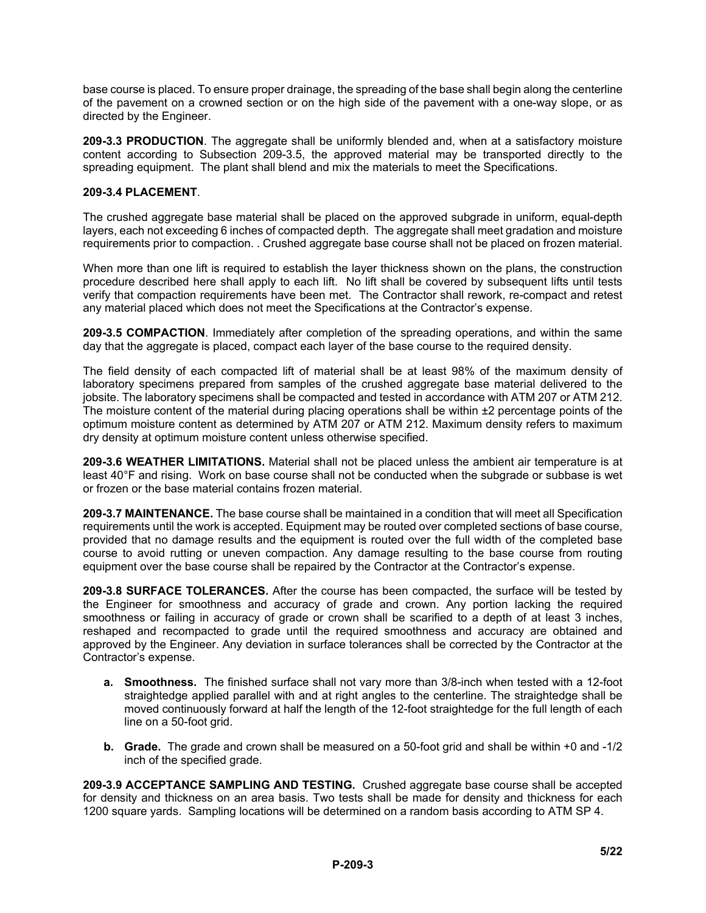base course is placed. To ensure proper drainage, the spreading of the base shall begin along the centerline of the pavement on a crowned section or on the high side of the pavement with a one-way slope, or as directed by the Engineer.

**209-3.3 PRODUCTION**. The aggregate shall be uniformly blended and, when at a satisfactory moisture content according to Subsection 209-3.5, the approved material may be transported directly to the spreading equipment. The plant shall blend and mix the materials to meet the Specifications.

**209-3.4 PLACEMENT**.

The crushed aggregate base material shall be placed on the approved subgrade in uniform, equal-depth layers, each not exceeding 6 inches of compacted depth. The aggregate shall meet gradation and moisture requirements prior to compaction. . Crushed aggregate base course shall not be placed on frozen material.

When more than one lift is required to establish the layer thickness shown on the plans, the construction procedure described here shall apply to each lift. No lift shall be covered by subsequent lifts until tests verify that compaction requirements have been met. The Contractor shall rework, re-compact and retest any material placed which does not meet the Specifications at the Contractor's expense.

**209-3.5 COMPACTION**. Immediately after completion of the spreading operations, and within the same day that the aggregate is placed, compact each layer of the base course to the required density.

The field density of each compacted lift of material shall be at least 98% of the maximum density of laboratory specimens prepared from samples of the crushed aggregate base material delivered to the jobsite. The laboratory specimens shall be compacted and tested in accordance with ATM 207 or ATM 212. The moisture content of the material during placing operations shall be within ±2 percentage points of the optimum moisture content as determined by ATM 207 or ATM 212. Maximum density refers to maximum dry density at optimum moisture content unless otherwise specified.

**209-3.6 WEATHER LIMITATIONS.** Material shall not be placed unless the ambient air temperature is at least 40°F and rising. Work on base course shall not be conducted when the subgrade or subbase is wet or frozen or the base material contains frozen material.

**209-3.7 MAINTENANCE.** The base course shall be maintained in a condition that will meet all Specification requirements until the work is accepted. Equipment may be routed over completed sections of base course, provided that no damage results and the equipment is routed over the full width of the completed base course to avoid rutting or uneven compaction. Any damage resulting to the base course from routing equipment over the base course shall be repaired by the Contractor at the Contractor's expense.

**209-3.8 SURFACE TOLERANCES.** After the course has been compacted, the surface will be tested by the Engineer for smoothness and accuracy of grade and crown. Any portion lacking the required smoothness or failing in accuracy of grade or crown shall be scarified to a depth of at least 3 inches, reshaped and recompacted to grade until the required smoothness and accuracy are obtained and approved by the Engineer. Any deviation in surface tolerances shall be corrected by the Contractor at the Contractor's expense.

- **a. Smoothness.** The finished surface shall not vary more than 3/8-inch when tested with a 12-foot straightedge applied parallel with and at right angles to the centerline. The straightedge shall be moved continuously forward at half the length of the 12-foot straightedge for the full length of each line on a 50-foot grid.

- **b. Grade.** The grade and crown shall be measured on a 50-foot grid and shall be within +0 and -1/2 inch of the specified grade.

**209-3.9 ACCEPTANCE SAMPLING AND TESTING.** Crushed aggregate base course shall be accepted for density and thickness on an area basis. Two tests shall be made for density and thickness for each 1200 square yards. Sampling locations will be determined on a random basis according to ATM SP 4.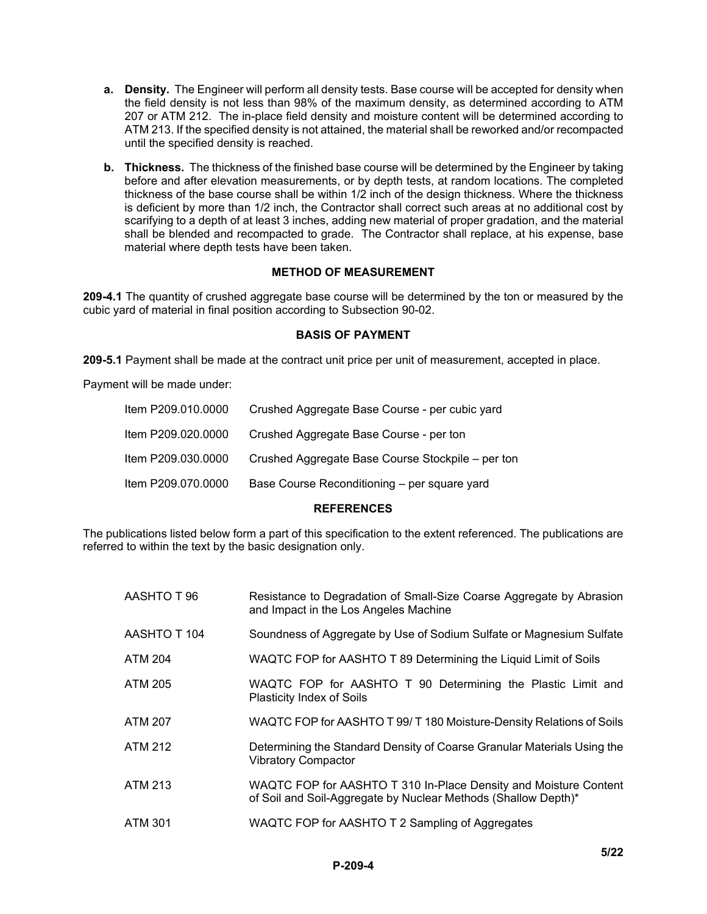**a. Density.** The Engineer will perform all density tests. Base course will be accepted for density when the field density is not less than 98% of the maximum density, as determined according to ATM 207 or ATM 212. The in-place field density and moisture content will be determined according to ATM 213. If the specified density is not attained, the material shall be reworked and/or recompacted until the specified density is reached.

**b. Thickness.** The thickness of the finished base course will be determined by the Engineer by taking before and after elevation measurements, or by depth tests, at random locations. The completed thickness of the base course shall be within 1/2 inch of the design thickness. Where the thickness is deficient by more than 1/2 inch, the Contractor shall correct such areas at no additional cost by scarifying to a depth of at least 3 inches, adding new material of proper gradation, and the material shall be blended and recompacted to grade. The Contractor shall replace, at his expense, base material where depth tests have been taken.

## METHOD OF MEASUREMENT

**209-4.1** The quantity of crushed aggregate base course will be determined by the ton or measured by the cubic yard of material in final position according to Subsection 90-02.

## BASIS OF PAYMENT

**209-5.1** Payment shall be made at the contract unit price per unit of measurement, accepted in place.

Payment will be made under:

| | |
|---|---|
| Item P209.010.0000 | Crushed Aggregate Base Course - per cubic yard |
| Item P209.020.0000 | Crushed Aggregate Base Course - per ton |
| Item P209.030.0000 | Crushed Aggregate Base Course Stockpile – per ton |
| Item P209.070.0000 | Base Course Reconditioning – per square yard |

## REFERENCES

The publications listed below form a part of this specification to the extent referenced. The publications are referred to within the text by the basic designation only.

| | |
|---|---|
| AASHTO T 96 | Resistance to Degradation of Small-Size Coarse Aggregate by Abrasion and Impact in the Los Angeles Machine |
| AASHTO T 104 | Soundness of Aggregate by Use of Sodium Sulfate or Magnesium Sulfate |
| ATM 204 | WAQTC FOP for AASHTO T 89 Determining the Liquid Limit of Soils |
| ATM 205 | WAQTC FOP for AASHTO T 90 Determining the Plastic Limit and Plasticity Index of Soils |
| ATM 207 | WAQTC FOP for AASHTO T 99/ T 180 Moisture-Density Relations of Soils |
| ATM 212 | Determining the Standard Density of Coarse Granular Materials Using the Vibratory Compactor |
| ATM 213 | WAQTC FOP for AASHTO T 310 In-Place Density and Moisture Content of Soil and Soil-Aggregate by Nuclear Methods (Shallow Depth)* |
| ATM 301 | WAQTC FOP for AASHTO T 2 Sampling of Aggregates |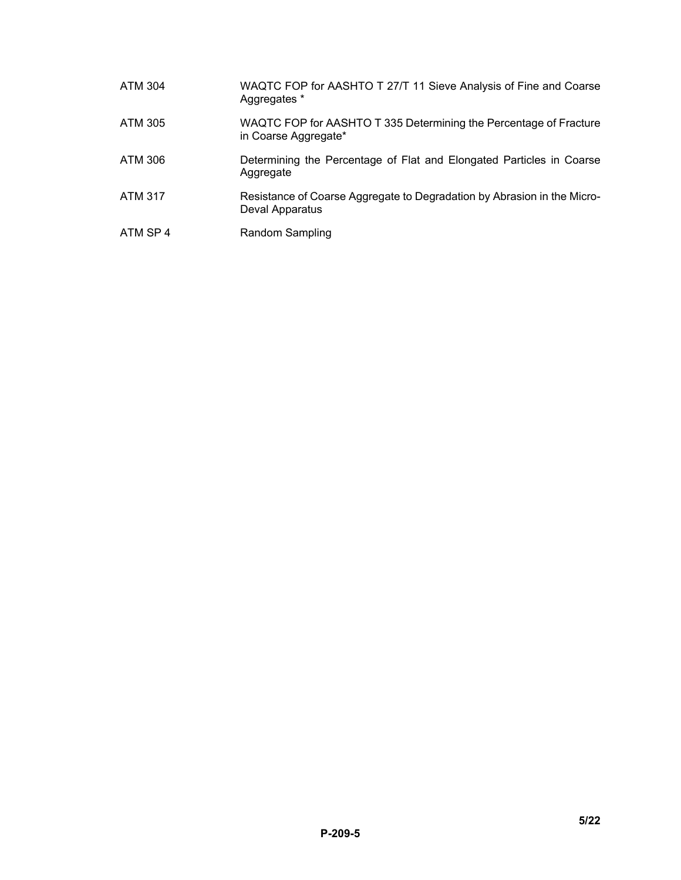| | |
|---|---|
| ATM 304 | WAQTC FOP for AASHTO T 27/T 11 Sieve Analysis of Fine and Coarse Aggregates * |
| ATM 305 | WAQTC FOP for AASHTO T 335 Determining the Percentage of Fracture in Coarse Aggregate* |
| ATM 306 | Determining the Percentage of Flat and Elongated Particles in Coarse Aggregate |
| ATM 317 | Resistance of Coarse Aggregate to Degradation by Abrasion in the Micro-Deval Apparatus |
| ATM SP 4 | Random Sampling |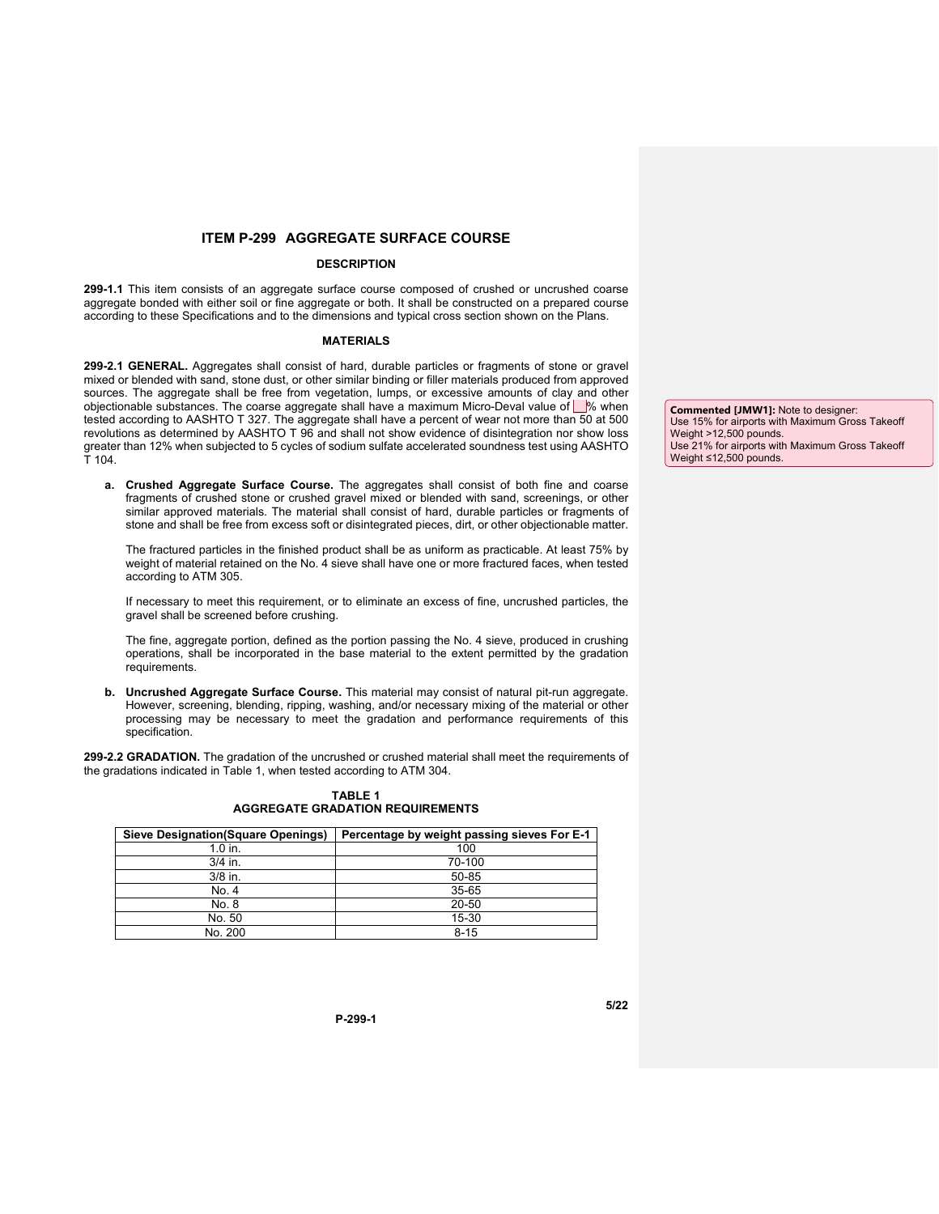# ITEM P-299 AGGREGATE SURFACE COURSE

## DESCRIPTION

**299-1.1** This item consists of an aggregate surface course composed of crushed or uncrushed coarse aggregate bonded with either soil or fine aggregate or both. It shall be constructed on a prepared course according to these Specifications and to the dimensions and typical cross section shown on the Plans.

## MATERIALS

**299-2.1 GENERAL.** Aggregates shall consist of hard, durable particles or fragments of stone or gravel mixed or blended with sand, stone dust, or other similar binding or filler materials produced from approved sources. The aggregate shall be free from vegetation, lumps, or excessive amounts of clay and other objectionable substances. The coarse aggregate shall have a maximum Micro-Deval value of ___% when tested according to AASHTO T 327. The aggregate shall have a percent of wear not more than 50 at 500 revolutions as determined by AASHTO T 96 and shall not show evidence of disintegration nor show loss greater than 12% when subjected to 5 cycles of sodium sulfate accelerated soundness test using AASHTO T 104.

> **Commented [JMW1]:** Note to designer:
> Use 15% for airports with Maximum Gross Takeoff Weight >12,500 pounds.
> Use 21% for airports with Maximum Gross Takeoff Weight ≤12,500 pounds.

**a. Crushed Aggregate Surface Course.** The aggregates shall consist of both fine and coarse fragments of crushed stone or crushed gravel mixed or blended with sand, screenings, or other similar approved materials. The material shall consist of hard, durable particles or fragments of stone and shall be free from excess soft or disintegrated pieces, dirt, or other objectionable matter.

The fractured particles in the finished product shall be as uniform as practicable. At least 75% by weight of material retained on the No. 4 sieve shall have one or more fractured faces, when tested according to ATM 305.

If necessary to meet this requirement, or to eliminate an excess of fine, uncrushed particles, the gravel shall be screened before crushing.

The fine, aggregate portion, defined as the portion passing the No. 4 sieve, produced in crushing operations, shall be incorporated in the base material to the extent permitted by the gradation requirements.

**b. Uncrushed Aggregate Surface Course.** This material may consist of natural pit-run aggregate. However, screening, blending, ripping, washing, and/or necessary mixing of the material or other processing may be necessary to meet the gradation and performance requirements of this specification.

**299-2.2 GRADATION.** The gradation of the uncrushed or crushed material shall meet the requirements of the gradations indicated in Table 1, when tested according to ATM 304.

**TABLE 1**
**AGGREGATE GRADATION REQUIREMENTS**

| Sieve Designation(Square Openings) | Percentage by weight passing sieves For E-1 |
|---|---|
| 1.0 in. | 100 |
| 3/4 in. | 70-100 |
| 3/8 in. | 50-85 |
| No. 4 | 35-65 |
| No. 8 | 20-50 |
| No. 50 | 15-30 |
| No. 200 | 8-15 |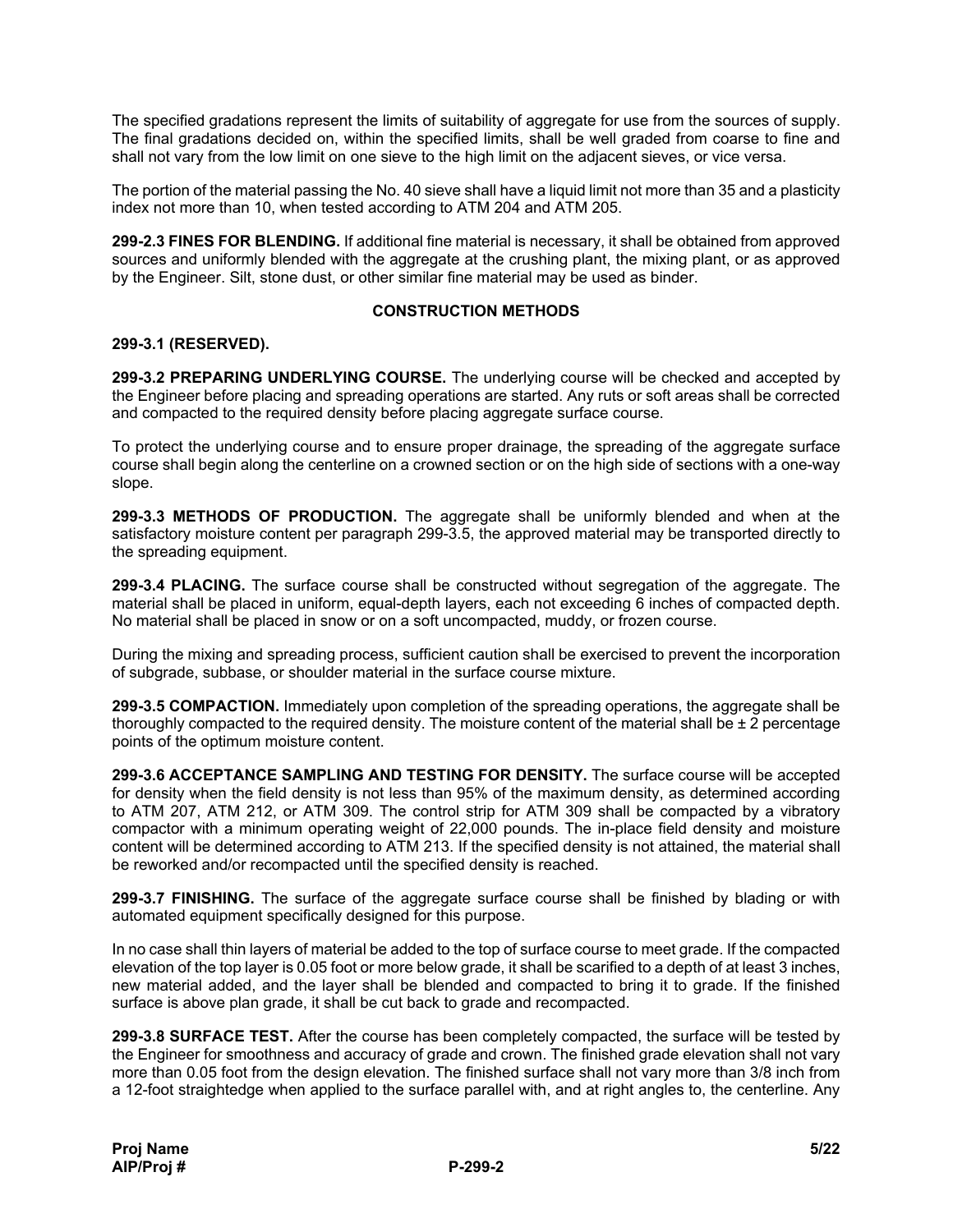The specified gradations represent the limits of suitability of aggregate for use from the sources of supply. The final gradations decided on, within the specified limits, shall be well graded from coarse to fine and shall not vary from the low limit on one sieve to the high limit on the adjacent sieves, or vice versa.

The portion of the material passing the No. 40 sieve shall have a liquid limit not more than 35 and a plasticity index not more than 10, when tested according to ATM 204 and ATM 205.

**299-2.3 FINES FOR BLENDING.** If additional fine material is necessary, it shall be obtained from approved sources and uniformly blended with the aggregate at the crushing plant, the mixing plant, or as approved by the Engineer. Silt, stone dust, or other similar fine material may be used as binder.

## CONSTRUCTION METHODS

**299-3.1 (RESERVED).**

**299-3.2 PREPARING UNDERLYING COURSE.** The underlying course will be checked and accepted by the Engineer before placing and spreading operations are started. Any ruts or soft areas shall be corrected and compacted to the required density before placing aggregate surface course.

To protect the underlying course and to ensure proper drainage, the spreading of the aggregate surface course shall begin along the centerline on a crowned section or on the high side of sections with a one-way slope.

**299-3.3 METHODS OF PRODUCTION.** The aggregate shall be uniformly blended and when at the satisfactory moisture content per paragraph 299-3.5, the approved material may be transported directly to the spreading equipment.

**299-3.4 PLACING.** The surface course shall be constructed without segregation of the aggregate. The material shall be placed in uniform, equal-depth layers, each not exceeding 6 inches of compacted depth. No material shall be placed in snow or on a soft uncompacted, muddy, or frozen course.

During the mixing and spreading process, sufficient caution shall be exercised to prevent the incorporation of subgrade, subbase, or shoulder material in the surface course mixture.

**299-3.5 COMPACTION.** Immediately upon completion of the spreading operations, the aggregate shall be thoroughly compacted to the required density. The moisture content of the material shall be ± 2 percentage points of the optimum moisture content.

**299-3.6 ACCEPTANCE SAMPLING AND TESTING FOR DENSITY.** The surface course will be accepted for density when the field density is not less than 95% of the maximum density, as determined according to ATM 207, ATM 212, or ATM 309. The control strip for ATM 309 shall be compacted by a vibratory compactor with a minimum operating weight of 22,000 pounds. The in-place field density and moisture content will be determined according to ATM 213. If the specified density is not attained, the material shall be reworked and/or recompacted until the specified density is reached.

**299-3.7 FINISHING.** The surface of the aggregate surface course shall be finished by blading or with automated equipment specifically designed for this purpose.

In no case shall thin layers of material be added to the top of surface course to meet grade. If the compacted elevation of the top layer is 0.05 foot or more below grade, it shall be scarified to a depth of at least 3 inches, new material added, and the layer shall be blended and compacted to bring it to grade. If the finished surface is above plan grade, it shall be cut back to grade and recompacted.

**299-3.8 SURFACE TEST.** After the course has been completely compacted, the surface will be tested by the Engineer for smoothness and accuracy of grade and crown. The finished grade elevation shall not vary more than 0.05 foot from the design elevation. The finished surface shall not vary more than 3/8 inch from a 12-foot straightedge when applied to the surface parallel with, and at right angles to, the centerline. Any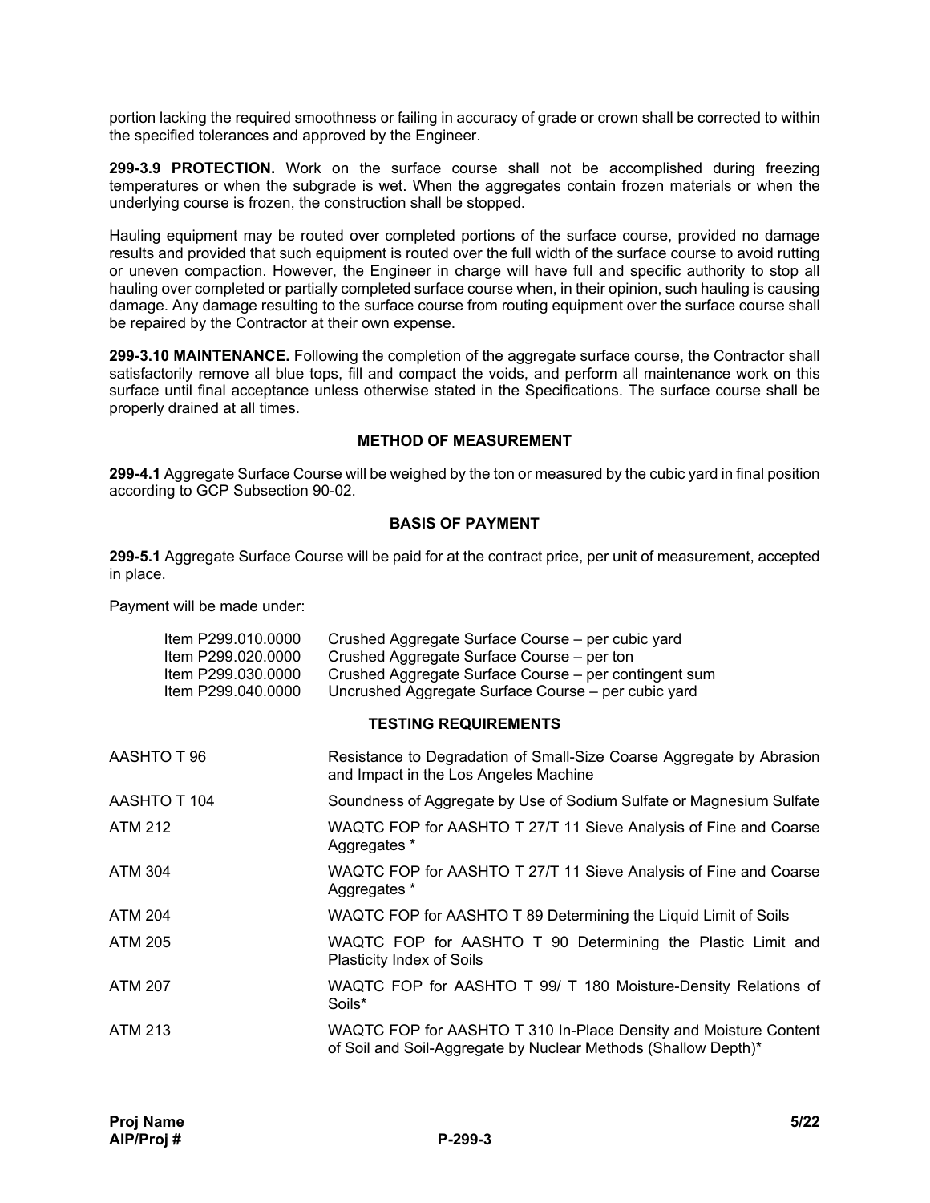portion lacking the required smoothness or failing in accuracy of grade or crown shall be corrected to within the specified tolerances and approved by the Engineer.

**299-3.9 PROTECTION.** Work on the surface course shall not be accomplished during freezing temperatures or when the subgrade is wet. When the aggregates contain frozen materials or when the underlying course is frozen, the construction shall be stopped.

Hauling equipment may be routed over completed portions of the surface course, provided no damage results and provided that such equipment is routed over the full width of the surface course to avoid rutting or uneven compaction. However, the Engineer in charge will have full and specific authority to stop all hauling over completed or partially completed surface course when, in their opinion, such hauling is causing damage. Any damage resulting to the surface course from routing equipment over the surface course shall be repaired by the Contractor at their own expense.

**299-3.10 MAINTENANCE.** Following the completion of the aggregate surface course, the Contractor shall satisfactorily remove all blue tops, fill and compact the voids, and perform all maintenance work on this surface until final acceptance unless otherwise stated in the Specifications. The surface course shall be properly drained at all times.

## METHOD OF MEASUREMENT

**299-4.1** Aggregate Surface Course will be weighed by the ton or measured by the cubic yard in final position according to GCP Subsection 90-02.

## BASIS OF PAYMENT

**299-5.1** Aggregate Surface Course will be paid for at the contract price, per unit of measurement, accepted in place.

Payment will be made under:

| | |
|---|---|
| Item P299.010.0000 | Crushed Aggregate Surface Course – per cubic yard |
| Item P299.020.0000 | Crushed Aggregate Surface Course – per ton |
| Item P299.030.0000 | Crushed Aggregate Surface Course – per contingent sum |
| Item P299.040.0000 | Uncrushed Aggregate Surface Course – per cubic yard |

## TESTING REQUIREMENTS

| | |
|---|---|
| AASHTO T 96 | Resistance to Degradation of Small-Size Coarse Aggregate by Abrasion and Impact in the Los Angeles Machine |
| AASHTO T 104 | Soundness of Aggregate by Use of Sodium Sulfate or Magnesium Sulfate |
| ATM 212 | WAQTC FOP for AASHTO T 27/T 11 Sieve Analysis of Fine and Coarse Aggregates * |
| ATM 304 | WAQTC FOP for AASHTO T 27/T 11 Sieve Analysis of Fine and Coarse Aggregates * |
| ATM 204 | WAQTC FOP for AASHTO T 89 Determining the Liquid Limit of Soils |
| ATM 205 | WAQTC FOP for AASHTO T 90 Determining the Plastic Limit and Plasticity Index of Soils |
| ATM 207 | WAQTC FOP for AASHTO T 99/ T 180 Moisture-Density Relations of Soils* |
| ATM 213 | WAQTC FOP for AASHTO T 310 In-Place Density and Moisture Content of Soil and Soil-Aggregate by Nuclear Methods (Shallow Depth)* |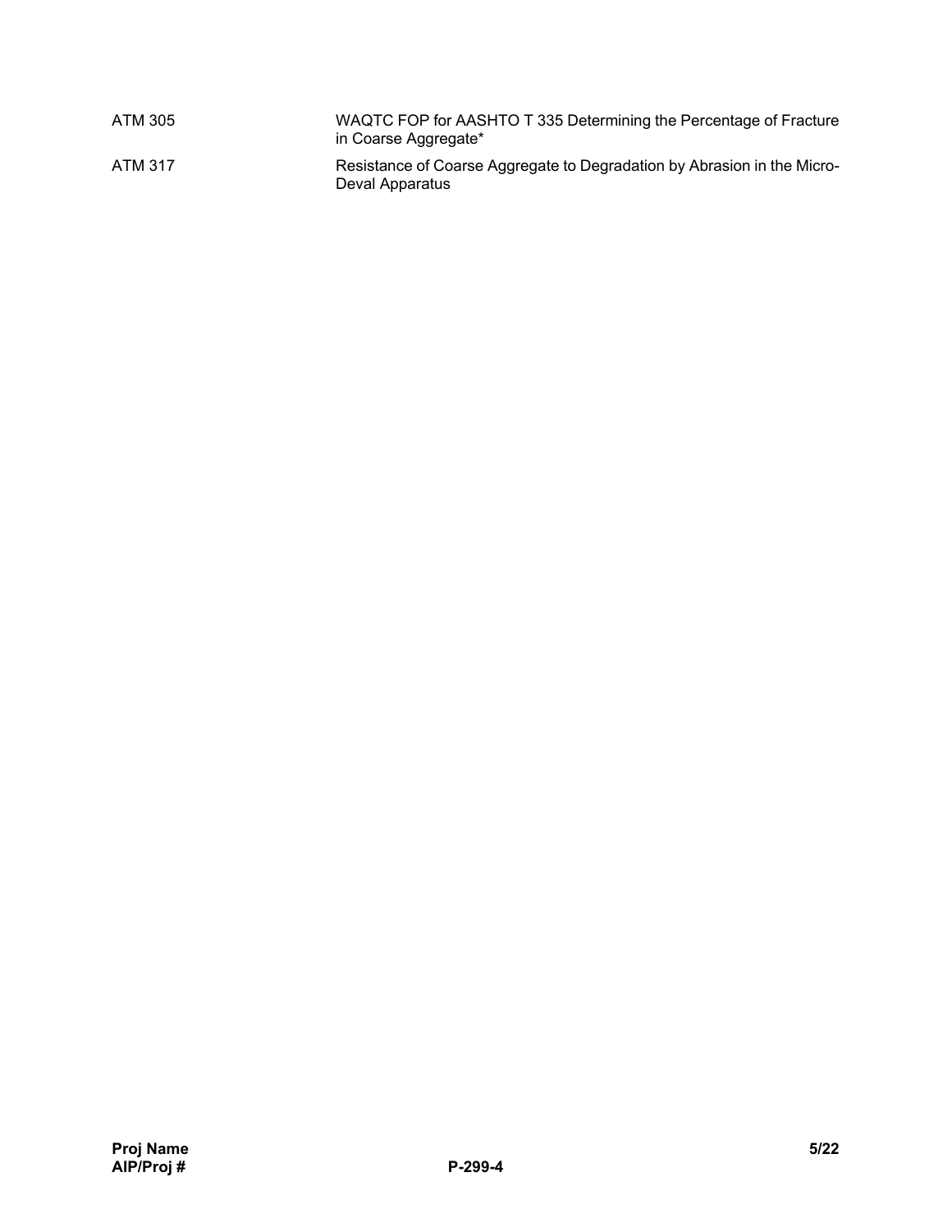| | |
|---|---|
| ATM 305 | WAQTC FOP for AASHTO T 335 Determining the Percentage of Fracture in Coarse Aggregate* |
| ATM 317 | Resistance of Coarse Aggregate to Degradation by Abrasion in the Micro-Deval Apparatus |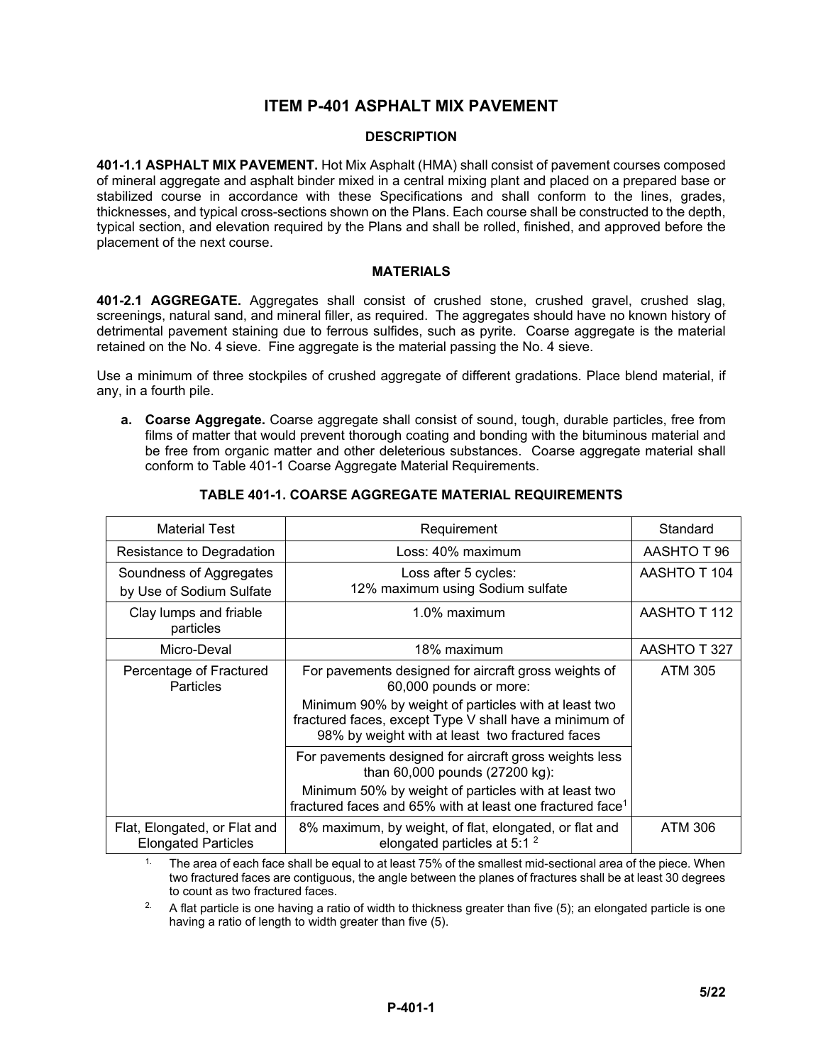# ITEM P-401 ASPHALT MIX PAVEMENT

## DESCRIPTION

**401-1.1 ASPHALT MIX PAVEMENT.** Hot Mix Asphalt (HMA) shall consist of pavement courses composed of mineral aggregate and asphalt binder mixed in a central mixing plant and placed on a prepared base or stabilized course in accordance with these Specifications and shall conform to the lines, grades, thicknesses, and typical cross-sections shown on the Plans. Each course shall be constructed to the depth, typical section, and elevation required by the Plans and shall be rolled, finished, and approved before the placement of the next course.

## MATERIALS

**401-2.1 AGGREGATE.** Aggregates shall consist of crushed stone, crushed gravel, crushed slag, screenings, natural sand, and mineral filler, as required. The aggregates should have no known history of detrimental pavement staining due to ferrous sulfides, such as pyrite. Coarse aggregate is the material retained on the No. 4 sieve. Fine aggregate is the material passing the No. 4 sieve.

Use a minimum of three stockpiles of crushed aggregate of different gradations. Place blend material, if any, in a fourth pile.

**a. Coarse Aggregate.** Coarse aggregate shall consist of sound, tough, durable particles, free from films of matter that would prevent thorough coating and bonding with the bituminous material and be free from organic matter and other deleterious substances. Coarse aggregate material shall conform to Table 401-1 Coarse Aggregate Material Requirements.

**TABLE 401-1. COARSE AGGREGATE MATERIAL REQUIREMENTS**

| Material Test | Requirement | Standard |
|---|---|---|
| Resistance to Degradation | Loss: 40% maximum | AASHTO T 96 |
| Soundness of Aggregates by Use of Sodium Sulfate | Loss after 5 cycles: 12% maximum using Sodium sulfate | AASHTO T 104 |
| Clay lumps and friable particles | 1.0% maximum | AASHTO T 112 |
| Micro-Deval | 18% maximum | AASHTO T 327 |
| Percentage of Fractured Particles | For pavements designed for aircraft gross weights of 60,000 pounds or more: Minimum 90% by weight of particles with at least two fractured faces, except Type V shall have a minimum of 98% by weight with at least two fractured faces | ATM 305 |
| | For pavements designed for aircraft gross weights less than 60,000 pounds (27200 kg): Minimum 50% by weight of particles with at least two fractured faces and 65% with at least one fractured face[1] | |
| Flat, Elongated, or Flat and Elongated Particles | 8% maximum, by weight, of flat, elongated, or flat and elongated particles at 5:1 [2] | ATM 306 |

1. The area of each face shall be equal to at least 75% of the smallest mid-sectional area of the piece. When two fractured faces are contiguous, the angle between the planes of fractures shall be at least 30 degrees to count as two fractured faces.
2. A flat particle is one having a ratio of width to thickness greater than five (5); an elongated particle is one having a ratio of length to width greater than five (5).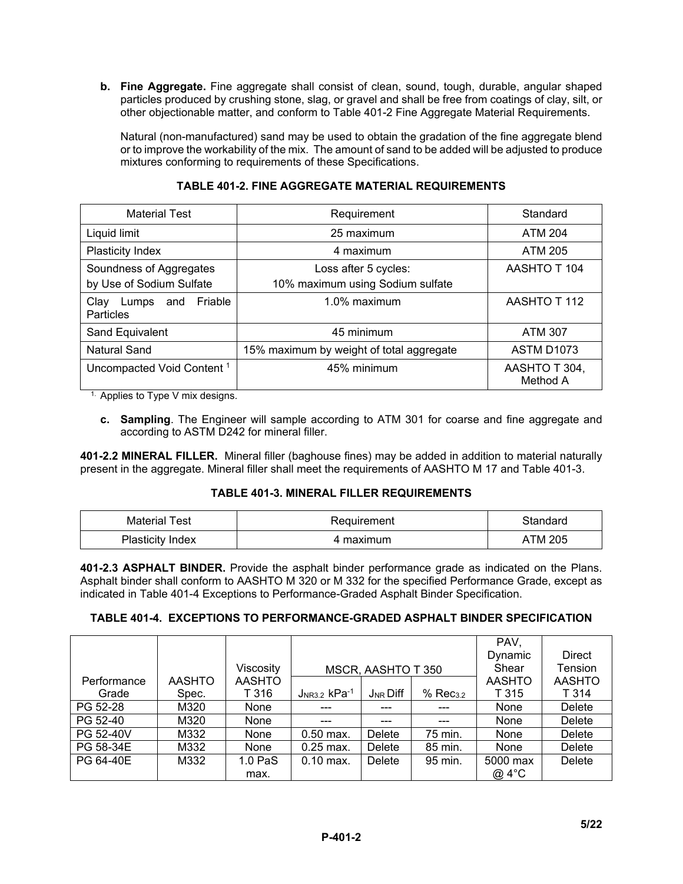**b. Fine Aggregate.** Fine aggregate shall consist of clean, sound, tough, durable, angular shaped particles produced by crushing stone, slag, or gravel and shall be free from coatings of clay, silt, or other objectionable matter, and conform to Table 401-2 Fine Aggregate Material Requirements.

Natural (non-manufactured) sand may be used to obtain the gradation of the fine aggregate blend or to improve the workability of the mix. The amount of sand to be added will be adjusted to produce mixtures conforming to requirements of these Specifications.

**TABLE 401-2. FINE AGGREGATE MATERIAL REQUIREMENTS**

| Material Test | Requirement | Standard |
|---|---|---|
| Liquid limit | 25 maximum | ATM 204 |
| Plasticity Index | 4 maximum | ATM 205 |
| Soundness of Aggregates by Use of Sodium Sulfate | Loss after 5 cycles: 10% maximum using Sodium sulfate | AASHTO T 104 |
| Clay Lumps and Friable Particles | 1.0% maximum | AASHTO T 112 |
| Sand Equivalent | 45 minimum | ATM 307 |
| Natural Sand | 15% maximum by weight of total aggregate | ASTM D1073 |
| Uncompacted Void Content [1] | 45% minimum | AASHTO T 304, Method A |

[1] Applies to Type V mix designs.

**c. Sampling**. The Engineer will sample according to ATM 301 for coarse and fine aggregate and according to ASTM D242 for mineral filler.

**401-2.2 MINERAL FILLER.** Mineral filler (baghouse fines) may be added in addition to material naturally present in the aggregate. Mineral filler shall meet the requirements of AASHTO M 17 and Table 401-3.

**TABLE 401-3. MINERAL FILLER REQUIREMENTS**

| Material Test | Requirement | Standard |
|---|---|---|
| Plasticity Index | 4 maximum | ATM 205 |

**401-2.3 ASPHALT BINDER.** Provide the asphalt binder performance grade as indicated on the Plans. Asphalt binder shall conform to AASHTO M 320 or M 332 for the specified Performance Grade, except as indicated in Table 401-4 Exceptions to Performance-Graded Asphalt Binder Specification.

**TABLE 401-4. EXCEPTIONS TO PERFORMANCE-GRADED ASPHALT BINDER SPECIFICATION**

| Performance Grade | AASHTO Spec. | Viscosity AASHTO T 316 | MSCR, AASHTO T 350 | | | PAV, Dynamic Shear AASHTO T 315 | Direct Tension AASHTO T 314 |
|---|---|---|---|---|---|---|---|
| | | | $J_{NR3.2}$ $kPa^{-1}$ | $J_{NR}$ Diff | % $Rec_{3.2}$ | | |
| PG 52-28 | M320 | None | --- | --- | --- | None | Delete |
| PG 52-40 | M320 | None | --- | --- | --- | None | Delete |
| PG 52-40V | M332 | None | 0.50 max. | Delete | 75 min. | None | Delete |
| PG 58-34E | M332 | None | 0.25 max. | Delete | 85 min. | None | Delete |
| PG 64-40E | M332 | 1.0 PaS max. | 0.10 max. | Delete | 95 min. | 5000 max @ 4°C | Delete |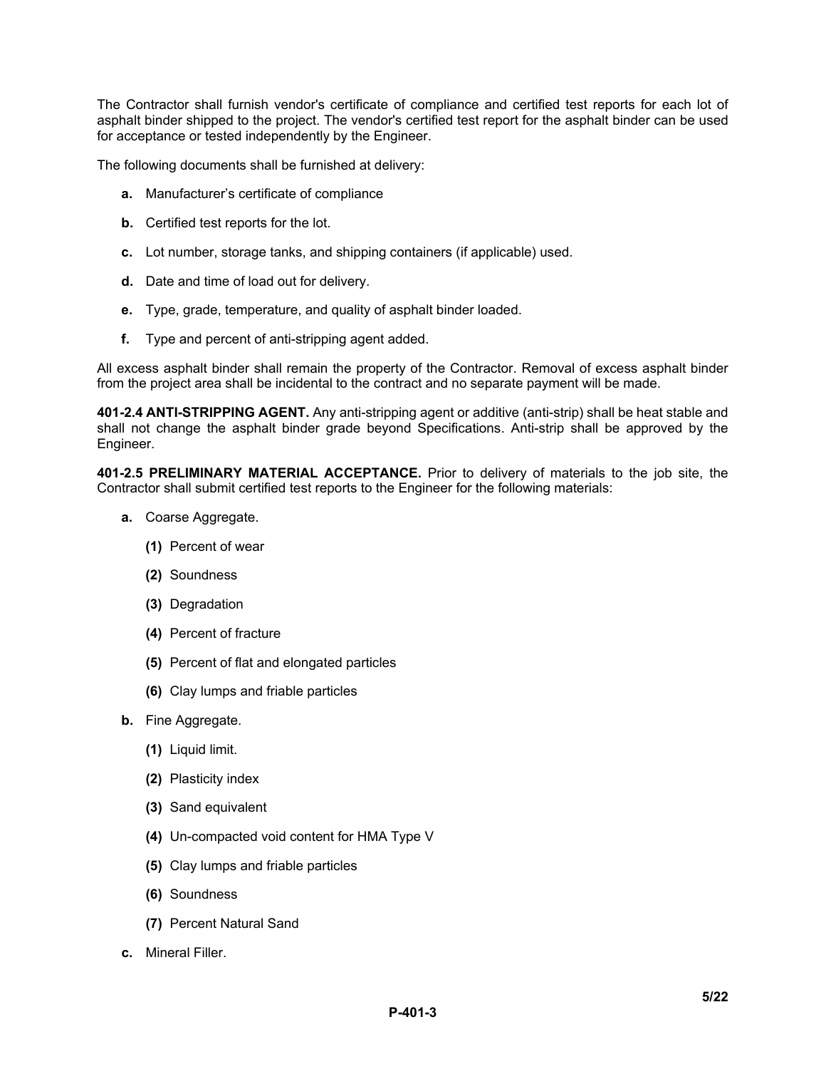The Contractor shall furnish vendor's certificate of compliance and certified test reports for each lot of asphalt binder shipped to the project. The vendor's certified test report for the asphalt binder can be used for acceptance or tested independently by the Engineer.

The following documents shall be furnished at delivery:

- **a.** Manufacturer's certificate of compliance
- **b.** Certified test reports for the lot.
- **c.** Lot number, storage tanks, and shipping containers (if applicable) used.
- **d.** Date and time of load out for delivery.
- **e.** Type, grade, temperature, and quality of asphalt binder loaded.
- **f.** Type and percent of anti-stripping agent added.

All excess asphalt binder shall remain the property of the Contractor. Removal of excess asphalt binder from the project area shall be incidental to the contract and no separate payment will be made.

**401-2.4 ANTI-STRIPPING AGENT.** Any anti-stripping agent or additive (anti-strip) shall be heat stable and shall not change the asphalt binder grade beyond Specifications. Anti-strip shall be approved by the Engineer.

**401-2.5 PRELIMINARY MATERIAL ACCEPTANCE.** Prior to delivery of materials to the job site, the Contractor shall submit certified test reports to the Engineer for the following materials:

- **a.** Coarse Aggregate.
  - **(1)** Percent of wear
  - **(2)** Soundness
  - **(3)** Degradation
  - **(4)** Percent of fracture
  - **(5)** Percent of flat and elongated particles
  - **(6)** Clay lumps and friable particles
- **b.** Fine Aggregate.
  - **(1)** Liquid limit.
  - **(2)** Plasticity index
  - **(3)** Sand equivalent
  - **(4)** Un-compacted void content for HMA Type V
  - **(5)** Clay lumps and friable particles
  - **(6)** Soundness
  - **(7)** Percent Natural Sand
- **c.** Mineral Filler.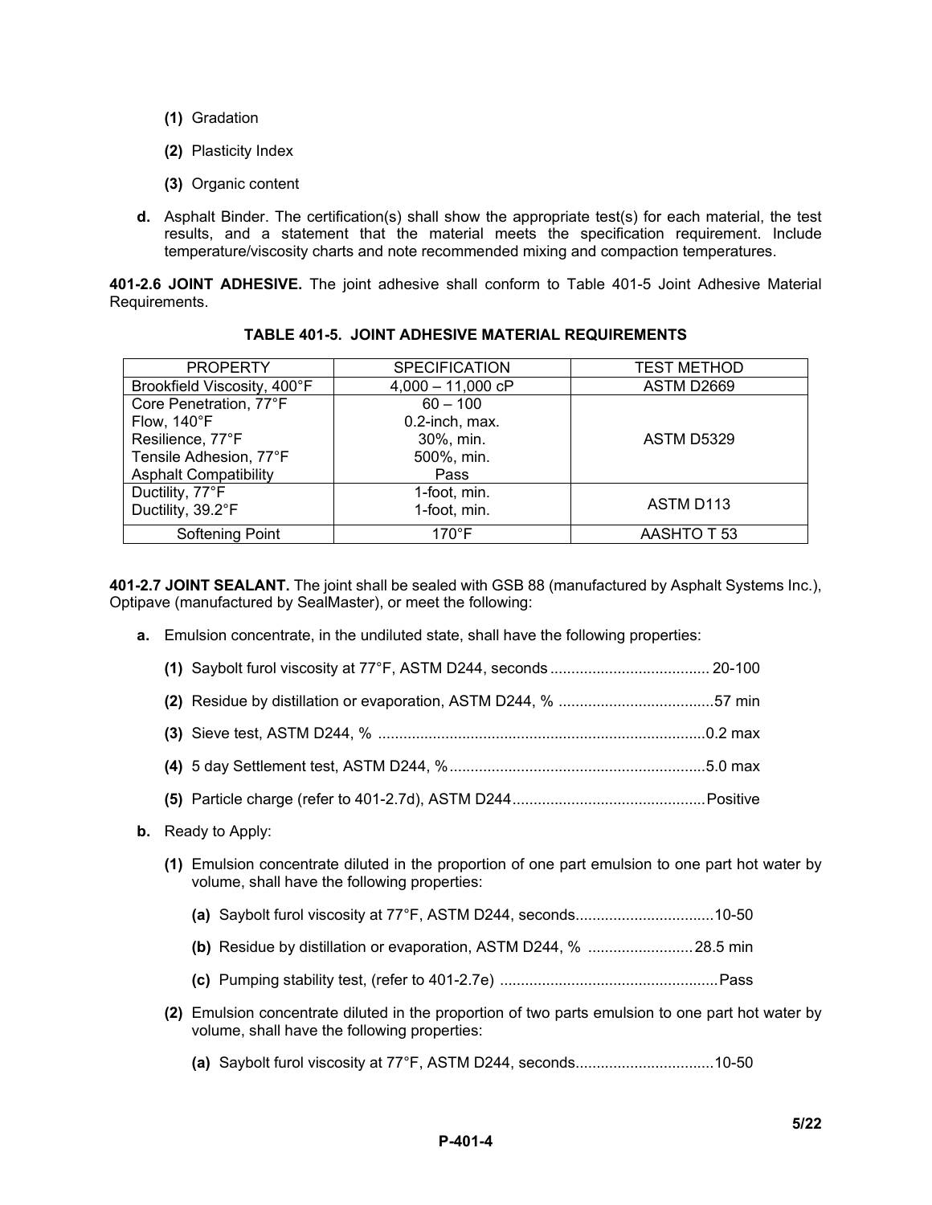**(1)** Gradation

**(2)** Plasticity Index

**(3)** Organic content

**d.** Asphalt Binder. The certification(s) shall show the appropriate test(s) for each material, the test results, and a statement that the material meets the specification requirement. Include temperature/viscosity charts and note recommended mixing and compaction temperatures.

**401-2.6 JOINT ADHESIVE.** The joint adhesive shall conform to Table 401-5 Joint Adhesive Material Requirements.

**TABLE 401-5. JOINT ADHESIVE MATERIAL REQUIREMENTS**

| PROPERTY | SPECIFICATION | TEST METHOD |
|---|---|---|
| Brookfield Viscosity, 400°F | 4,000 – 11,000 cP | ASTM D2669 |
| Core Penetration, 77°F<br>Flow, 140°F<br>Resilience, 77°F<br>Tensile Adhesion, 77°F<br>Asphalt Compatibility | 60 – 100<br>0.2-inch, max.<br>30%, min.<br>500%, min.<br>Pass | ASTM D5329 |
| Ductility, 77°F<br>Ductility, 39.2°F | 1-foot, min.<br>1-foot, min. | ASTM D113 |
| Softening Point | 170°F | AASHTO T 53 |

**401-2.7 JOINT SEALANT.** The joint shall be sealed with GSB 88 (manufactured by Asphalt Systems Inc.), Optipave (manufactured by SealMaster), or meet the following:

**a.** Emulsion concentrate, in the undiluted state, shall have the following properties:

**(1)** Saybolt furol viscosity at 77°F, ASTM D244, seconds ...................................... 20-100

**(2)** Residue by distillation or evaporation, ASTM D244, % .....................................57 min

**(3)** Sieve test, ASTM D244, % .............................................................................0.2 max

**(4)** 5 day Settlement test, ASTM D244, %.............................................................5.0 max

**(5)** Particle charge (refer to 401-2.7d), ASTM D244..............................................Positive

**b.** Ready to Apply:

**(1)** Emulsion concentrate diluted in the proportion of one part emulsion to one part hot water by volume, shall have the following properties:

**(a)** Saybolt furol viscosity at 77°F, ASTM D244, seconds.................................10-50

**(b)** Residue by distillation or evaporation, ASTM D244, % .........................28.5 min

**(c)** Pumping stability test, (refer to 401-2.7e) ....................................................Pass

**(2)** Emulsion concentrate diluted in the proportion of two parts emulsion to one part hot water by volume, shall have the following properties:

**(a)** Saybolt furol viscosity at 77°F, ASTM D244, seconds.................................10-50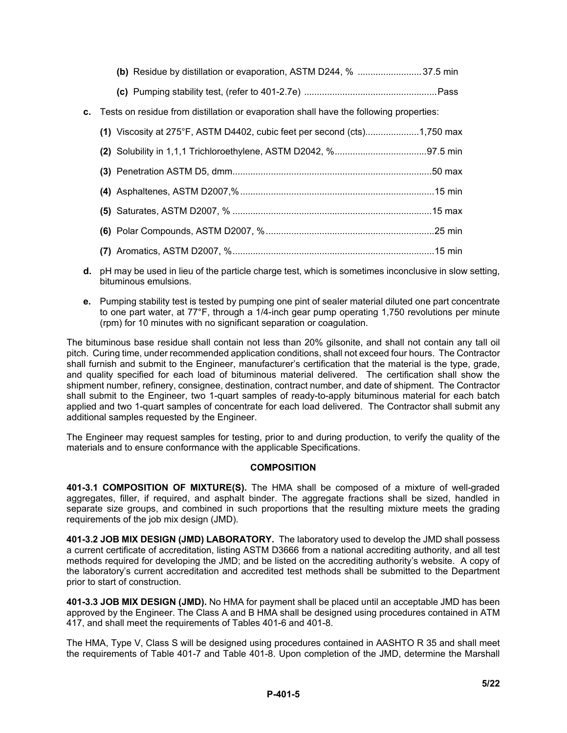(b) Residue by distillation or evaporation, ASTM D244, % ......................... 37.5 min

(c) Pumping stability test, (refer to 401-2.7e) .................................................... Pass

c. Tests on residue from distillation or evaporation shall have the following properties:

(1) Viscosity at 275°F, ASTM D4402, cubic feet per second (cts)..................... 1,750 max

(2) Solubility in 1,1,1 Trichloroethylene, ASTM D2042, %.................................... 97.5 min

(3) Penetration ASTM D5, dmm............................................................................. 50 max

(4) Asphaltenes, ASTM D2007,%........................................................................... 15 min

(5) Saturates, ASTM D2007, % ............................................................................. 15 max

(6) Polar Compounds, ASTM D2007, %................................................................. 25 min

(7) Aromatics, ASTM D2007, %.............................................................................. 15 min

d. pH may be used in lieu of the particle charge test, which is sometimes inconclusive in slow setting, bituminous emulsions.

e. Pumping stability test is tested by pumping one pint of sealer material diluted one part concentrate to one part water, at 77°F, through a 1/4-inch gear pump operating 1,750 revolutions per minute (rpm) for 10 minutes with no significant separation or coagulation.

The bituminous base residue shall contain not less than 20% gilsonite, and shall not contain any tall oil pitch. Curing time, under recommended application conditions, shall not exceed four hours. The Contractor shall furnish and submit to the Engineer, manufacturer's certification that the material is the type, grade, and quality specified for each load of bituminous material delivered. The certification shall show the shipment number, refinery, consignee, destination, contract number, and date of shipment. The Contractor shall submit to the Engineer, two 1-quart samples of ready-to-apply bituminous material for each batch applied and two 1-quart samples of concentrate for each load delivered. The Contractor shall submit any additional samples requested by the Engineer.

The Engineer may request samples for testing, prior to and during production, to verify the quality of the materials and to ensure conformance with the applicable Specifications.

## COMPOSITION

**401-3.1 COMPOSITION OF MIXTURE(S).** The HMA shall be composed of a mixture of well-graded aggregates, filler, if required, and asphalt binder. The aggregate fractions shall be sized, handled in separate size groups, and combined in such proportions that the resulting mixture meets the grading requirements of the job mix design (JMD).

**401-3.2 JOB MIX DESIGN (JMD) LABORATORY.** The laboratory used to develop the JMD shall possess a current certificate of accreditation, listing ASTM D3666 from a national accrediting authority, and all test methods required for developing the JMD; and be listed on the accrediting authority's website. A copy of the laboratory's current accreditation and accredited test methods shall be submitted to the Department prior to start of construction.

**401-3.3 JOB MIX DESIGN (JMD).** No HMA for payment shall be placed until an acceptable JMD has been approved by the Engineer. The Class A and B HMA shall be designed using procedures contained in ATM 417, and shall meet the requirements of Tables 401-6 and 401-8.

The HMA, Type V, Class S will be designed using procedures contained in AASHTO R 35 and shall meet the requirements of Table 401-7 and Table 401-8. Upon completion of the JMD, determine the Marshall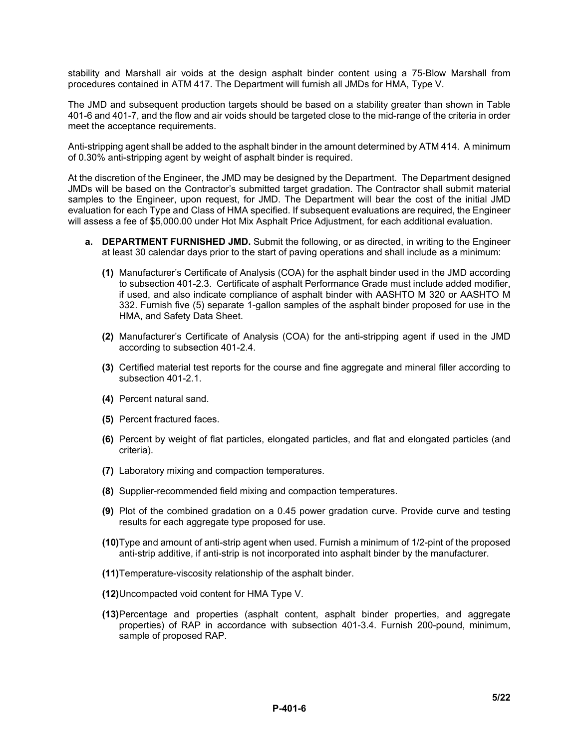stability and Marshall air voids at the design asphalt binder content using a 75-Blow Marshall from procedures contained in ATM 417. The Department will furnish all JMDs for HMA, Type V.

The JMD and subsequent production targets should be based on a stability greater than shown in Table 401-6 and 401-7, and the flow and air voids should be targeted close to the mid-range of the criteria in order meet the acceptance requirements.

Anti-stripping agent shall be added to the asphalt binder in the amount determined by ATM 414. A minimum of 0.30% anti-stripping agent by weight of asphalt binder is required.

At the discretion of the Engineer, the JMD may be designed by the Department. The Department designed JMDs will be based on the Contractor's submitted target gradation. The Contractor shall submit material samples to the Engineer, upon request, for JMD. The Department will bear the cost of the initial JMD evaluation for each Type and Class of HMA specified. If subsequent evaluations are required, the Engineer will assess a fee of $5,000.00 under Hot Mix Asphalt Price Adjustment, for each additional evaluation.

**a. DEPARTMENT FURNISHED JMD.** Submit the following, or as directed, in writing to the Engineer at least 30 calendar days prior to the start of paving operations and shall include as a minimum:

**(1)** Manufacturer's Certificate of Analysis (COA) for the asphalt binder used in the JMD according to subsection 401-2.3. Certificate of asphalt Performance Grade must include added modifier, if used, and also indicate compliance of asphalt binder with AASHTO M 320 or AASHTO M 332. Furnish five (5) separate 1-gallon samples of the asphalt binder proposed for use in the HMA, and Safety Data Sheet.

**(2)** Manufacturer's Certificate of Analysis (COA) for the anti-stripping agent if used in the JMD according to subsection 401-2.4.

**(3)** Certified material test reports for the course and fine aggregate and mineral filler according to subsection 401-2.1.

**(4)** Percent natural sand.

**(5)** Percent fractured faces.

**(6)** Percent by weight of flat particles, elongated particles, and flat and elongated particles (and criteria).

**(7)** Laboratory mixing and compaction temperatures.

**(8)** Supplier-recommended field mixing and compaction temperatures.

**(9)** Plot of the combined gradation on a 0.45 power gradation curve. Provide curve and testing results for each aggregate type proposed for use.

**(10)** Type and amount of anti-strip agent when used. Furnish a minimum of 1/2-pint of the proposed anti-strip additive, if anti-strip is not incorporated into asphalt binder by the manufacturer.

**(11)** Temperature-viscosity relationship of the asphalt binder.

**(12)** Uncompacted void content for HMA Type V.

**(13)** Percentage and properties (asphalt content, asphalt binder properties, and aggregate properties) of RAP in accordance with subsection 401-3.4. Furnish 200-pound, minimum, sample of proposed RAP.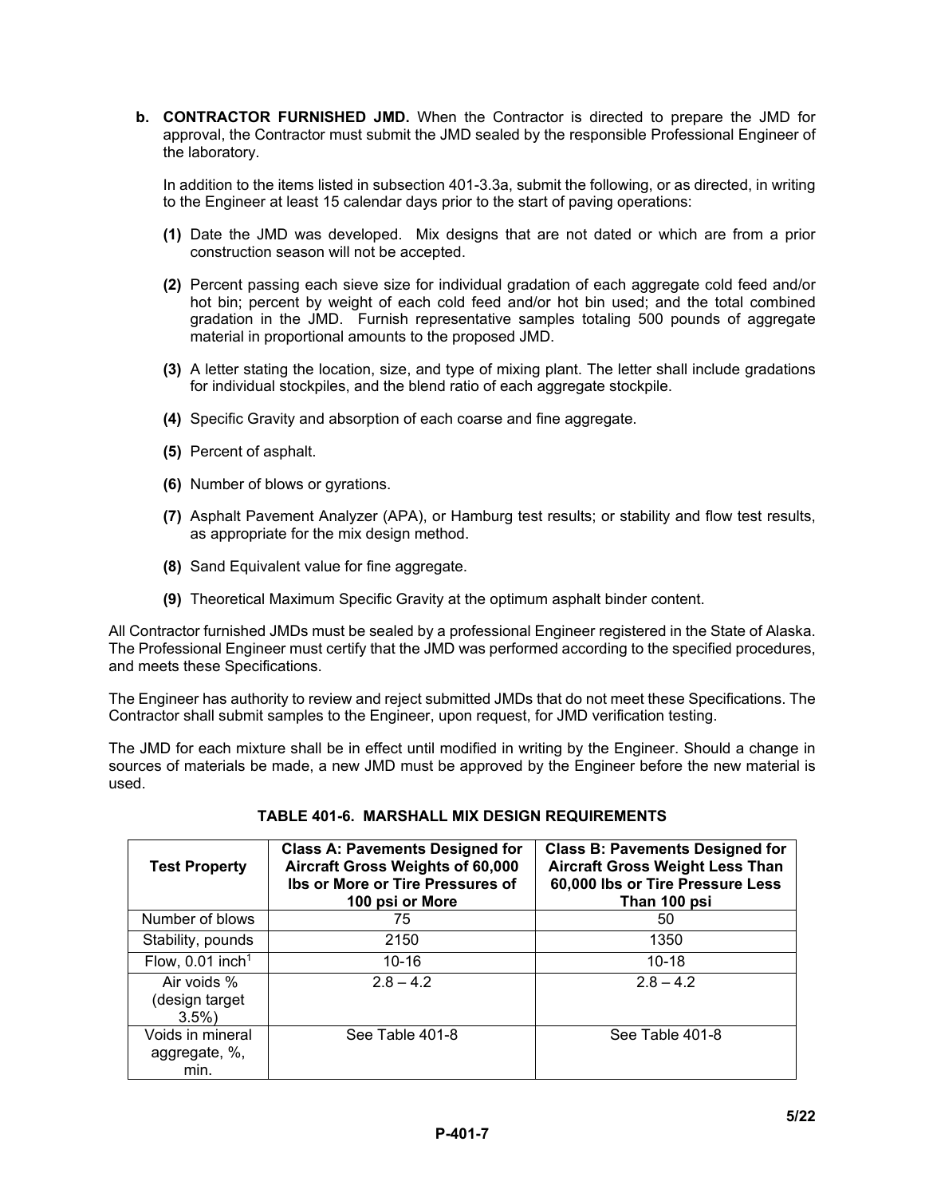**b. CONTRACTOR FURNISHED JMD.** When the Contractor is directed to prepare the JMD for approval, the Contractor must submit the JMD sealed by the responsible Professional Engineer of the laboratory.

In addition to the items listed in subsection 401-3.3a, submit the following, or as directed, in writing to the Engineer at least 15 calendar days prior to the start of paving operations:

**(1)** Date the JMD was developed. Mix designs that are not dated or which are from a prior construction season will not be accepted.

**(2)** Percent passing each sieve size for individual gradation of each aggregate cold feed and/or hot bin; percent by weight of each cold feed and/or hot bin used; and the total combined gradation in the JMD. Furnish representative samples totaling 500 pounds of aggregate material in proportional amounts to the proposed JMD.

**(3)** A letter stating the location, size, and type of mixing plant. The letter shall include gradations for individual stockpiles, and the blend ratio of each aggregate stockpile.

**(4)** Specific Gravity and absorption of each coarse and fine aggregate.

**(5)** Percent of asphalt.

**(6)** Number of blows or gyrations.

**(7)** Asphalt Pavement Analyzer (APA), or Hamburg test results; or stability and flow test results, as appropriate for the mix design method.

**(8)** Sand Equivalent value for fine aggregate.

**(9)** Theoretical Maximum Specific Gravity at the optimum asphalt binder content.

All Contractor furnished JMDs must be sealed by a professional Engineer registered in the State of Alaska. The Professional Engineer must certify that the JMD was performed according to the specified procedures, and meets these Specifications.

The Engineer has authority to review and reject submitted JMDs that do not meet these Specifications. The Contractor shall submit samples to the Engineer, upon request, for JMD verification testing.

The JMD for each mixture shall be in effect until modified in writing by the Engineer. Should a change in sources of materials be made, a new JMD must be approved by the Engineer before the new material is used.

**TABLE 401-6. MARSHALL MIX DESIGN REQUIREMENTS**

| Test Property | Class A: Pavements Designed for Aircraft Gross Weights of 60,000 lbs or More or Tire Pressures of 100 psi or More | Class B: Pavements Designed for Aircraft Gross Weight Less Than 60,000 lbs or Tire Pressure Less Than 100 psi |
|---|---|---|
| Number of blows | 75 | 50 |
| Stability, pounds | 2150 | 1350 |
| Flow, 0.01 inch[1] | 10-16 | 10-18 |
| Air voids % (design target 3.5%) | 2.8 – 4.2 | 2.8 – 4.2 |
| Voids in mineral aggregate, %, min. | See Table 401-8 | See Table 401-8 |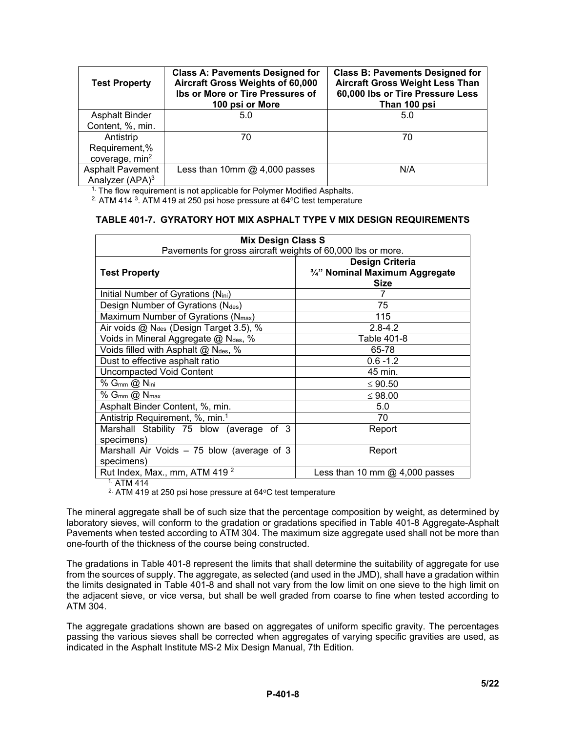| Test Property | Class A: Pavements Designed for Aircraft Gross Weights of 60,000 lbs or More or Tire Pressures of 100 psi or More | Class B: Pavements Designed for Aircraft Gross Weight Less Than 60,000 lbs or Tire Pressure Less Than 100 psi |
|---|---|---|
| Asphalt Binder Content, %, min. | 5.0 | 5.0 |
| Antistrip Requirement,% coverage, min[2] | 70 | 70 |
| Asphalt Pavement Analyzer (APA)[3] | Less than 10mm @ 4,000 passes | N/A |

[1.] The flow requirement is not applicable for Polymer Modified Asphalts.
[2.] ATM 414 [3]. ATM 419 at 250 psi hose pressure at 64°C test temperature

**TABLE 401-7. GYRATORY HOT MIX ASPHALT TYPE V MIX DESIGN REQUIREMENTS**

| Mix Design Class S<br>Pavements for gross aircraft weights of 60,000 lbs or more. | |
|---|---|
| **Test Property** | **Design Criteria<br>¾" Nominal Maximum Aggregate Size** |
| Initial Number of Gyrations ($N_{ini}$) | 7 |
| Design Number of Gyrations ($N_{des}$) | 75 |
| Maximum Number of Gyrations ($N_{max}$) | 115 |
| Air voids @ $N_{des}$ (Design Target 3.5), % | 2.8-4.2 |
| Voids in Mineral Aggregate @ $N_{des}$, % | Table 401-8 |
| Voids filled with Asphalt @ $N_{des}$, % | 65-78 |
| Dust to effective asphalt ratio | 0.6 -1.2 |
| Uncompacted Void Content | 45 min. |
| % $G_{mm}$ @ $N_{ini}$ | ≤ 90.50 |
| % $G_{mm}$ @ $N_{max}$ | ≤ 98.00 |
| Asphalt Binder Content, %, min. | 5.0 |
| Antistrip Requirement, %, min.[1] | 70 |
| Marshall Stability 75 blow (average of 3 specimens) | Report |
| Marshall Air Voids – 75 blow (average of 3 specimens) | Report |
| Rut Index, Max., mm, ATM 419 [2] | Less than 10 mm @ 4,000 passes |

[1.] ATM 414
[2.] ATM 419 at 250 psi hose pressure at 64°C test temperature

The mineral aggregate shall be of such size that the percentage composition by weight, as determined by laboratory sieves, will conform to the gradation or gradations specified in Table 401-8 Aggregate-Asphalt Pavements when tested according to ATM 304. The maximum size aggregate used shall not be more than one-fourth of the thickness of the course being constructed.

The gradations in Table 401-8 represent the limits that shall determine the suitability of aggregate for use from the sources of supply. The aggregate, as selected (and used in the JMD), shall have a gradation within the limits designated in Table 401-8 and shall not vary from the low limit on one sieve to the high limit on the adjacent sieve, or vice versa, but shall be well graded from coarse to fine when tested according to ATM 304.

The aggregate gradations shown are based on aggregates of uniform specific gravity. The percentages passing the various sieves shall be corrected when aggregates of varying specific gravities are used, as indicated in the Asphalt Institute MS-2 Mix Design Manual, 7th Edition.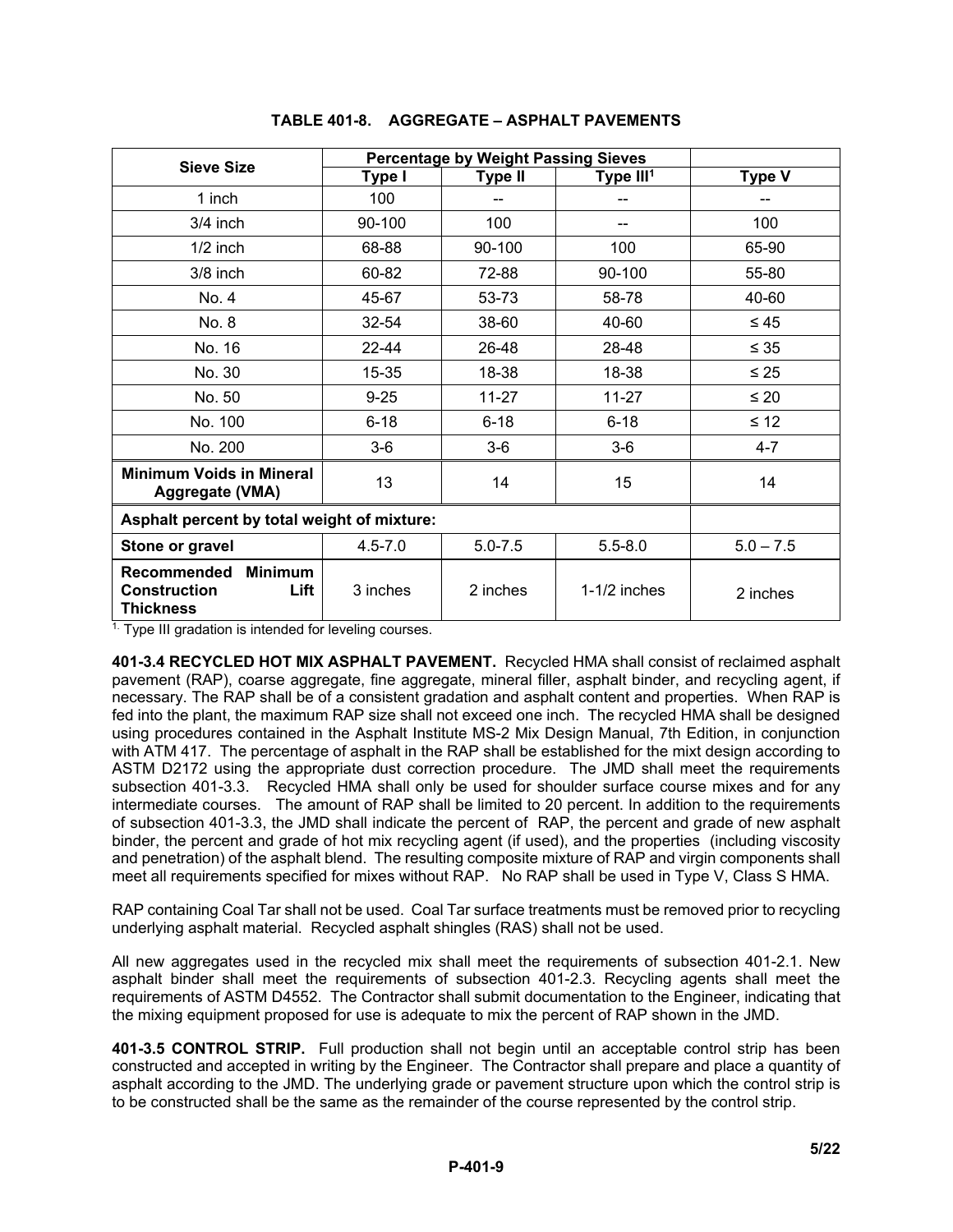**TABLE 401-8. AGGREGATE – ASPHALT PAVEMENTS**

| Sieve Size | Percentage by Weight Passing Sieves | | | |
|---|---|---|---|---|
| | Type I | Type II | Type III[1] | Type V |
| 1 inch | 100 | -- | -- | -- |
| 3/4 inch | 90-100 | 100 | -- | 100 |
| 1/2 inch | 68-88 | 90-100 | 100 | 65-90 |
| 3/8 inch | 60-82 | 72-88 | 90-100 | 55-80 |
| No. 4 | 45-67 | 53-73 | 58-78 | 40-60 |
| No. 8 | 32-54 | 38-60 | 40-60 | ≤ 45 |
| No. 16 | 22-44 | 26-48 | 28-48 | ≤ 35 |
| No. 30 | 15-35 | 18-38 | 18-38 | ≤ 25 |
| No. 50 | 9-25 | 11-27 | 11-27 | ≤ 20 |
| No. 100 | 6-18 | 6-18 | 6-18 | ≤ 12 |
| No. 200 | 3-6 | 3-6 | 3-6 | 4-7 |
| **Minimum Voids in Mineral Aggregate (VMA)** | 13 | 14 | 15 | 14 |
| **Asphalt percent by total weight of mixture:** | | | | |
| **Stone or gravel** | 4.5-7.0 | 5.0-7.5 | 5.5-8.0 | 5.0 – 7.5 |
| **Recommended Minimum Construction Lift Thickness** | 3 inches | 2 inches | 1-1/2 inches | 2 inches |

[1] Type III gradation is intended for leveling courses.

**401-3.4 RECYCLED HOT MIX ASPHALT PAVEMENT.** Recycled HMA shall consist of reclaimed asphalt pavement (RAP), coarse aggregate, fine aggregate, mineral filler, asphalt binder, and recycling agent, if necessary. The RAP shall be of a consistent gradation and asphalt content and properties. When RAP is fed into the plant, the maximum RAP size shall not exceed one inch. The recycled HMA shall be designed using procedures contained in the Asphalt Institute MS-2 Mix Design Manual, 7th Edition, in conjunction with ATM 417. The percentage of asphalt in the RAP shall be established for the mixt design according to ASTM D2172 using the appropriate dust correction procedure. The JMD shall meet the requirements subsection 401-3.3. Recycled HMA shall only be used for shoulder surface course mixes and for any intermediate courses. The amount of RAP shall be limited to 20 percent. In addition to the requirements of subsection 401-3.3, the JMD shall indicate the percent of RAP, the percent and grade of new asphalt binder, the percent and grade of hot mix recycling agent (if used), and the properties (including viscosity and penetration) of the asphalt blend. The resulting composite mixture of RAP and virgin components shall meet all requirements specified for mixes without RAP. No RAP shall be used in Type V, Class S HMA.

RAP containing Coal Tar shall not be used. Coal Tar surface treatments must be removed prior to recycling underlying asphalt material. Recycled asphalt shingles (RAS) shall not be used.

All new aggregates used in the recycled mix shall meet the requirements of subsection 401-2.1. New asphalt binder shall meet the requirements of subsection 401-2.3. Recycling agents shall meet the requirements of ASTM D4552. The Contractor shall submit documentation to the Engineer, indicating that the mixing equipment proposed for use is adequate to mix the percent of RAP shown in the JMD.

**401-3.5 CONTROL STRIP.** Full production shall not begin until an acceptable control strip has been constructed and accepted in writing by the Engineer. The Contractor shall prepare and place a quantity of asphalt according to the JMD. The underlying grade or pavement structure upon which the control strip is to be constructed shall be the same as the remainder of the course represented by the control strip.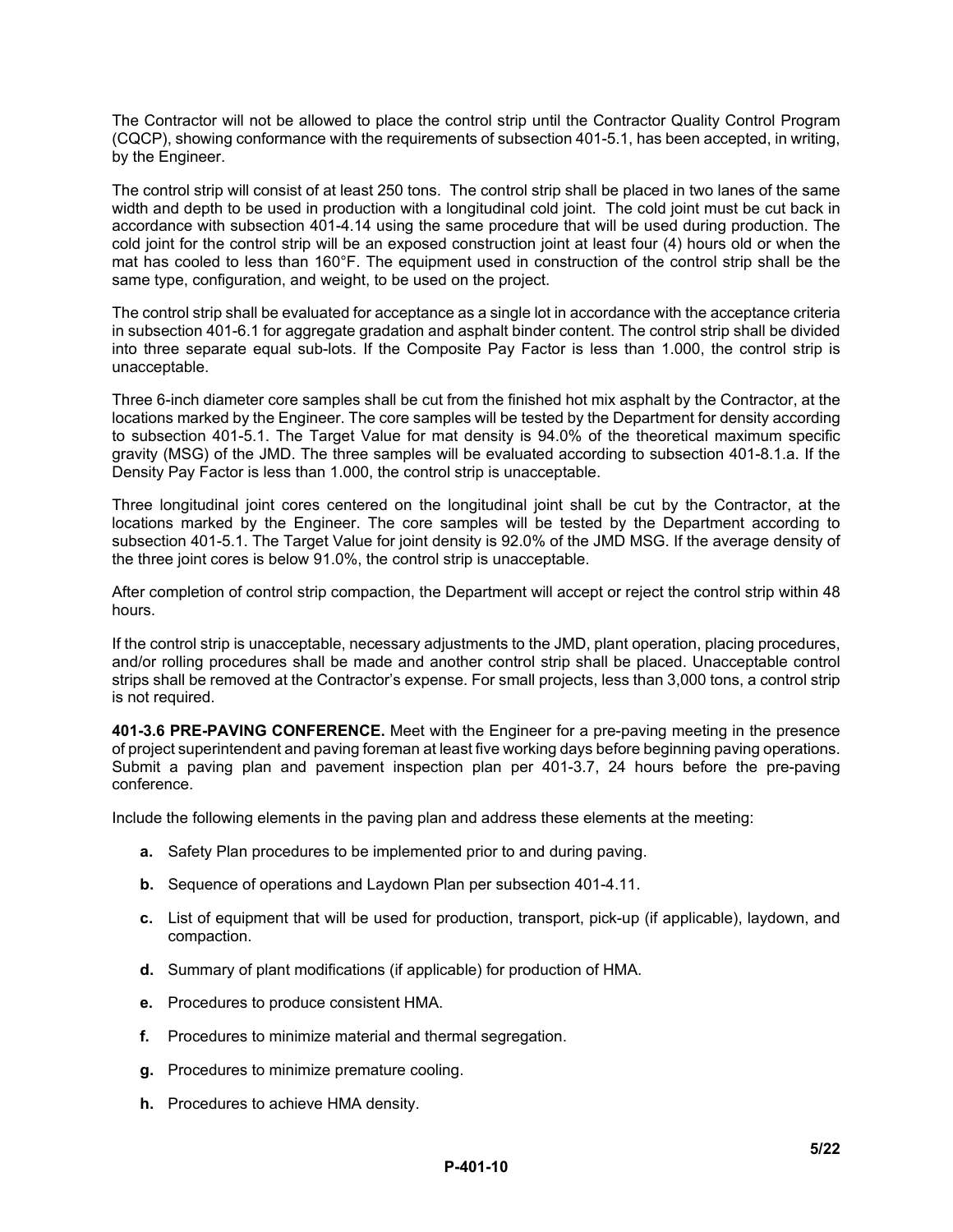The Contractor will not be allowed to place the control strip until the Contractor Quality Control Program (CQCP), showing conformance with the requirements of subsection 401-5.1, has been accepted, in writing, by the Engineer.

The control strip will consist of at least 250 tons. The control strip shall be placed in two lanes of the same width and depth to be used in production with a longitudinal cold joint. The cold joint must be cut back in accordance with subsection 401-4.14 using the same procedure that will be used during production. The cold joint for the control strip will be an exposed construction joint at least four (4) hours old or when the mat has cooled to less than 160°F. The equipment used in construction of the control strip shall be the same type, configuration, and weight, to be used on the project.

The control strip shall be evaluated for acceptance as a single lot in accordance with the acceptance criteria in subsection 401-6.1 for aggregate gradation and asphalt binder content. The control strip shall be divided into three separate equal sub-lots. If the Composite Pay Factor is less than 1.000, the control strip is unacceptable.

Three 6-inch diameter core samples shall be cut from the finished hot mix asphalt by the Contractor, at the locations marked by the Engineer. The core samples will be tested by the Department for density according to subsection 401-5.1. The Target Value for mat density is 94.0% of the theoretical maximum specific gravity (MSG) of the JMD. The three samples will be evaluated according to subsection 401-8.1.a. If the Density Pay Factor is less than 1.000, the control strip is unacceptable.

Three longitudinal joint cores centered on the longitudinal joint shall be cut by the Contractor, at the locations marked by the Engineer. The core samples will be tested by the Department according to subsection 401-5.1. The Target Value for joint density is 92.0% of the JMD MSG. If the average density of the three joint cores is below 91.0%, the control strip is unacceptable.

After completion of control strip compaction, the Department will accept or reject the control strip within 48 hours.

If the control strip is unacceptable, necessary adjustments to the JMD, plant operation, placing procedures, and/or rolling procedures shall be made and another control strip shall be placed. Unacceptable control strips shall be removed at the Contractor's expense. For small projects, less than 3,000 tons, a control strip is not required.

**401-3.6 PRE-PAVING CONFERENCE.** Meet with the Engineer for a pre-paving meeting in the presence of project superintendent and paving foreman at least five working days before beginning paving operations. Submit a paving plan and pavement inspection plan per 401-3.7, 24 hours before the pre-paving conference.

Include the following elements in the paving plan and address these elements at the meeting:

- **a.** Safety Plan procedures to be implemented prior to and during paving.
- **b.** Sequence of operations and Laydown Plan per subsection 401-4.11.
- **c.** List of equipment that will be used for production, transport, pick-up (if applicable), laydown, and compaction.
- **d.** Summary of plant modifications (if applicable) for production of HMA.
- **e.** Procedures to produce consistent HMA.
- **f.** Procedures to minimize material and thermal segregation.
- **g.** Procedures to minimize premature cooling.
- **h.** Procedures to achieve HMA density.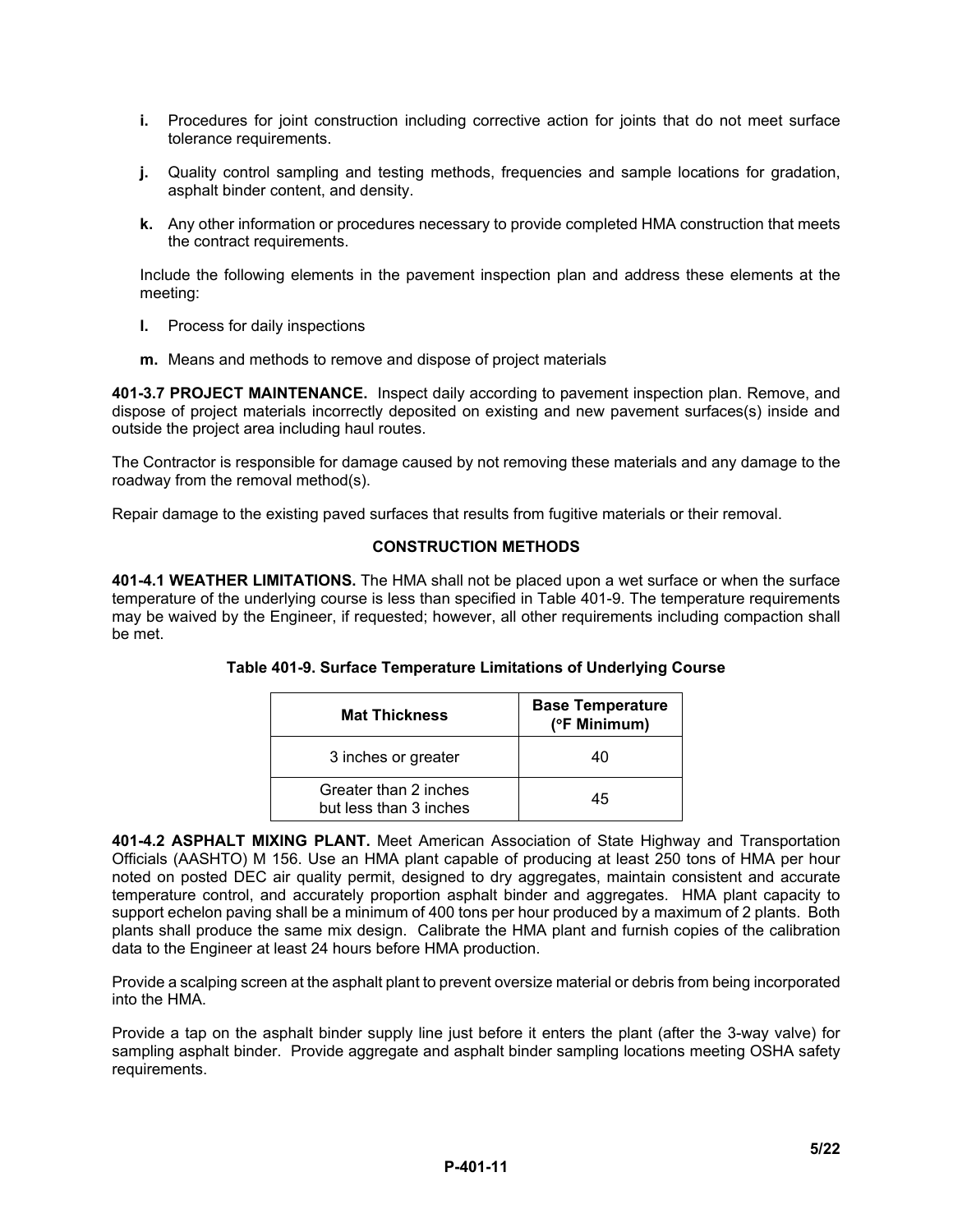**i.** Procedures for joint construction including corrective action for joints that do not meet surface tolerance requirements.

**j.** Quality control sampling and testing methods, frequencies and sample locations for gradation, asphalt binder content, and density.

**k.** Any other information or procedures necessary to provide completed HMA construction that meets the contract requirements.

Include the following elements in the pavement inspection plan and address these elements at the meeting:

**l.** Process for daily inspections

**m.** Means and methods to remove and dispose of project materials

**401-3.7 PROJECT MAINTENANCE.** Inspect daily according to pavement inspection plan. Remove, and dispose of project materials incorrectly deposited on existing and new pavement surfaces(s) inside and outside the project area including haul routes.

The Contractor is responsible for damage caused by not removing these materials and any damage to the roadway from the removal method(s).

Repair damage to the existing paved surfaces that results from fugitive materials or their removal.

## CONSTRUCTION METHODS

**401-4.1 WEATHER LIMITATIONS.** The HMA shall not be placed upon a wet surface or when the surface temperature of the underlying course is less than specified in Table 401-9. The temperature requirements may be waived by the Engineer, if requested; however, all other requirements including compaction shall be met.

**Table 401-9. Surface Temperature Limitations of Underlying Course**

| Mat Thickness | Base Temperature (°F Minimum) |
|---|---|
| 3 inches or greater | 40 |
| Greater than 2 inches but less than 3 inches | 45 |

**401-4.2 ASPHALT MIXING PLANT.** Meet American Association of State Highway and Transportation Officials (AASHTO) M 156. Use an HMA plant capable of producing at least 250 tons of HMA per hour noted on posted DEC air quality permit, designed to dry aggregates, maintain consistent and accurate temperature control, and accurately proportion asphalt binder and aggregates. HMA plant capacity to support echelon paving shall be a minimum of 400 tons per hour produced by a maximum of 2 plants. Both plants shall produce the same mix design. Calibrate the HMA plant and furnish copies of the calibration data to the Engineer at least 24 hours before HMA production.

Provide a scalping screen at the asphalt plant to prevent oversize material or debris from being incorporated into the HMA.

Provide a tap on the asphalt binder supply line just before it enters the plant (after the 3-way valve) for sampling asphalt binder. Provide aggregate and asphalt binder sampling locations meeting OSHA safety requirements.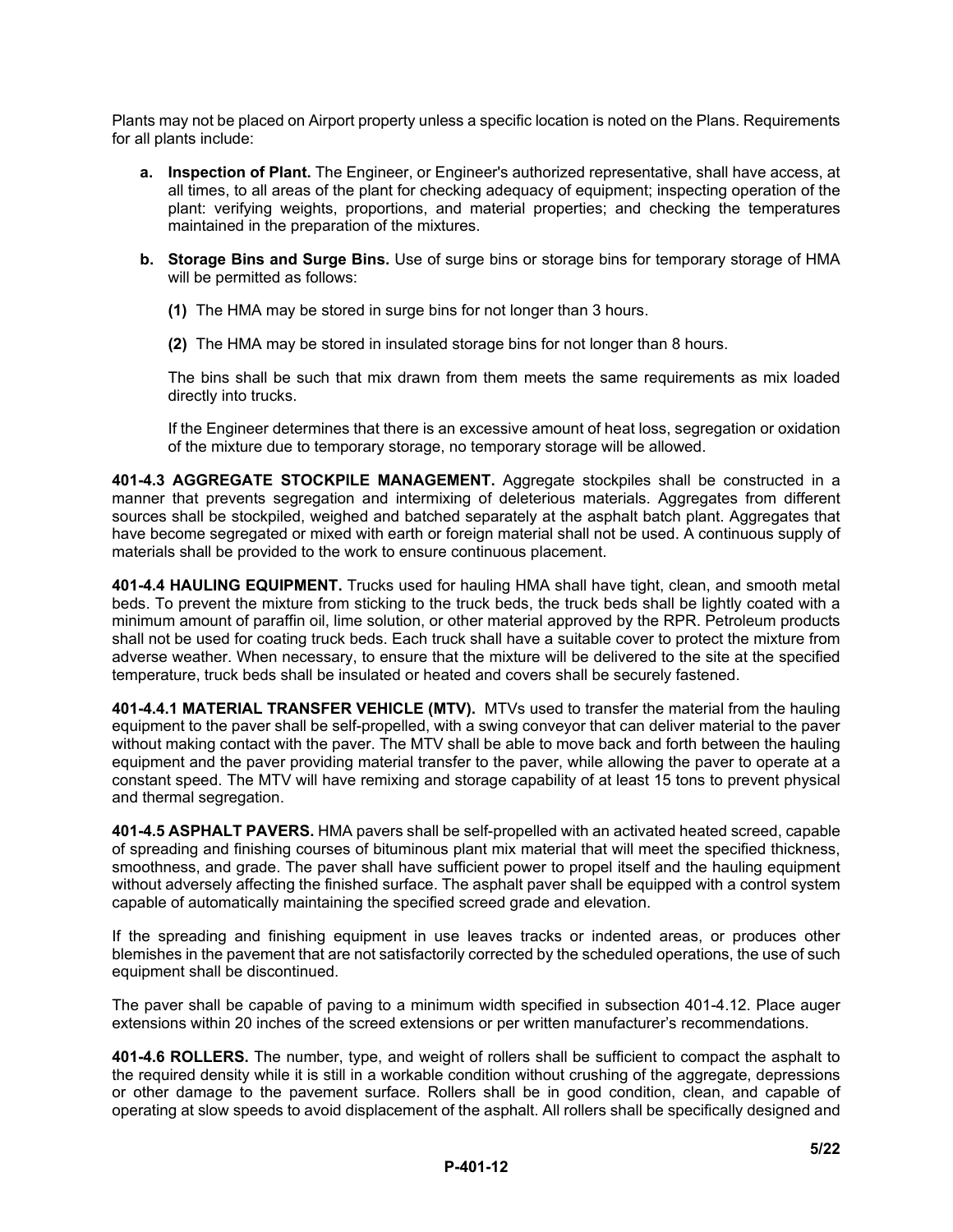Plants may not be placed on Airport property unless a specific location is noted on the Plans. Requirements for all plants include:

**a. Inspection of Plant.** The Engineer, or Engineer's authorized representative, shall have access, at all times, to all areas of the plant for checking adequacy of equipment; inspecting operation of the plant: verifying weights, proportions, and material properties; and checking the temperatures maintained in the preparation of the mixtures.

**b. Storage Bins and Surge Bins.** Use of surge bins or storage bins for temporary storage of HMA will be permitted as follows:

**(1)** The HMA may be stored in surge bins for not longer than 3 hours.

**(2)** The HMA may be stored in insulated storage bins for not longer than 8 hours.

The bins shall be such that mix drawn from them meets the same requirements as mix loaded directly into trucks.

If the Engineer determines that there is an excessive amount of heat loss, segregation or oxidation of the mixture due to temporary storage, no temporary storage will be allowed.

**401-4.3 AGGREGATE STOCKPILE MANAGEMENT.** Aggregate stockpiles shall be constructed in a manner that prevents segregation and intermixing of deleterious materials. Aggregates from different sources shall be stockpiled, weighed and batched separately at the asphalt batch plant. Aggregates that have become segregated or mixed with earth or foreign material shall not be used. A continuous supply of materials shall be provided to the work to ensure continuous placement.

**401-4.4 HAULING EQUIPMENT.** Trucks used for hauling HMA shall have tight, clean, and smooth metal beds. To prevent the mixture from sticking to the truck beds, the truck beds shall be lightly coated with a minimum amount of paraffin oil, lime solution, or other material approved by the RPR. Petroleum products shall not be used for coating truck beds. Each truck shall have a suitable cover to protect the mixture from adverse weather. When necessary, to ensure that the mixture will be delivered to the site at the specified temperature, truck beds shall be insulated or heated and covers shall be securely fastened.

**401-4.4.1 MATERIAL TRANSFER VEHICLE (MTV).** MTVs used to transfer the material from the hauling equipment to the paver shall be self-propelled, with a swing conveyor that can deliver material to the paver without making contact with the paver. The MTV shall be able to move back and forth between the hauling equipment and the paver providing material transfer to the paver, while allowing the paver to operate at a constant speed. The MTV will have remixing and storage capability of at least 15 tons to prevent physical and thermal segregation.

**401-4.5 ASPHALT PAVERS.** HMA pavers shall be self-propelled with an activated heated screed, capable of spreading and finishing courses of bituminous plant mix material that will meet the specified thickness, smoothness, and grade. The paver shall have sufficient power to propel itself and the hauling equipment without adversely affecting the finished surface. The asphalt paver shall be equipped with a control system capable of automatically maintaining the specified screed grade and elevation.

If the spreading and finishing equipment in use leaves tracks or indented areas, or produces other blemishes in the pavement that are not satisfactorily corrected by the scheduled operations, the use of such equipment shall be discontinued.

The paver shall be capable of paving to a minimum width specified in subsection 401-4.12. Place auger extensions within 20 inches of the screed extensions or per written manufacturer's recommendations.

**401-4.6 ROLLERS.** The number, type, and weight of rollers shall be sufficient to compact the asphalt to the required density while it is still in a workable condition without crushing of the aggregate, depressions or other damage to the pavement surface. Rollers shall be in good condition, clean, and capable of operating at slow speeds to avoid displacement of the asphalt. All rollers shall be specifically designed and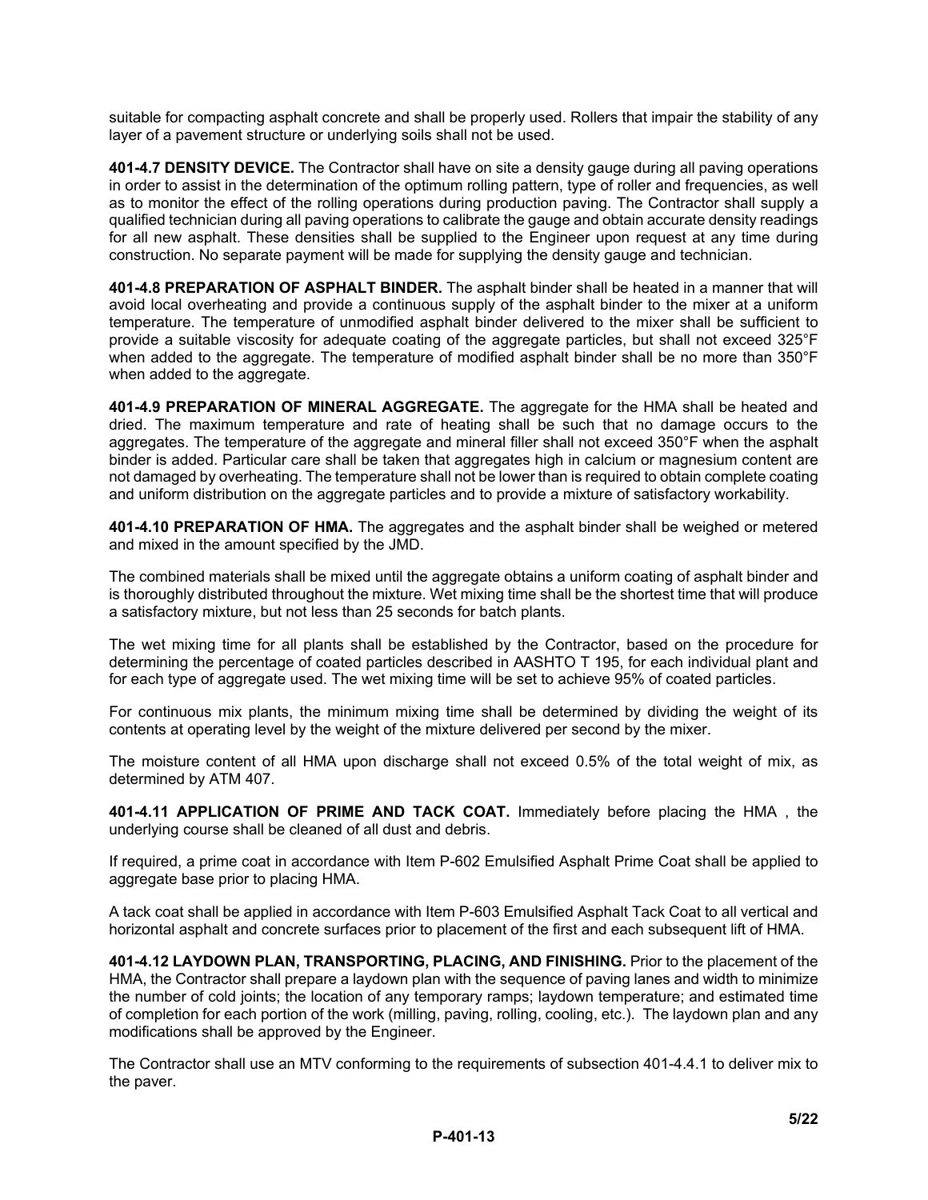suitable for compacting asphalt concrete and shall be properly used. Rollers that impair the stability of any layer of a pavement structure or underlying soils shall not be used.

**401-4.7 DENSITY DEVICE.** The Contractor shall have on site a density gauge during all paving operations in order to assist in the determination of the optimum rolling pattern, type of roller and frequencies, as well as to monitor the effect of the rolling operations during production paving. The Contractor shall supply a qualified technician during all paving operations to calibrate the gauge and obtain accurate density readings for all new asphalt. These densities shall be supplied to the Engineer upon request at any time during construction. No separate payment will be made for supplying the density gauge and technician.

**401-4.8 PREPARATION OF ASPHALT BINDER.** The asphalt binder shall be heated in a manner that will avoid local overheating and provide a continuous supply of the asphalt binder to the mixer at a uniform temperature. The temperature of unmodified asphalt binder delivered to the mixer shall be sufficient to provide a suitable viscosity for adequate coating of the aggregate particles, but shall not exceed 325°F when added to the aggregate. The temperature of modified asphalt binder shall be no more than 350°F when added to the aggregate.

**401-4.9 PREPARATION OF MINERAL AGGREGATE.** The aggregate for the HMA shall be heated and dried. The maximum temperature and rate of heating shall be such that no damage occurs to the aggregates. The temperature of the aggregate and mineral filler shall not exceed 350°F when the asphalt binder is added. Particular care shall be taken that aggregates high in calcium or magnesium content are not damaged by overheating. The temperature shall not be lower than is required to obtain complete coating and uniform distribution on the aggregate particles and to provide a mixture of satisfactory workability.

**401-4.10 PREPARATION OF HMA.** The aggregates and the asphalt binder shall be weighed or metered and mixed in the amount specified by the JMD.

The combined materials shall be mixed until the aggregate obtains a uniform coating of asphalt binder and is thoroughly distributed throughout the mixture. Wet mixing time shall be the shortest time that will produce a satisfactory mixture, but not less than 25 seconds for batch plants.

The wet mixing time for all plants shall be established by the Contractor, based on the procedure for determining the percentage of coated particles described in AASHTO T 195, for each individual plant and for each type of aggregate used. The wet mixing time will be set to achieve 95% of coated particles.

For continuous mix plants, the minimum mixing time shall be determined by dividing the weight of its contents at operating level by the weight of the mixture delivered per second by the mixer.

The moisture content of all HMA upon discharge shall not exceed 0.5% of the total weight of mix, as determined by ATM 407.

**401-4.11 APPLICATION OF PRIME AND TACK COAT.** Immediately before placing the HMA , the underlying course shall be cleaned of all dust and debris.

If required, a prime coat in accordance with Item P-602 Emulsified Asphalt Prime Coat shall be applied to aggregate base prior to placing HMA.

A tack coat shall be applied in accordance with Item P-603 Emulsified Asphalt Tack Coat to all vertical and horizontal asphalt and concrete surfaces prior to placement of the first and each subsequent lift of HMA.

**401-4.12 LAYDOWN PLAN, TRANSPORTING, PLACING, AND FINISHING.** Prior to the placement of the HMA, the Contractor shall prepare a laydown plan with the sequence of paving lanes and width to minimize the number of cold joints; the location of any temporary ramps; laydown temperature; and estimated time of completion for each portion of the work (milling, paving, rolling, cooling, etc.). The laydown plan and any modifications shall be approved by the Engineer.

The Contractor shall use an MTV conforming to the requirements of subsection 401-4.4.1 to deliver mix to the paver.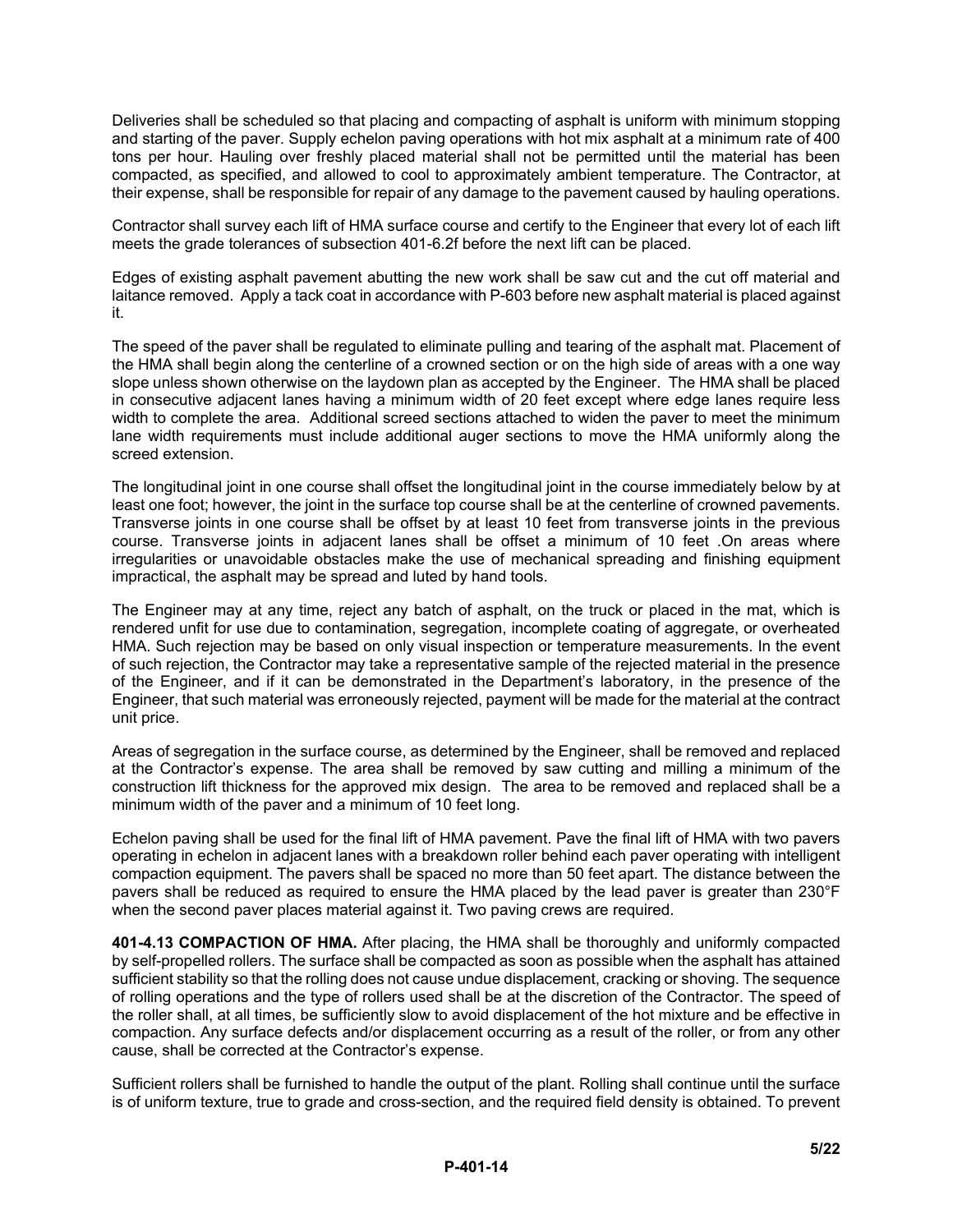Deliveries shall be scheduled so that placing and compacting of asphalt is uniform with minimum stopping and starting of the paver. Supply echelon paving operations with hot mix asphalt at a minimum rate of 400 tons per hour. Hauling over freshly placed material shall not be permitted until the material has been compacted, as specified, and allowed to cool to approximately ambient temperature. The Contractor, at their expense, shall be responsible for repair of any damage to the pavement caused by hauling operations.

Contractor shall survey each lift of HMA surface course and certify to the Engineer that every lot of each lift meets the grade tolerances of subsection 401-6.2f before the next lift can be placed.

Edges of existing asphalt pavement abutting the new work shall be saw cut and the cut off material and laitance removed. Apply a tack coat in accordance with P-603 before new asphalt material is placed against it.

The speed of the paver shall be regulated to eliminate pulling and tearing of the asphalt mat. Placement of the HMA shall begin along the centerline of a crowned section or on the high side of areas with a one way slope unless shown otherwise on the laydown plan as accepted by the Engineer. The HMA shall be placed in consecutive adjacent lanes having a minimum width of 20 feet except where edge lanes require less width to complete the area. Additional screed sections attached to widen the paver to meet the minimum lane width requirements must include additional auger sections to move the HMA uniformly along the screed extension.

The longitudinal joint in one course shall offset the longitudinal joint in the course immediately below by at least one foot; however, the joint in the surface top course shall be at the centerline of crowned pavements. Transverse joints in one course shall be offset by at least 10 feet from transverse joints in the previous course. Transverse joints in adjacent lanes shall be offset a minimum of 10 feet .On areas where irregularities or unavoidable obstacles make the use of mechanical spreading and finishing equipment impractical, the asphalt may be spread and luted by hand tools.

The Engineer may at any time, reject any batch of asphalt, on the truck or placed in the mat, which is rendered unfit for use due to contamination, segregation, incomplete coating of aggregate, or overheated HMA. Such rejection may be based on only visual inspection or temperature measurements. In the event of such rejection, the Contractor may take a representative sample of the rejected material in the presence of the Engineer, and if it can be demonstrated in the Department's laboratory, in the presence of the Engineer, that such material was erroneously rejected, payment will be made for the material at the contract unit price.

Areas of segregation in the surface course, as determined by the Engineer, shall be removed and replaced at the Contractor's expense. The area shall be removed by saw cutting and milling a minimum of the construction lift thickness for the approved mix design. The area to be removed and replaced shall be a minimum width of the paver and a minimum of 10 feet long.

Echelon paving shall be used for the final lift of HMA pavement. Pave the final lift of HMA with two pavers operating in echelon in adjacent lanes with a breakdown roller behind each paver operating with intelligent compaction equipment. The pavers shall be spaced no more than 50 feet apart. The distance between the pavers shall be reduced as required to ensure the HMA placed by the lead paver is greater than 230°F when the second paver places material against it. Two paving crews are required.

**401-4.13 COMPACTION OF HMA.** After placing, the HMA shall be thoroughly and uniformly compacted by self-propelled rollers. The surface shall be compacted as soon as possible when the asphalt has attained sufficient stability so that the rolling does not cause undue displacement, cracking or shoving. The sequence of rolling operations and the type of rollers used shall be at the discretion of the Contractor. The speed of the roller shall, at all times, be sufficiently slow to avoid displacement of the hot mixture and be effective in compaction. Any surface defects and/or displacement occurring as a result of the roller, or from any other cause, shall be corrected at the Contractor's expense.

Sufficient rollers shall be furnished to handle the output of the plant. Rolling shall continue until the surface is of uniform texture, true to grade and cross-section, and the required field density is obtained. To prevent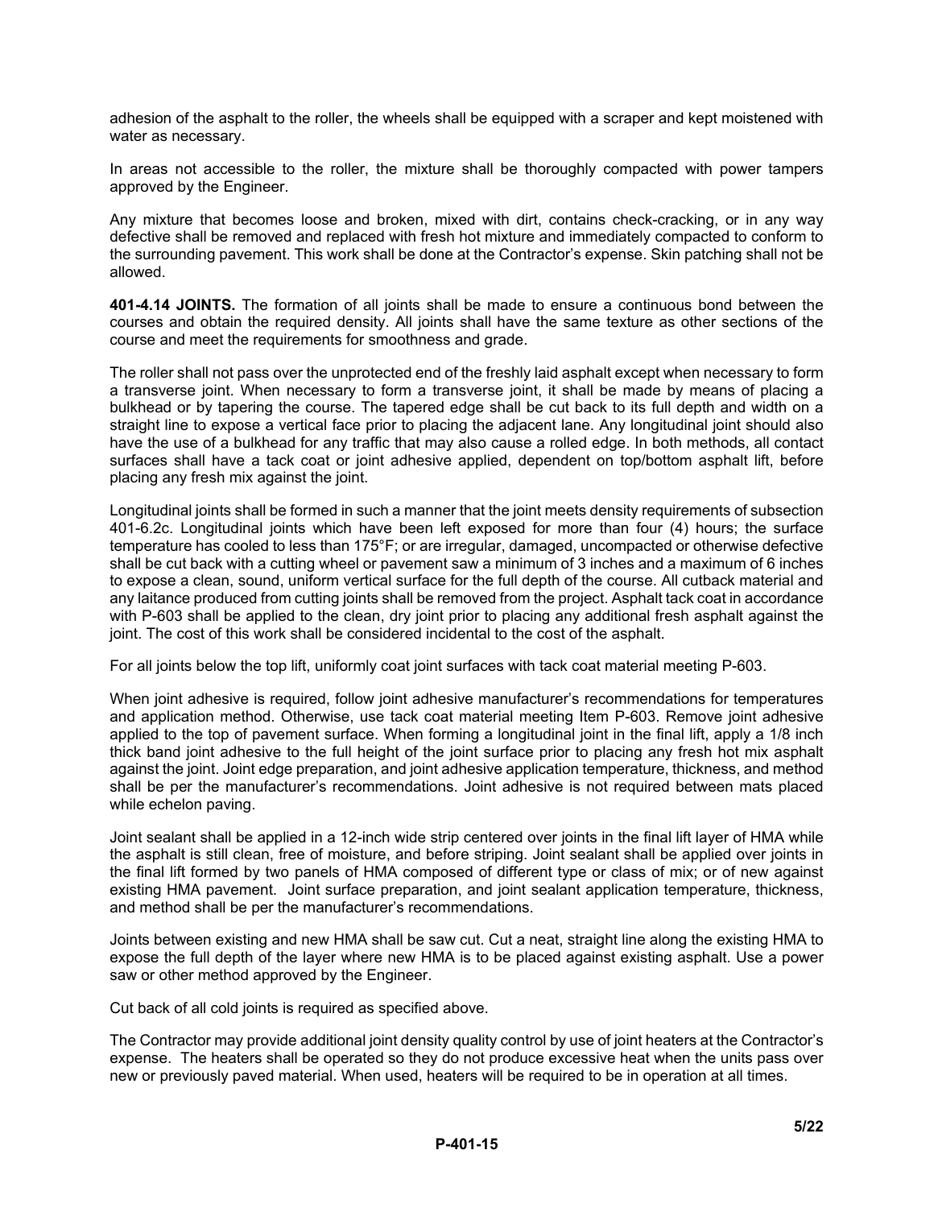adhesion of the asphalt to the roller, the wheels shall be equipped with a scraper and kept moistened with water as necessary.

In areas not accessible to the roller, the mixture shall be thoroughly compacted with power tampers approved by the Engineer.

Any mixture that becomes loose and broken, mixed with dirt, contains check-cracking, or in any way defective shall be removed and replaced with fresh hot mixture and immediately compacted to conform to the surrounding pavement. This work shall be done at the Contractor's expense. Skin patching shall not be allowed.

**401-4.14 JOINTS.** The formation of all joints shall be made to ensure a continuous bond between the courses and obtain the required density. All joints shall have the same texture as other sections of the course and meet the requirements for smoothness and grade.

The roller shall not pass over the unprotected end of the freshly laid asphalt except when necessary to form a transverse joint. When necessary to form a transverse joint, it shall be made by means of placing a bulkhead or by tapering the course. The tapered edge shall be cut back to its full depth and width on a straight line to expose a vertical face prior to placing the adjacent lane. Any longitudinal joint should also have the use of a bulkhead for any traffic that may also cause a rolled edge. In both methods, all contact surfaces shall have a tack coat or joint adhesive applied, dependent on top/bottom asphalt lift, before placing any fresh mix against the joint.

Longitudinal joints shall be formed in such a manner that the joint meets density requirements of subsection 401-6.2c. Longitudinal joints which have been left exposed for more than four (4) hours; the surface temperature has cooled to less than 175°F; or are irregular, damaged, uncompacted or otherwise defective shall be cut back with a cutting wheel or pavement saw a minimum of 3 inches and a maximum of 6 inches to expose a clean, sound, uniform vertical surface for the full depth of the course. All cutback material and any laitance produced from cutting joints shall be removed from the project. Asphalt tack coat in accordance with P-603 shall be applied to the clean, dry joint prior to placing any additional fresh asphalt against the joint. The cost of this work shall be considered incidental to the cost of the asphalt.

For all joints below the top lift, uniformly coat joint surfaces with tack coat material meeting P-603.

When joint adhesive is required, follow joint adhesive manufacturer's recommendations for temperatures and application method. Otherwise, use tack coat material meeting Item P-603. Remove joint adhesive applied to the top of pavement surface. When forming a longitudinal joint in the final lift, apply a 1/8 inch thick band joint adhesive to the full height of the joint surface prior to placing any fresh hot mix asphalt against the joint. Joint edge preparation, and joint adhesive application temperature, thickness, and method shall be per the manufacturer's recommendations. Joint adhesive is not required between mats placed while echelon paving.

Joint sealant shall be applied in a 12-inch wide strip centered over joints in the final lift layer of HMA while the asphalt is still clean, free of moisture, and before striping. Joint sealant shall be applied over joints in the final lift formed by two panels of HMA composed of different type or class of mix; or of new against existing HMA pavement. Joint surface preparation, and joint sealant application temperature, thickness, and method shall be per the manufacturer's recommendations.

Joints between existing and new HMA shall be saw cut. Cut a neat, straight line along the existing HMA to expose the full depth of the layer where new HMA is to be placed against existing asphalt. Use a power saw or other method approved by the Engineer.

Cut back of all cold joints is required as specified above.

The Contractor may provide additional joint density quality control by use of joint heaters at the Contractor's expense. The heaters shall be operated so they do not produce excessive heat when the units pass over new or previously paved material. When used, heaters will be required to be in operation at all times.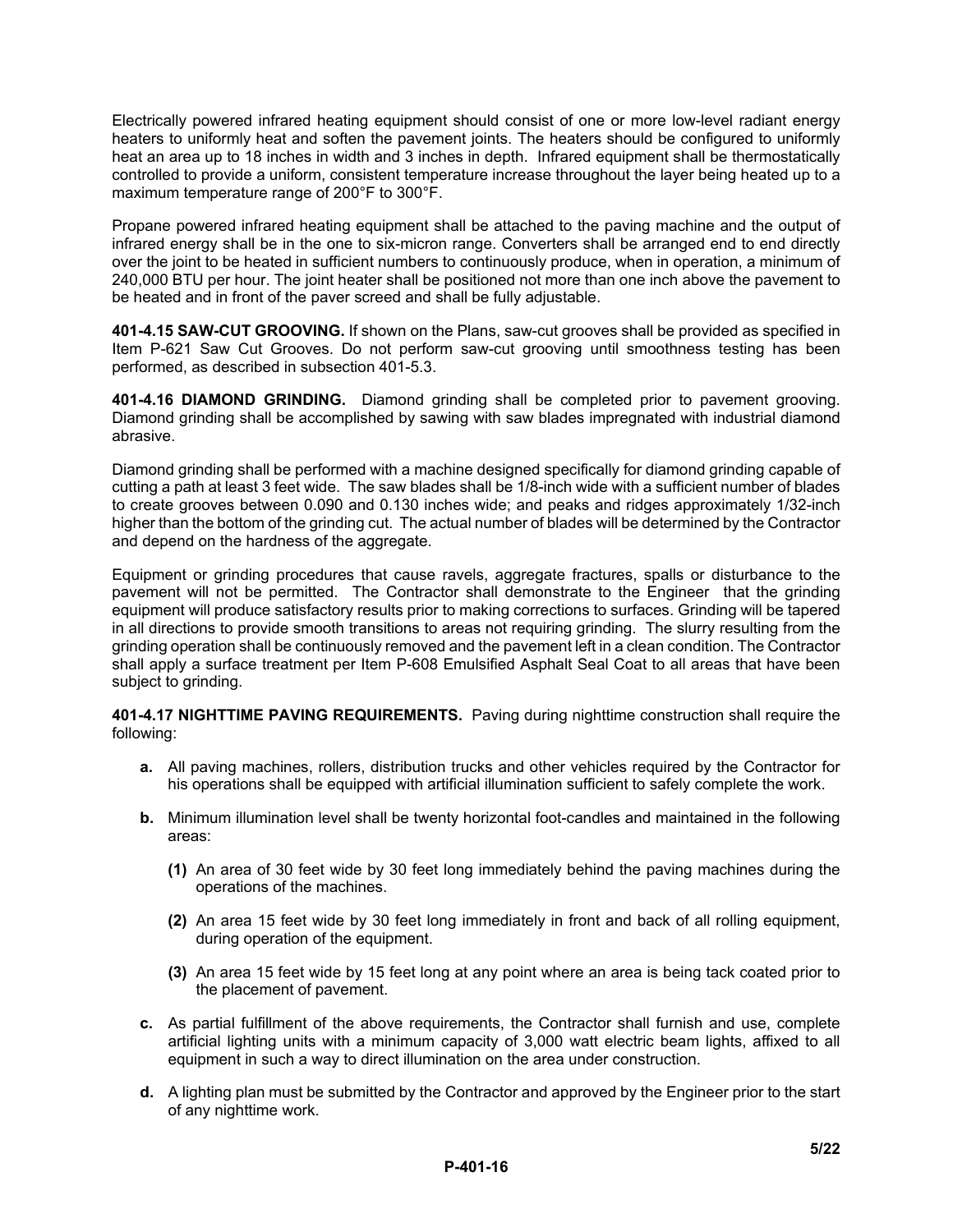Electrically powered infrared heating equipment should consist of one or more low-level radiant energy heaters to uniformly heat and soften the pavement joints. The heaters should be configured to uniformly heat an area up to 18 inches in width and 3 inches in depth. Infrared equipment shall be thermostatically controlled to provide a uniform, consistent temperature increase throughout the layer being heated up to a maximum temperature range of 200°F to 300°F.

Propane powered infrared heating equipment shall be attached to the paving machine and the output of infrared energy shall be in the one to six-micron range. Converters shall be arranged end to end directly over the joint to be heated in sufficient numbers to continuously produce, when in operation, a minimum of 240,000 BTU per hour. The joint heater shall be positioned not more than one inch above the pavement to be heated and in front of the paver screed and shall be fully adjustable.

**401-4.15 SAW-CUT GROOVING.** If shown on the Plans, saw-cut grooves shall be provided as specified in Item P-621 Saw Cut Grooves. Do not perform saw-cut grooving until smoothness testing has been performed, as described in subsection 401-5.3.

**401-4.16 DIAMOND GRINDING.** Diamond grinding shall be completed prior to pavement grooving. Diamond grinding shall be accomplished by sawing with saw blades impregnated with industrial diamond abrasive.

Diamond grinding shall be performed with a machine designed specifically for diamond grinding capable of cutting a path at least 3 feet wide. The saw blades shall be 1/8-inch wide with a sufficient number of blades to create grooves between 0.090 and 0.130 inches wide; and peaks and ridges approximately 1/32-inch higher than the bottom of the grinding cut. The actual number of blades will be determined by the Contractor and depend on the hardness of the aggregate.

Equipment or grinding procedures that cause ravels, aggregate fractures, spalls or disturbance to the pavement will not be permitted. The Contractor shall demonstrate to the Engineer that the grinding equipment will produce satisfactory results prior to making corrections to surfaces. Grinding will be tapered in all directions to provide smooth transitions to areas not requiring grinding. The slurry resulting from the grinding operation shall be continuously removed and the pavement left in a clean condition. The Contractor shall apply a surface treatment per Item P-608 Emulsified Asphalt Seal Coat to all areas that have been subject to grinding.

**401-4.17 NIGHTTIME PAVING REQUIREMENTS.** Paving during nighttime construction shall require the following:

- **a.** All paving machines, rollers, distribution trucks and other vehicles required by the Contractor for his operations shall be equipped with artificial illumination sufficient to safely complete the work.
- **b.** Minimum illumination level shall be twenty horizontal foot-candles and maintained in the following areas:
  - **(1)** An area of 30 feet wide by 30 feet long immediately behind the paving machines during the operations of the machines.
  - **(2)** An area 15 feet wide by 30 feet long immediately in front and back of all rolling equipment, during operation of the equipment.
  - **(3)** An area 15 feet wide by 15 feet long at any point where an area is being tack coated prior to the placement of pavement.
- **c.** As partial fulfillment of the above requirements, the Contractor shall furnish and use, complete artificial lighting units with a minimum capacity of 3,000 watt electric beam lights, affixed to all equipment in such a way to direct illumination on the area under construction.
- **d.** A lighting plan must be submitted by the Contractor and approved by the Engineer prior to the start of any nighttime work.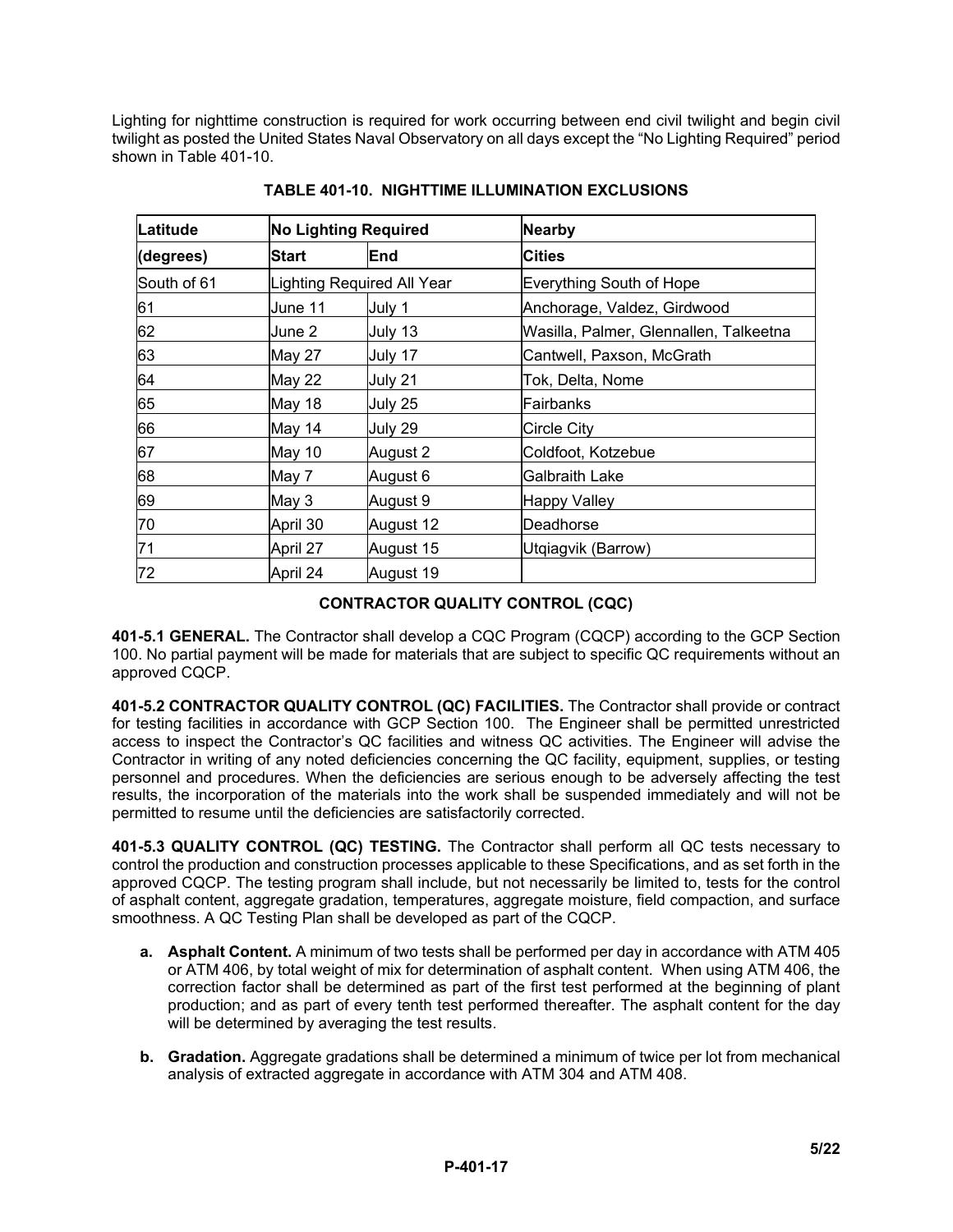Lighting for nighttime construction is required for work occurring between end civil twilight and begin civil twilight as posted the United States Naval Observatory on all days except the "No Lighting Required" period shown in Table 401-10.

**TABLE 401-10. NIGHTTIME ILLUMINATION EXCLUSIONS**

| Latitude (degrees) | No Lighting Required Start | No Lighting Required End | Nearby Cities |
|---|---|---|---|
| South of 61 | Lighting Required All Year | | Everything South of Hope |
| 61 | June 11 | July 1 | Anchorage, Valdez, Girdwood |
| 62 | June 2 | July 13 | Wasilla, Palmer, Glennallen, Talkeetna |
| 63 | May 27 | July 17 | Cantwell, Paxson, McGrath |
| 64 | May 22 | July 21 | Tok, Delta, Nome |
| 65 | May 18 | July 25 | Fairbanks |
| 66 | May 14 | July 29 | Circle City |
| 67 | May 10 | August 2 | Coldfoot, Kotzebue |
| 68 | May 7 | August 6 | Galbraith Lake |
| 69 | May 3 | August 9 | Happy Valley |
| 70 | April 30 | August 12 | Deadhorse |
| 71 | April 27 | August 15 | Utqiagvik (Barrow) |
| 72 | April 24 | August 19 | |

## CONTRACTOR QUALITY CONTROL (CQC)

**401-5.1 GENERAL.** The Contractor shall develop a CQC Program (CQCP) according to the GCP Section 100. No partial payment will be made for materials that are subject to specific QC requirements without an approved CQCP.

**401-5.2 CONTRACTOR QUALITY CONTROL (QC) FACILITIES.** The Contractor shall provide or contract for testing facilities in accordance with GCP Section 100. The Engineer shall be permitted unrestricted access to inspect the Contractor's QC facilities and witness QC activities. The Engineer will advise the Contractor in writing of any noted deficiencies concerning the QC facility, equipment, supplies, or testing personnel and procedures. When the deficiencies are serious enough to be adversely affecting the test results, the incorporation of the materials into the work shall be suspended immediately and will not be permitted to resume until the deficiencies are satisfactorily corrected.

**401-5.3 QUALITY CONTROL (QC) TESTING.** The Contractor shall perform all QC tests necessary to control the production and construction processes applicable to these Specifications, and as set forth in the approved CQCP. The testing program shall include, but not necessarily be limited to, tests for the control of asphalt content, aggregate gradation, temperatures, aggregate moisture, field compaction, and surface smoothness. A QC Testing Plan shall be developed as part of the CQCP.

- **a. Asphalt Content.** A minimum of two tests shall be performed per day in accordance with ATM 405 or ATM 406, by total weight of mix for determination of asphalt content. When using ATM 406, the correction factor shall be determined as part of the first test performed at the beginning of plant production; and as part of every tenth test performed thereafter. The asphalt content for the day will be determined by averaging the test results.

- **b. Gradation.** Aggregate gradations shall be determined a minimum of twice per lot from mechanical analysis of extracted aggregate in accordance with ATM 304 and ATM 408.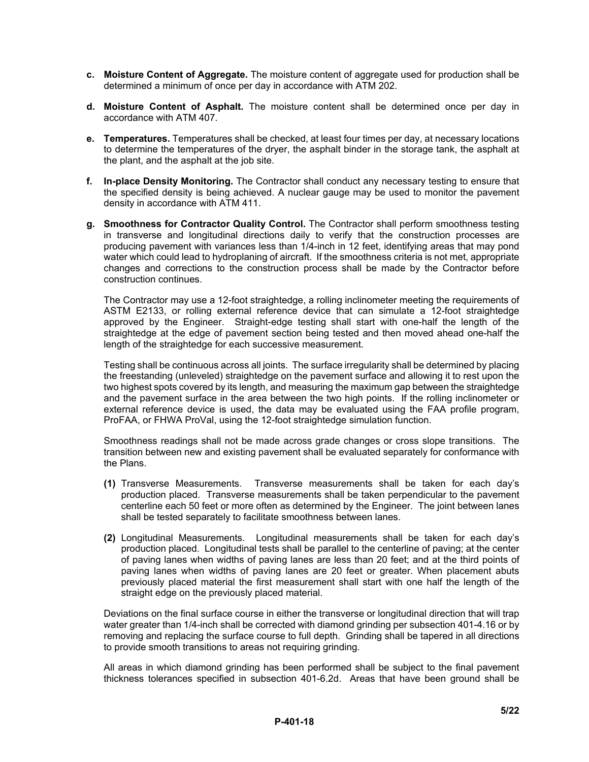**c. Moisture Content of Aggregate.** The moisture content of aggregate used for production shall be determined a minimum of once per day in accordance with ATM 202.

**d. Moisture Content of Asphalt.** The moisture content shall be determined once per day in accordance with ATM 407.

**e. Temperatures.** Temperatures shall be checked, at least four times per day, at necessary locations to determine the temperatures of the dryer, the asphalt binder in the storage tank, the asphalt at the plant, and the asphalt at the job site.

**f. In-place Density Monitoring.** The Contractor shall conduct any necessary testing to ensure that the specified density is being achieved. A nuclear gauge may be used to monitor the pavement density in accordance with ATM 411.

**g. Smoothness for Contractor Quality Control.** The Contractor shall perform smoothness testing in transverse and longitudinal directions daily to verify that the construction processes are producing pavement with variances less than 1/4-inch in 12 feet, identifying areas that may pond water which could lead to hydroplaning of aircraft. If the smoothness criteria is not met, appropriate changes and corrections to the construction process shall be made by the Contractor before construction continues.

The Contractor may use a 12-foot straightedge, a rolling inclinometer meeting the requirements of ASTM E2133, or rolling external reference device that can simulate a 12-foot straightedge approved by the Engineer. Straight-edge testing shall start with one-half the length of the straightedge at the edge of pavement section being tested and then moved ahead one-half the length of the straightedge for each successive measurement.

Testing shall be continuous across all joints. The surface irregularity shall be determined by placing the freestanding (unleveled) straightedge on the pavement surface and allowing it to rest upon the two highest spots covered by its length, and measuring the maximum gap between the straightedge and the pavement surface in the area between the two high points. If the rolling inclinometer or external reference device is used, the data may be evaluated using the FAA profile program, ProFAA, or FHWA ProVal, using the 12-foot straightedge simulation function.

Smoothness readings shall not be made across grade changes or cross slope transitions. The transition between new and existing pavement shall be evaluated separately for conformance with the Plans.

**(1)** Transverse Measurements. Transverse measurements shall be taken for each day's production placed. Transverse measurements shall be taken perpendicular to the pavement centerline each 50 feet or more often as determined by the Engineer. The joint between lanes shall be tested separately to facilitate smoothness between lanes.

**(2)** Longitudinal Measurements. Longitudinal measurements shall be taken for each day's production placed. Longitudinal tests shall be parallel to the centerline of paving; at the center of paving lanes when widths of paving lanes are less than 20 feet; and at the third points of paving lanes when widths of paving lanes are 20 feet or greater. When placement abuts previously placed material the first measurement shall start with one half the length of the straight edge on the previously placed material.

Deviations on the final surface course in either the transverse or longitudinal direction that will trap water greater than 1/4-inch shall be corrected with diamond grinding per subsection 401-4.16 or by removing and replacing the surface course to full depth. Grinding shall be tapered in all directions to provide smooth transitions to areas not requiring grinding.

All areas in which diamond grinding has been performed shall be subject to the final pavement thickness tolerances specified in subsection 401-6.2d. Areas that have been ground shall be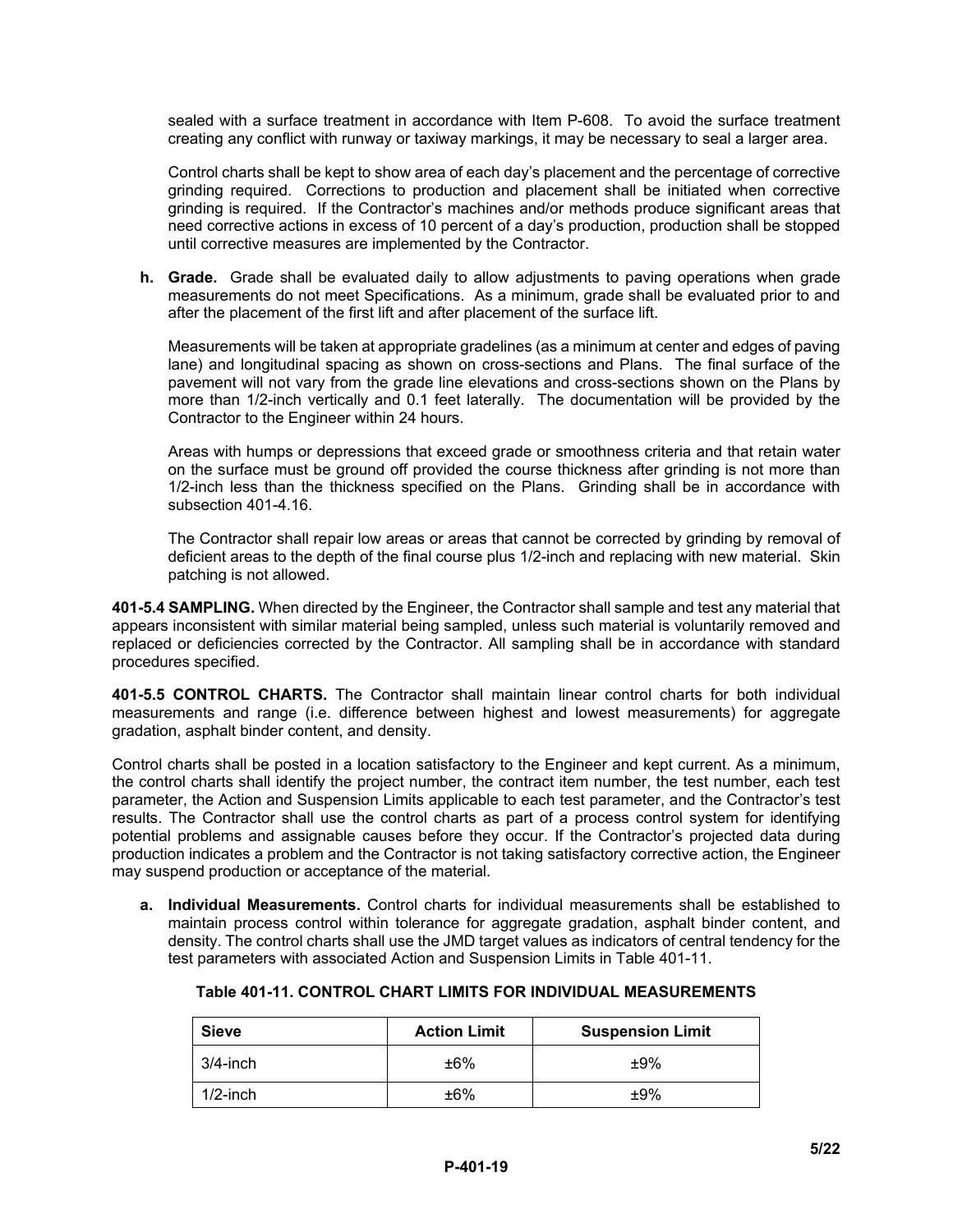sealed with a surface treatment in accordance with Item P-608. To avoid the surface treatment creating any conflict with runway or taxiway markings, it may be necessary to seal a larger area.

Control charts shall be kept to show area of each day's placement and the percentage of corrective grinding required. Corrections to production and placement shall be initiated when corrective grinding is required. If the Contractor's machines and/or methods produce significant areas that need corrective actions in excess of 10 percent of a day's production, production shall be stopped until corrective measures are implemented by the Contractor.

**h. Grade.** Grade shall be evaluated daily to allow adjustments to paving operations when grade measurements do not meet Specifications. As a minimum, grade shall be evaluated prior to and after the placement of the first lift and after placement of the surface lift.

Measurements will be taken at appropriate gradelines (as a minimum at center and edges of paving lane) and longitudinal spacing as shown on cross-sections and Plans. The final surface of the pavement will not vary from the grade line elevations and cross-sections shown on the Plans by more than 1/2-inch vertically and 0.1 feet laterally. The documentation will be provided by the Contractor to the Engineer within 24 hours.

Areas with humps or depressions that exceed grade or smoothness criteria and that retain water on the surface must be ground off provided the course thickness after grinding is not more than 1/2-inch less than the thickness specified on the Plans. Grinding shall be in accordance with subsection 401-4.16.

The Contractor shall repair low areas or areas that cannot be corrected by grinding by removal of deficient areas to the depth of the final course plus 1/2-inch and replacing with new material. Skin patching is not allowed.

**401-5.4 SAMPLING.** When directed by the Engineer, the Contractor shall sample and test any material that appears inconsistent with similar material being sampled, unless such material is voluntarily removed and replaced or deficiencies corrected by the Contractor. All sampling shall be in accordance with standard procedures specified.

**401-5.5 CONTROL CHARTS.** The Contractor shall maintain linear control charts for both individual measurements and range (i.e. difference between highest and lowest measurements) for aggregate gradation, asphalt binder content, and density.

Control charts shall be posted in a location satisfactory to the Engineer and kept current. As a minimum, the control charts shall identify the project number, the contract item number, the test number, each test parameter, the Action and Suspension Limits applicable to each test parameter, and the Contractor's test results. The Contractor shall use the control charts as part of a process control system for identifying potential problems and assignable causes before they occur. If the Contractor's projected data during production indicates a problem and the Contractor is not taking satisfactory corrective action, the Engineer may suspend production or acceptance of the material.

**a. Individual Measurements.** Control charts for individual measurements shall be established to maintain process control within tolerance for aggregate gradation, asphalt binder content, and density. The control charts shall use the JMD target values as indicators of central tendency for the test parameters with associated Action and Suspension Limits in Table 401-11.

**Table 401-11. CONTROL CHART LIMITS FOR INDIVIDUAL MEASUREMENTS**

| Sieve | Action Limit | Suspension Limit |
|---|---|---|
| 3/4-inch | ±6% | ±9% |
| 1/2-inch | ±6% | ±9% |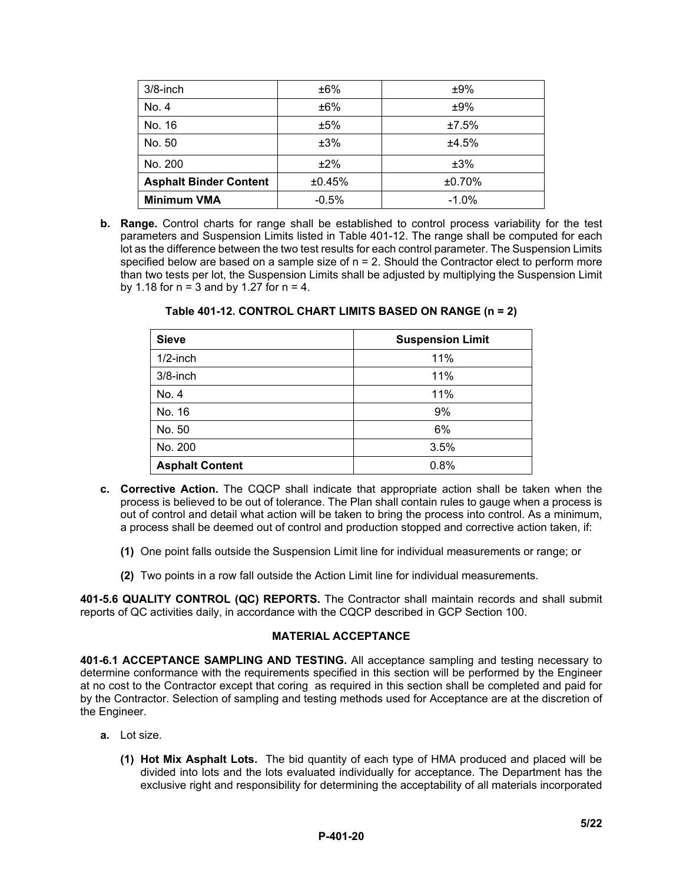| 3/8-inch | ±6% | ±9% |
|---|---|---|
| No. 4 | ±6% | ±9% |
| No. 16 | ±5% | ±7.5% |
| No. 50 | ±3% | ±4.5% |
| No. 200 | ±2% | ±3% |
| **Asphalt Binder Content** | ±0.45% | ±0.70% |
| **Minimum VMA** | -0.5% | -1.0% |

**b. Range.** Control charts for range shall be established to control process variability for the test parameters and Suspension Limits listed in Table 401-12. The range shall be computed for each lot as the difference between the two test results for each control parameter. The Suspension Limits specified below are based on a sample size of n = 2. Should the Contractor elect to perform more than two tests per lot, the Suspension Limits shall be adjusted by multiplying the Suspension Limit by 1.18 for n = 3 and by 1.27 for n = 4.

**Table 401-12. CONTROL CHART LIMITS BASED ON RANGE (n = 2)**

| **Sieve** | **Suspension Limit** |
|---|---|
| 1/2-inch | 11% |
| 3/8-inch | 11% |
| No. 4 | 11% |
| No. 16 | 9% |
| No. 50 | 6% |
| No. 200 | 3.5% |
| **Asphalt Content** | 0.8% |

**c. Corrective Action.** The CQCP shall indicate that appropriate action shall be taken when the process is believed to be out of tolerance. The Plan shall contain rules to gauge when a process is out of control and detail what action will be taken to bring the process into control. As a minimum, a process shall be deemed out of control and production stopped and corrective action taken, if:

**(1)** One point falls outside the Suspension Limit line for individual measurements or range; or

**(2)** Two points in a row fall outside the Action Limit line for individual measurements.

**401-5.6 QUALITY CONTROL (QC) REPORTS.** The Contractor shall maintain records and shall submit reports of QC activities daily, in accordance with the CQCP described in GCP Section 100.

## MATERIAL ACCEPTANCE

**401-6.1 ACCEPTANCE SAMPLING AND TESTING.** All acceptance sampling and testing necessary to determine conformance with the requirements specified in this section will be performed by the Engineer at no cost to the Contractor except that coring as required in this section shall be completed and paid for by the Contractor. Selection of sampling and testing methods used for Acceptance are at the discretion of the Engineer.

**a.** Lot size.

**(1) Hot Mix Asphalt Lots.** The bid quantity of each type of HMA produced and placed will be divided into lots and the lots evaluated individually for acceptance. The Department has the exclusive right and responsibility for determining the acceptability of all materials incorporated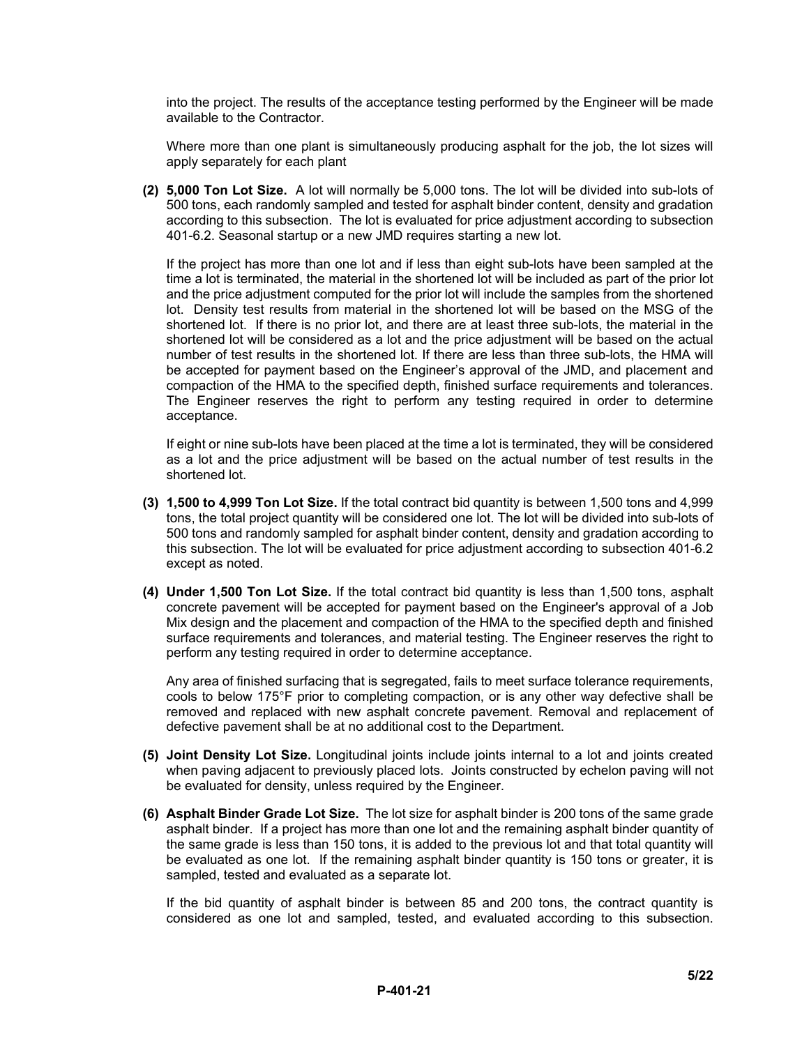into the project. The results of the acceptance testing performed by the Engineer will be made available to the Contractor.

Where more than one plant is simultaneously producing asphalt for the job, the lot sizes will apply separately for each plant

**(2) 5,000 Ton Lot Size.** A lot will normally be 5,000 tons. The lot will be divided into sub-lots of 500 tons, each randomly sampled and tested for asphalt binder content, density and gradation according to this subsection. The lot is evaluated for price adjustment according to subsection 401-6.2. Seasonal startup or a new JMD requires starting a new lot.

If the project has more than one lot and if less than eight sub-lots have been sampled at the time a lot is terminated, the material in the shortened lot will be included as part of the prior lot and the price adjustment computed for the prior lot will include the samples from the shortened lot. Density test results from material in the shortened lot will be based on the MSG of the shortened lot. If there is no prior lot, and there are at least three sub-lots, the material in the shortened lot will be considered as a lot and the price adjustment will be based on the actual number of test results in the shortened lot. If there are less than three sub-lots, the HMA will be accepted for payment based on the Engineer's approval of the JMD, and placement and compaction of the HMA to the specified depth, finished surface requirements and tolerances. The Engineer reserves the right to perform any testing required in order to determine acceptance.

If eight or nine sub-lots have been placed at the time a lot is terminated, they will be considered as a lot and the price adjustment will be based on the actual number of test results in the shortened lot.

**(3) 1,500 to 4,999 Ton Lot Size.** If the total contract bid quantity is between 1,500 tons and 4,999 tons, the total project quantity will be considered one lot. The lot will be divided into sub-lots of 500 tons and randomly sampled for asphalt binder content, density and gradation according to this subsection. The lot will be evaluated for price adjustment according to subsection 401-6.2 except as noted.

**(4) Under 1,500 Ton Lot Size.** If the total contract bid quantity is less than 1,500 tons, asphalt concrete pavement will be accepted for payment based on the Engineer's approval of a Job Mix design and the placement and compaction of the HMA to the specified depth and finished surface requirements and tolerances, and material testing. The Engineer reserves the right to perform any testing required in order to determine acceptance.

Any area of finished surfacing that is segregated, fails to meet surface tolerance requirements, cools to below 175°F prior to completing compaction, or is any other way defective shall be removed and replaced with new asphalt concrete pavement. Removal and replacement of defective pavement shall be at no additional cost to the Department.

**(5) Joint Density Lot Size.** Longitudinal joints include joints internal to a lot and joints created when paving adjacent to previously placed lots. Joints constructed by echelon paving will not be evaluated for density, unless required by the Engineer.

**(6) Asphalt Binder Grade Lot Size.** The lot size for asphalt binder is 200 tons of the same grade asphalt binder. If a project has more than one lot and the remaining asphalt binder quantity of the same grade is less than 150 tons, it is added to the previous lot and that total quantity will be evaluated as one lot. If the remaining asphalt binder quantity is 150 tons or greater, it is sampled, tested and evaluated as a separate lot.

If the bid quantity of asphalt binder is between 85 and 200 tons, the contract quantity is considered as one lot and sampled, tested, and evaluated according to this subsection.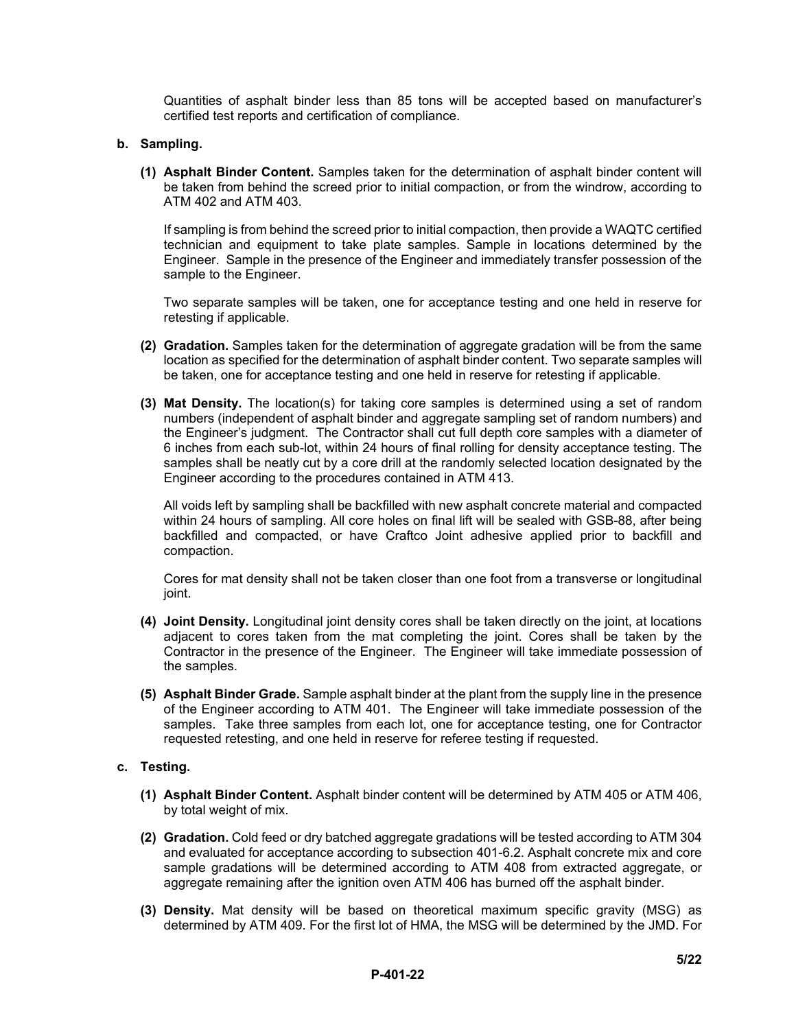Quantities of asphalt binder less than 85 tons will be accepted based on manufacturer's certified test reports and certification of compliance.

**b. Sampling.**

**(1) Asphalt Binder Content.** Samples taken for the determination of asphalt binder content will be taken from behind the screed prior to initial compaction, or from the windrow, according to ATM 402 and ATM 403.

If sampling is from behind the screed prior to initial compaction, then provide a WAQTC certified technician and equipment to take plate samples. Sample in locations determined by the Engineer. Sample in the presence of the Engineer and immediately transfer possession of the sample to the Engineer.

Two separate samples will be taken, one for acceptance testing and one held in reserve for retesting if applicable.

**(2) Gradation.** Samples taken for the determination of aggregate gradation will be from the same location as specified for the determination of asphalt binder content. Two separate samples will be taken, one for acceptance testing and one held in reserve for retesting if applicable.

**(3) Mat Density.** The location(s) for taking core samples is determined using a set of random numbers (independent of asphalt binder and aggregate sampling set of random numbers) and the Engineer's judgment. The Contractor shall cut full depth core samples with a diameter of 6 inches from each sub-lot, within 24 hours of final rolling for density acceptance testing. The samples shall be neatly cut by a core drill at the randomly selected location designated by the Engineer according to the procedures contained in ATM 413.

All voids left by sampling shall be backfilled with new asphalt concrete material and compacted within 24 hours of sampling. All core holes on final lift will be sealed with GSB-88, after being backfilled and compacted, or have Craftco Joint adhesive applied prior to backfill and compaction.

Cores for mat density shall not be taken closer than one foot from a transverse or longitudinal joint.

**(4) Joint Density.** Longitudinal joint density cores shall be taken directly on the joint, at locations adjacent to cores taken from the mat completing the joint. Cores shall be taken by the Contractor in the presence of the Engineer. The Engineer will take immediate possession of the samples.

**(5) Asphalt Binder Grade.** Sample asphalt binder at the plant from the supply line in the presence of the Engineer according to ATM 401. The Engineer will take immediate possession of the samples. Take three samples from each lot, one for acceptance testing, one for Contractor requested retesting, and one held in reserve for referee testing if requested.

**c. Testing.**

**(1) Asphalt Binder Content.** Asphalt binder content will be determined by ATM 405 or ATM 406, by total weight of mix.

**(2) Gradation.** Cold feed or dry batched aggregate gradations will be tested according to ATM 304 and evaluated for acceptance according to subsection 401-6.2. Asphalt concrete mix and core sample gradations will be determined according to ATM 408 from extracted aggregate, or aggregate remaining after the ignition oven ATM 406 has burned off the asphalt binder.

**(3) Density.** Mat density will be based on theoretical maximum specific gravity (MSG) as determined by ATM 409. For the first lot of HMA, the MSG will be determined by the JMD. For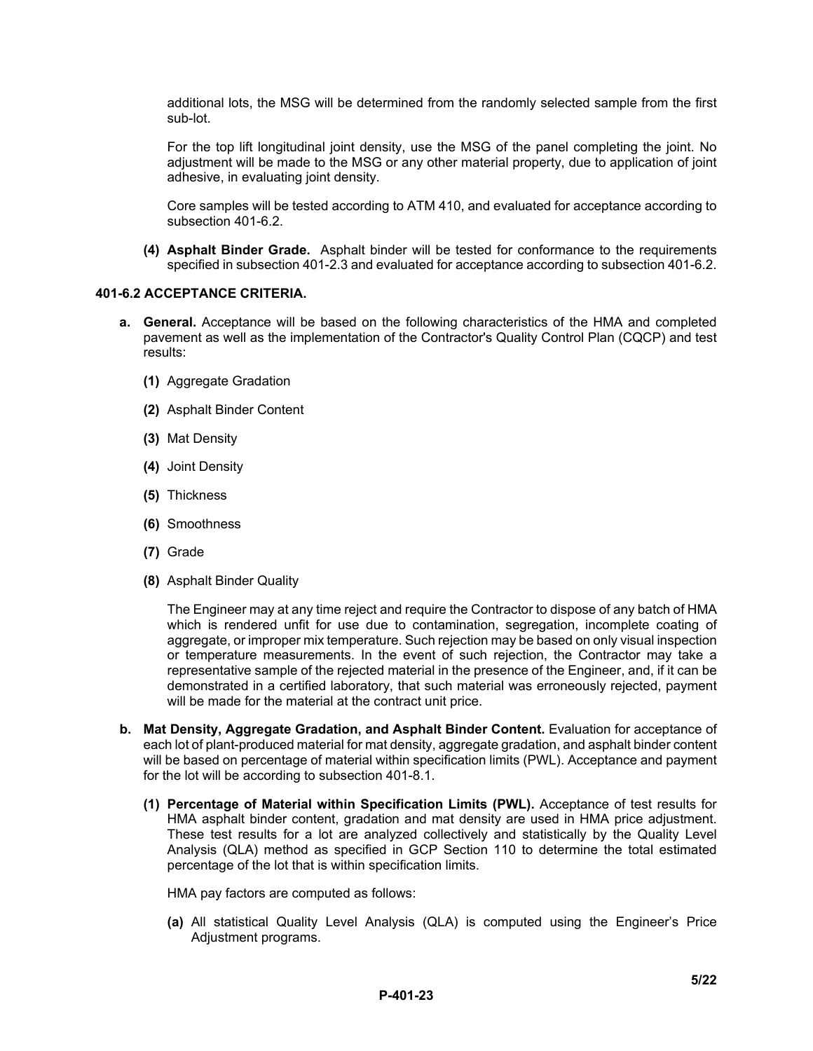additional lots, the MSG will be determined from the randomly selected sample from the first sub-lot.

For the top lift longitudinal joint density, use the MSG of the panel completing the joint. No adjustment will be made to the MSG or any other material property, due to application of joint adhesive, in evaluating joint density.

Core samples will be tested according to ATM 410, and evaluated for acceptance according to subsection 401-6.2.

**(4) Asphalt Binder Grade.** Asphalt binder will be tested for conformance to the requirements specified in subsection 401-2.3 and evaluated for acceptance according to subsection 401-6.2.

**401-6.2 ACCEPTANCE CRITERIA.**

**a. General.** Acceptance will be based on the following characteristics of the HMA and completed pavement as well as the implementation of the Contractor's Quality Control Plan (CQCP) and test results:

**(1)** Aggregate Gradation

**(2)** Asphalt Binder Content

**(3)** Mat Density

**(4)** Joint Density

**(5)** Thickness

**(6)** Smoothness

**(7)** Grade

**(8)** Asphalt Binder Quality

The Engineer may at any time reject and require the Contractor to dispose of any batch of HMA which is rendered unfit for use due to contamination, segregation, incomplete coating of aggregate, or improper mix temperature. Such rejection may be based on only visual inspection or temperature measurements. In the event of such rejection, the Contractor may take a representative sample of the rejected material in the presence of the Engineer, and, if it can be demonstrated in a certified laboratory, that such material was erroneously rejected, payment will be made for the material at the contract unit price.

**b. Mat Density, Aggregate Gradation, and Asphalt Binder Content.** Evaluation for acceptance of each lot of plant-produced material for mat density, aggregate gradation, and asphalt binder content will be based on percentage of material within specification limits (PWL). Acceptance and payment for the lot will be according to subsection 401-8.1.

**(1) Percentage of Material within Specification Limits (PWL).** Acceptance of test results for HMA asphalt binder content, gradation and mat density are used in HMA price adjustment. These test results for a lot are analyzed collectively and statistically by the Quality Level Analysis (QLA) method as specified in GCP Section 110 to determine the total estimated percentage of the lot that is within specification limits.

HMA pay factors are computed as follows:

**(a)** All statistical Quality Level Analysis (QLA) is computed using the Engineer's Price Adjustment programs.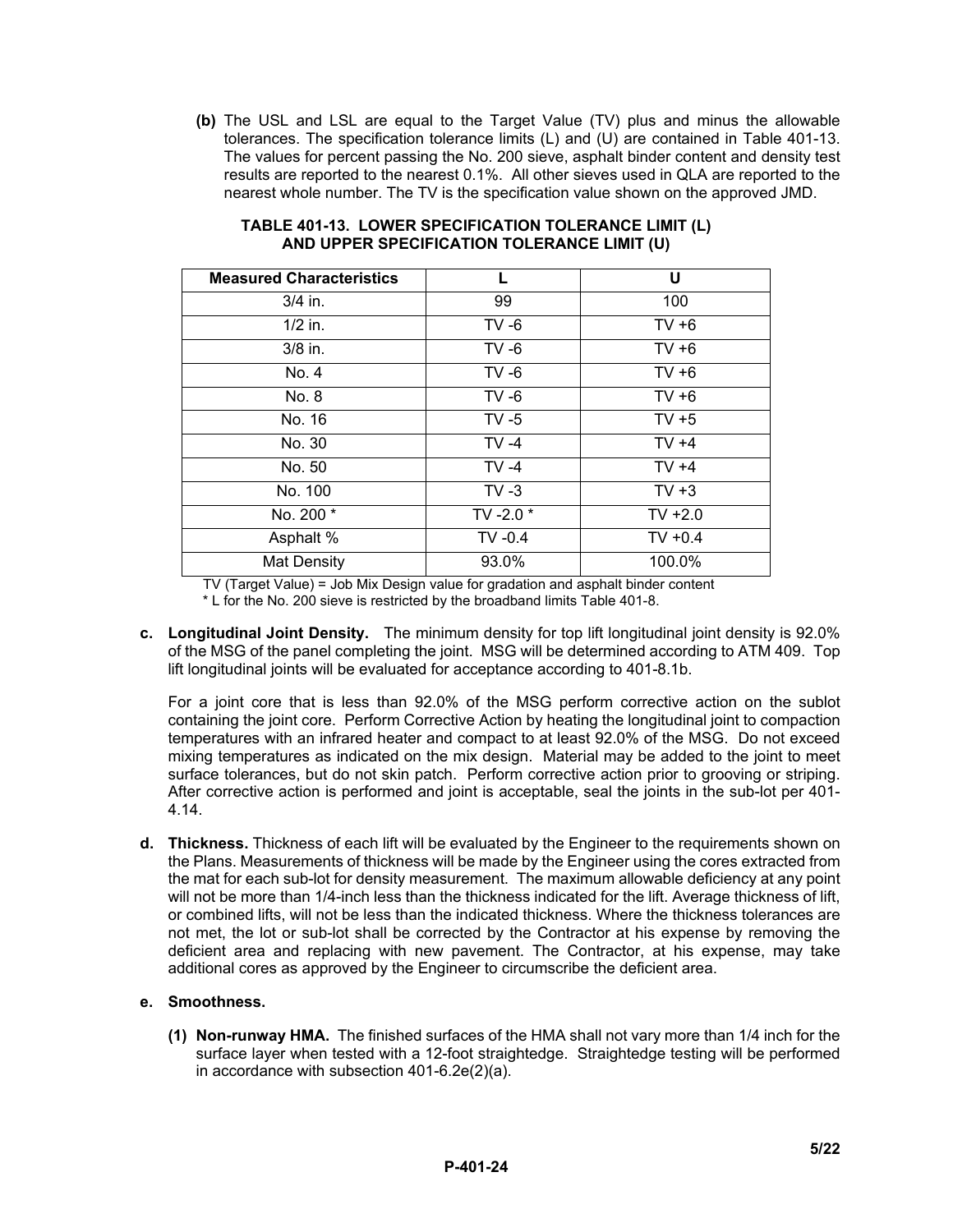**(b)** The USL and LSL are equal to the Target Value (TV) plus and minus the allowable tolerances. The specification tolerance limits (L) and (U) are contained in Table 401-13. The values for percent passing the No. 200 sieve, asphalt binder content and density test results are reported to the nearest 0.1%. All other sieves used in QLA are reported to the nearest whole number. The TV is the specification value shown on the approved JMD.

**TABLE 401-13. LOWER SPECIFICATION TOLERANCE LIMIT (L) AND UPPER SPECIFICATION TOLERANCE LIMIT (U)**

| Measured Characteristics | L | U |
|---|---|---|
| 3/4 in. | 99 | 100 |
| 1/2 in. | TV -6 | TV +6 |
| 3/8 in. | TV -6 | TV +6 |
| No. 4 | TV -6 | TV +6 |
| No. 8 | TV -6 | TV +6 |
| No. 16 | TV -5 | TV +5 |
| No. 30 | TV -4 | TV +4 |
| No. 50 | TV -4 | TV +4 |
| No. 100 | TV -3 | TV +3 |
| No. 200 * | TV -2.0 * | TV +2.0 |
| Asphalt % | TV -0.4 | TV +0.4 |
| Mat Density | 93.0% | 100.0% |

TV (Target Value) = Job Mix Design value for gradation and asphalt binder content

\* L for the No. 200 sieve is restricted by the broadband limits Table 401-8.

**c. Longitudinal Joint Density.** The minimum density for top lift longitudinal joint density is 92.0% of the MSG of the panel completing the joint. MSG will be determined according to ATM 409. Top lift longitudinal joints will be evaluated for acceptance according to 401-8.1b.

For a joint core that is less than 92.0% of the MSG perform corrective action on the sublot containing the joint core. Perform Corrective Action by heating the longitudinal joint to compaction temperatures with an infrared heater and compact to at least 92.0% of the MSG. Do not exceed mixing temperatures as indicated on the mix design. Material may be added to the joint to meet surface tolerances, but do not skin patch. Perform corrective action prior to grooving or striping. After corrective action is performed and joint is acceptable, seal the joints in the sub-lot per 401-4.14.

**d. Thickness.** Thickness of each lift will be evaluated by the Engineer to the requirements shown on the Plans. Measurements of thickness will be made by the Engineer using the cores extracted from the mat for each sub-lot for density measurement. The maximum allowable deficiency at any point will not be more than 1/4-inch less than the thickness indicated for the lift. Average thickness of lift, or combined lifts, will not be less than the indicated thickness. Where the thickness tolerances are not met, the lot or sub-lot shall be corrected by the Contractor at his expense by removing the deficient area and replacing with new pavement. The Contractor, at his expense, may take additional cores as approved by the Engineer to circumscribe the deficient area.

**e. Smoothness.**

**(1) Non-runway HMA.** The finished surfaces of the HMA shall not vary more than 1/4 inch for the surface layer when tested with a 12-foot straightedge. Straightedge testing will be performed in accordance with subsection 401-6.2e(2)(a).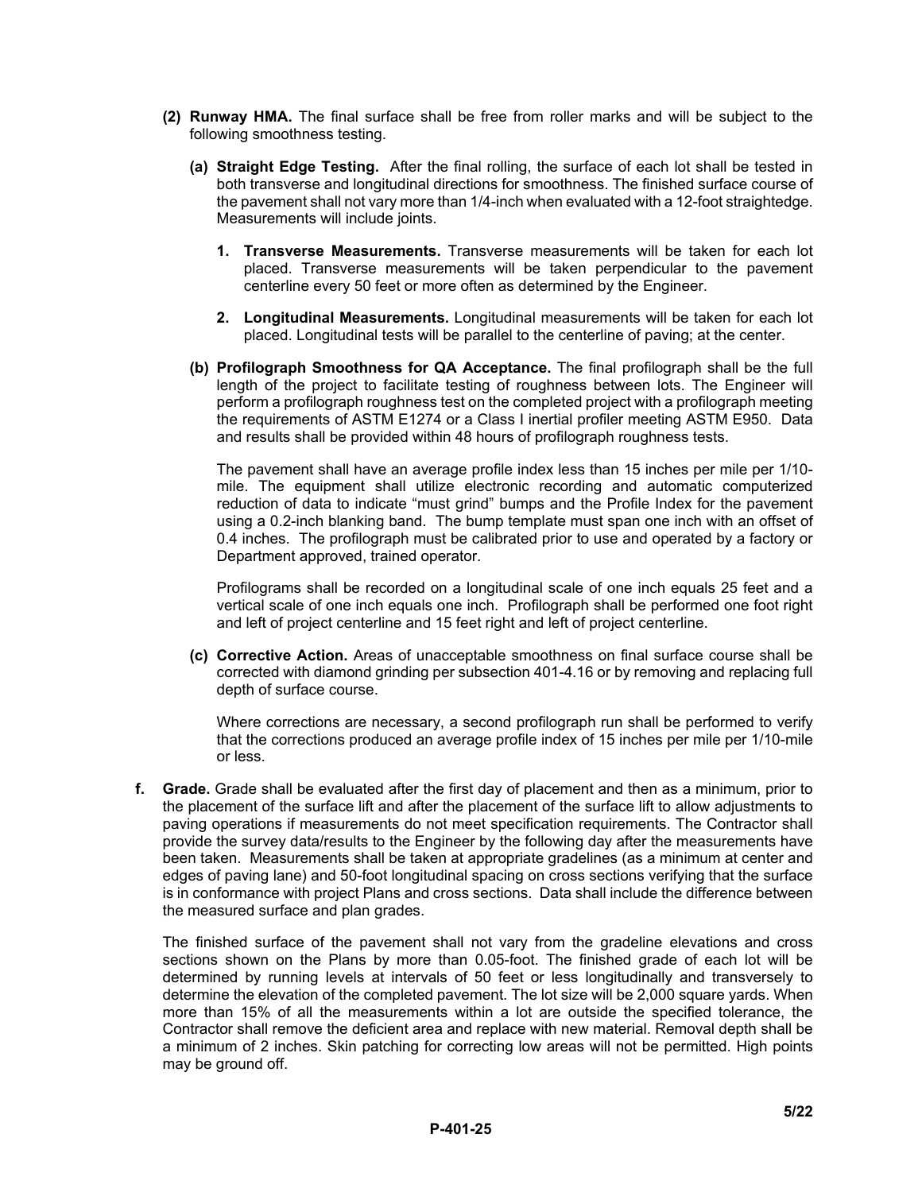**(2) Runway HMA.** The final surface shall be free from roller marks and will be subject to the following smoothness testing.

**(a) Straight Edge Testing.** After the final rolling, the surface of each lot shall be tested in both transverse and longitudinal directions for smoothness. The finished surface course of the pavement shall not vary more than 1/4-inch when evaluated with a 12-foot straightedge. Measurements will include joints.

1. **Transverse Measurements.** Transverse measurements will be taken for each lot placed. Transverse measurements will be taken perpendicular to the pavement centerline every 50 feet or more often as determined by the Engineer.

2. **Longitudinal Measurements.** Longitudinal measurements will be taken for each lot placed. Longitudinal tests will be parallel to the centerline of paving; at the center.

**(b) Profilograph Smoothness for QA Acceptance.** The final profilograph shall be the full length of the project to facilitate testing of roughness between lots. The Engineer will perform a profilograph roughness test on the completed project with a profilograph meeting the requirements of ASTM E1274 or a Class I inertial profiler meeting ASTM E950. Data and results shall be provided within 48 hours of profilograph roughness tests.

The pavement shall have an average profile index less than 15 inches per mile per 1/10-mile. The equipment shall utilize electronic recording and automatic computerized reduction of data to indicate "must grind" bumps and the Profile Index for the pavement using a 0.2-inch blanking band. The bump template must span one inch with an offset of 0.4 inches. The profilograph must be calibrated prior to use and operated by a factory or Department approved, trained operator.

Profilograms shall be recorded on a longitudinal scale of one inch equals 25 feet and a vertical scale of one inch equals one inch. Profilograph shall be performed one foot right and left of project centerline and 15 feet right and left of project centerline.

**(c) Corrective Action.** Areas of unacceptable smoothness on final surface course shall be corrected with diamond grinding per subsection 401-4.16 or by removing and replacing full depth of surface course.

Where corrections are necessary, a second profilograph run shall be performed to verify that the corrections produced an average profile index of 15 inches per mile per 1/10-mile or less.

**f. Grade.** Grade shall be evaluated after the first day of placement and then as a minimum, prior to the placement of the surface lift and after the placement of the surface lift to allow adjustments to paving operations if measurements do not meet specification requirements. The Contractor shall provide the survey data/results to the Engineer by the following day after the measurements have been taken. Measurements shall be taken at appropriate gradelines (as a minimum at center and edges of paving lane) and 50-foot longitudinal spacing on cross sections verifying that the surface is in conformance with project Plans and cross sections. Data shall include the difference between the measured surface and plan grades.

The finished surface of the pavement shall not vary from the gradeline elevations and cross sections shown on the Plans by more than 0.05-foot. The finished grade of each lot will be determined by running levels at intervals of 50 feet or less longitudinally and transversely to determine the elevation of the completed pavement. The lot size will be 2,000 square yards. When more than 15% of all the measurements within a lot are outside the specified tolerance, the Contractor shall remove the deficient area and replace with new material. Removal depth shall be a minimum of 2 inches. Skin patching for correcting low areas will not be permitted. High points may be ground off.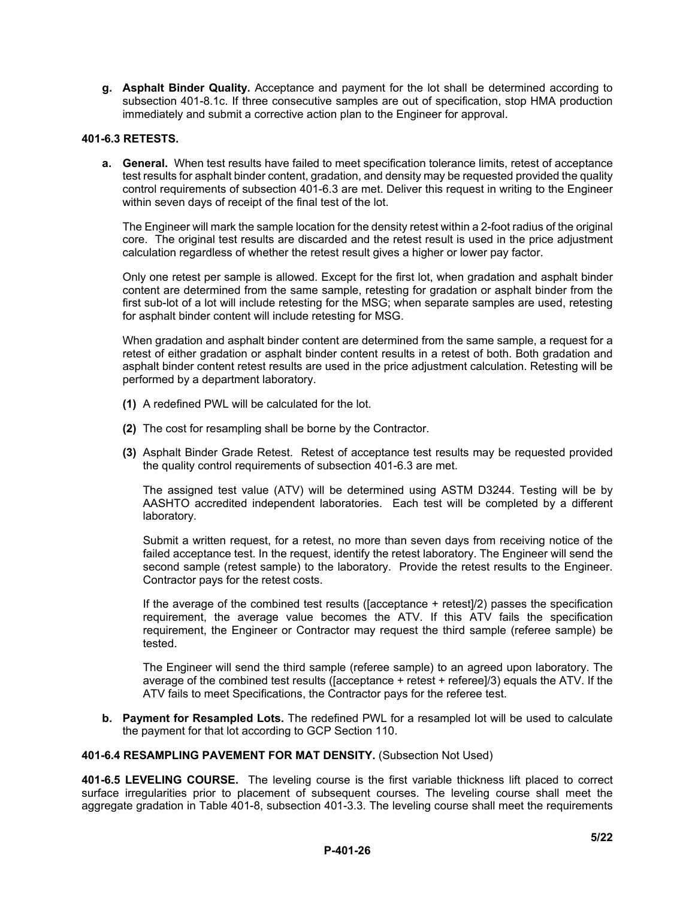**g. Asphalt Binder Quality.** Acceptance and payment for the lot shall be determined according to subsection 401-8.1c. If three consecutive samples are out of specification, stop HMA production immediately and submit a corrective action plan to the Engineer for approval.

**401-6.3 RETESTS.**

**a. General.** When test results have failed to meet specification tolerance limits, retest of acceptance test results for asphalt binder content, gradation, and density may be requested provided the quality control requirements of subsection 401-6.3 are met. Deliver this request in writing to the Engineer within seven days of receipt of the final test of the lot.

The Engineer will mark the sample location for the density retest within a 2-foot radius of the original core. The original test results are discarded and the retest result is used in the price adjustment calculation regardless of whether the retest result gives a higher or lower pay factor.

Only one retest per sample is allowed. Except for the first lot, when gradation and asphalt binder content are determined from the same sample, retesting for gradation or asphalt binder from the first sub-lot of a lot will include retesting for the MSG; when separate samples are used, retesting for asphalt binder content will include retesting for MSG.

When gradation and asphalt binder content are determined from the same sample, a request for a retest of either gradation or asphalt binder content results in a retest of both. Both gradation and asphalt binder content retest results are used in the price adjustment calculation. Retesting will be performed by a department laboratory.

**(1)** A redefined PWL will be calculated for the lot.

**(2)** The cost for resampling shall be borne by the Contractor.

**(3)** Asphalt Binder Grade Retest. Retest of acceptance test results may be requested provided the quality control requirements of subsection 401-6.3 are met.

The assigned test value (ATV) will be determined using ASTM D3244. Testing will be by AASHTO accredited independent laboratories. Each test will be completed by a different laboratory.

Submit a written request, for a retest, no more than seven days from receiving notice of the failed acceptance test. In the request, identify the retest laboratory. The Engineer will send the second sample (retest sample) to the laboratory. Provide the retest results to the Engineer. Contractor pays for the retest costs.

If the average of the combined test results ([acceptance + retest]/2) passes the specification requirement, the average value becomes the ATV. If this ATV fails the specification requirement, the Engineer or Contractor may request the third sample (referee sample) be tested.

The Engineer will send the third sample (referee sample) to an agreed upon laboratory. The average of the combined test results ([acceptance + retest + referee]/3) equals the ATV. If the ATV fails to meet Specifications, the Contractor pays for the referee test.

**b. Payment for Resampled Lots.** The redefined PWL for a resampled lot will be used to calculate the payment for that lot according to GCP Section 110.

**401-6.4 RESAMPLING PAVEMENT FOR MAT DENSITY.** (Subsection Not Used)

**401-6.5 LEVELING COURSE.** The leveling course is the first variable thickness lift placed to correct surface irregularities prior to placement of subsequent courses. The leveling course shall meet the aggregate gradation in Table 401-8, subsection 401-3.3. The leveling course shall meet the requirements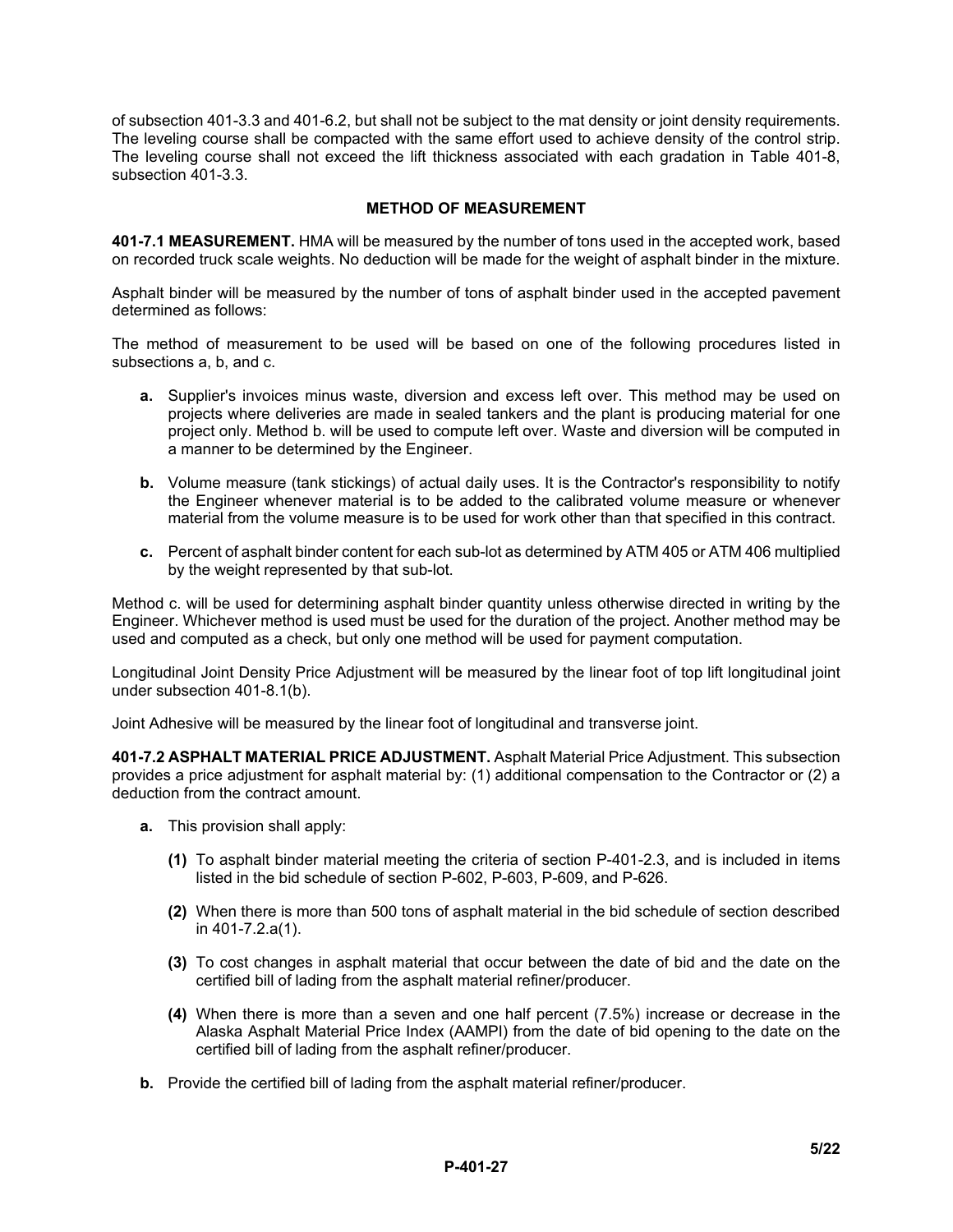of subsection 401-3.3 and 401-6.2, but shall not be subject to the mat density or joint density requirements. The leveling course shall be compacted with the same effort used to achieve density of the control strip. The leveling course shall not exceed the lift thickness associated with each gradation in Table 401-8, subsection 401-3.3.

## METHOD OF MEASUREMENT

**401-7.1 MEASUREMENT.** HMA will be measured by the number of tons used in the accepted work, based on recorded truck scale weights. No deduction will be made for the weight of asphalt binder in the mixture.

Asphalt binder will be measured by the number of tons of asphalt binder used in the accepted pavement determined as follows:

The method of measurement to be used will be based on one of the following procedures listed in subsections a, b, and c.

- **a.** Supplier's invoices minus waste, diversion and excess left over. This method may be used on projects where deliveries are made in sealed tankers and the plant is producing material for one project only. Method b. will be used to compute left over. Waste and diversion will be computed in a manner to be determined by the Engineer.
- **b.** Volume measure (tank stickings) of actual daily uses. It is the Contractor's responsibility to notify the Engineer whenever material is to be added to the calibrated volume measure or whenever material from the volume measure is to be used for work other than that specified in this contract.
- **c.** Percent of asphalt binder content for each sub-lot as determined by ATM 405 or ATM 406 multiplied by the weight represented by that sub-lot.

Method c. will be used for determining asphalt binder quantity unless otherwise directed in writing by the Engineer. Whichever method is used must be used for the duration of the project. Another method may be used and computed as a check, but only one method will be used for payment computation.

Longitudinal Joint Density Price Adjustment will be measured by the linear foot of top lift longitudinal joint under subsection 401-8.1(b).

Joint Adhesive will be measured by the linear foot of longitudinal and transverse joint.

**401-7.2 ASPHALT MATERIAL PRICE ADJUSTMENT.** Asphalt Material Price Adjustment. This subsection provides a price adjustment for asphalt material by: (1) additional compensation to the Contractor or (2) a deduction from the contract amount.

- **a.** This provision shall apply:
  - **(1)** To asphalt binder material meeting the criteria of section P-401-2.3, and is included in items listed in the bid schedule of section P-602, P-603, P-609, and P-626.
  - **(2)** When there is more than 500 tons of asphalt material in the bid schedule of section described in 401-7.2.a(1).
  - **(3)** To cost changes in asphalt material that occur between the date of bid and the date on the certified bill of lading from the asphalt material refiner/producer.
  - **(4)** When there is more than a seven and one half percent (7.5%) increase or decrease in the Alaska Asphalt Material Price Index (AAMPI) from the date of bid opening to the date on the certified bill of lading from the asphalt refiner/producer.
- **b.** Provide the certified bill of lading from the asphalt material refiner/producer.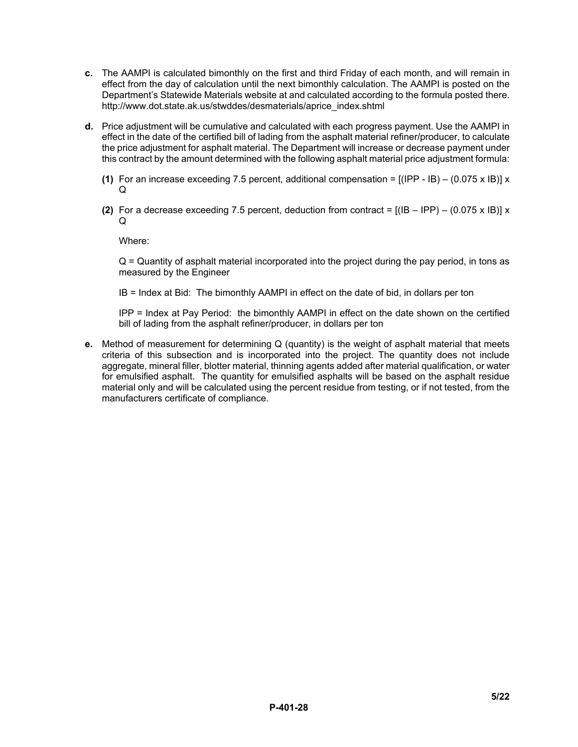**c.** The AAMPI is calculated bimonthly on the first and third Friday of each month, and will remain in effect from the day of calculation until the next bimonthly calculation. The AAMPI is posted on the Department's Statewide Materials website at and calculated according to the formula posted there. http://www.dot.state.ak.us/stwddes/desmaterials/aprice_index.shtml

**d.** Price adjustment will be cumulative and calculated with each progress payment. Use the AAMPI in effect in the date of the certified bill of lading from the asphalt material refiner/producer, to calculate the price adjustment for asphalt material. The Department will increase or decrease payment under this contract by the amount determined with the following asphalt material price adjustment formula:

**(1)** For an increase exceeding 7.5 percent, additional compensation = $[(IPP - IB) - (0.075 \times IB)] \times Q$

**(2)** For a decrease exceeding 7.5 percent, deduction from contract = $[(IB - IPP) - (0.075 \times IB)] \times Q$

Where:

Q = Quantity of asphalt material incorporated into the project during the pay period, in tons as measured by the Engineer

IB = Index at Bid: The bimonthly AAMPI in effect on the date of bid, in dollars per ton

IPP = Index at Pay Period: the bimonthly AAMPI in effect on the date shown on the certified bill of lading from the asphalt refiner/producer, in dollars per ton

**e.** Method of measurement for determining Q (quantity) is the weight of asphalt material that meets criteria of this subsection and is incorporated into the project. The quantity does not include aggregate, mineral filler, blotter material, thinning agents added after material qualification, or water for emulsified asphalt. The quantity for emulsified asphalts will be based on the asphalt residue material only and will be calculated using the percent residue from testing, or if not tested, from the manufacturers certificate of compliance.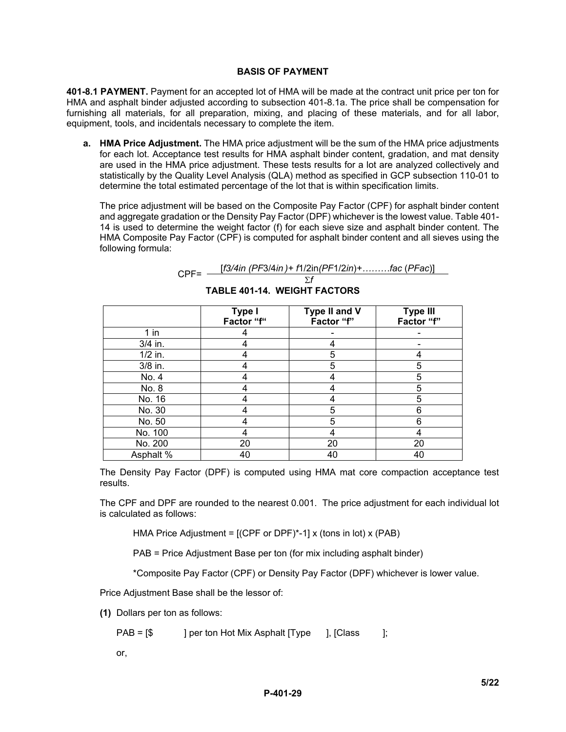## BASIS OF PAYMENT

**401-8.1 PAYMENT.** Payment for an accepted lot of HMA will be made at the contract unit price per ton for HMA and asphalt binder adjusted according to subsection 401-8.1a. The price shall be compensation for furnishing all materials, for all preparation, mixing, and placing of these materials, and for all labor, equipment, tools, and incidentals necessary to complete the item.

**a. HMA Price Adjustment.** The HMA price adjustment will be the sum of the HMA price adjustments for each lot. Acceptance test results for HMA asphalt binder content, gradation, and mat density are used in the HMA price adjustment. These tests results for a lot are analyzed collectively and statistically by the Quality Level Analysis (QLA) method as specified in GCP subsection 110-01 to determine the total estimated percentage of the lot that is within specification limits.

The price adjustment will be based on the Composite Pay Factor (CPF) for asphalt binder content and aggregate gradation or the Density Pay Factor (DPF) whichever is the lowest value. Table 401-14 is used to determine the weight factor (f) for each sieve size and asphalt binder content. The HMA Composite Pay Factor (CPF) is computed for asphalt binder content and all sieves using the following formula:

$$CPF = \frac{[f3/4in\ (PF3/4in) + f1/2in(PF1/2in) + \ldots\ldots\ldots fac\ (PFac)]}{\Sigma f}$$

**TABLE 401-14. WEIGHT FACTORS**

| | Type I Factor "f" | Type II and V Factor "f" | Type III Factor "f" |
|---|---|---|---|
| 1 in | 4 | - | - |
| 3/4 in. | 4 | 4 | - |
| 1/2 in. | 4 | 5 | 4 |
| 3/8 in. | 4 | 5 | 5 |
| No. 4 | 4 | 4 | 5 |
| No. 8 | 4 | 4 | 5 |
| No. 16 | 4 | 4 | 5 |
| No. 30 | 4 | 5 | 6 |
| No. 50 | 4 | 5 | 6 |
| No. 100 | 4 | 4 | 4 |
| No. 200 | 20 | 20 | 20 |
| Asphalt % | 40 | 40 | 40 |

The Density Pay Factor (DPF) is computed using HMA mat core compaction acceptance test results.

The CPF and DPF are rounded to the nearest 0.001. The price adjustment for each individual lot is calculated as follows:

HMA Price Adjustment = [(CPF or DPF)*-1] x (tons in lot) x (PAB)

PAB = Price Adjustment Base per ton (for mix including asphalt binder)

*Composite Pay Factor (CPF) or Density Pay Factor (DPF) whichever is lower value.

Price Adjustment Base shall be the lessor of:

**(1)** Dollars per ton as follows:

PAB = [$ ] per ton Hot Mix Asphalt [Type ], [Class ];

or,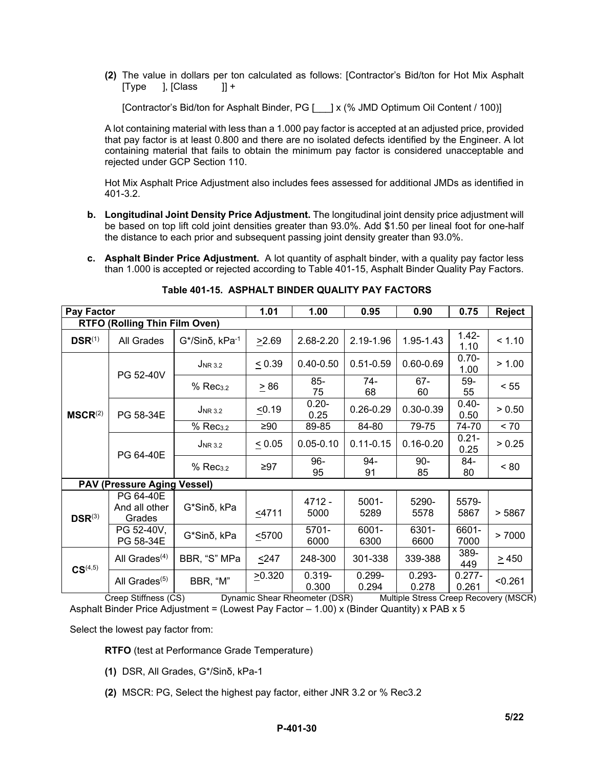**(2)** The value in dollars per ton calculated as follows: [Contractor's Bid/ton for Hot Mix Asphalt [Type ], [Class ]] +

[Contractor's Bid/ton for Asphalt Binder, PG [___] x (% JMD Optimum Oil Content / 100)]

A lot containing material with less than a 1.000 pay factor is accepted at an adjusted price, provided that pay factor is at least 0.800 and there are no isolated defects identified by the Engineer. A lot containing material that fails to obtain the minimum pay factor is considered unacceptable and rejected under GCP Section 110.

Hot Mix Asphalt Price Adjustment also includes fees assessed for additional JMDs as identified in 401-3.2.

**b. Longitudinal Joint Density Price Adjustment.** The longitudinal joint density price adjustment will be based on top lift cold joint densities greater than 93.0%. Add $1.50 per lineal foot for one-half the distance to each prior and subsequent passing joint density greater than 93.0%.

**c. Asphalt Binder Price Adjustment.** A lot quantity of asphalt binder, with a quality pay factor less than 1.000 is accepted or rejected according to Table 401-15, Asphalt Binder Quality Pay Factors.

**Table 401-15. ASPHALT BINDER QUALITY PAY FACTORS**

| Pay Factor | | | 1.01 | 1.00 | 0.95 | 0.90 | 0.75 | Reject |
|---|---|---|---|---|---|---|---|---|
| **RTFO (Rolling Thin Film Oven)** | | | | | | | | |
| **DSR**(1) | All Grades | G*/Sinδ, $kPa^{-1}$ | >2.69 | 2.68-2.20 | 2.19-1.96 | 1.95-1.43 | 1.42-1.10 | < 1.10 |
| **MSCR**(2) | PG 52-40V | $J_{NR\ 3.2}$ | < 0.39 | 0.40-0.50 | 0.51-0.59 | 0.60-0.69 | 0.70-1.00 | > 1.00 |
| | | % $Rec_{3.2}$ | > 86 | 85-75 | 74-68 | 67-60 | 59-55 | < 55 |
| | PG 58-34E | $J_{NR\ 3.2}$ | <0.19 | 0.20-0.25 | 0.26-0.29 | 0.30-0.39 | 0.40-0.50 | > 0.50 |
| | | % $Rec_{3.2}$ | ≥90 | 89-85 | 84-80 | 79-75 | 74-70 | < 70 |
| | PG 64-40E | $J_{NR\ 3.2}$ | < 0.05 | 0.05-0.10 | 0.11-0.15 | 0.16-0.20 | 0.21-0.25 | > 0.25 |
| | | % $Rec_{3.2}$ | ≥97 | 96-95 | 94-91 | 90-85 | 84-80 | < 80 |
| **PAV (Pressure Aging Vessel)** | | | | | | | | |
| **DSR**(3) | PG 64-40E And all other Grades | G*Sinδ, kPa | <4711 | 4712 - 5000 | 5001-5289 | 5290-5578 | 5579-5867 | > 5867 |
| | PG 52-40V, PG 58-34E | G*Sinδ, kPa | <5700 | 5701-6000 | 6001-6300 | 6301-6600 | 6601-7000 | > 7000 |
| **CS**(4,5) | All Grades(4) | BBR, "S" MPa | <247 | 248-300 | 301-338 | 339-388 | 389-449 | > 450 |
| | All Grades(5) | BBR, "M" | >0.320 | 0.319-0.300 | 0.299-0.294 | 0.293-0.278 | 0.277-0.261 | <0.261 |

Creep Stiffness (CS) Dynamic Shear Rheometer (DSR) Multiple Stress Creep Recovery (MSCR)

Asphalt Binder Price Adjustment = (Lowest Pay Factor – 1.00) x (Binder Quantity) x PAB x 5

Select the lowest pay factor from:

**RTFO** (test at Performance Grade Temperature)

**(1)** DSR, All Grades, G*/Sinδ, kPa-1

**(2)** MSCR: PG, Select the highest pay factor, either JNR 3.2 or % Rec3.2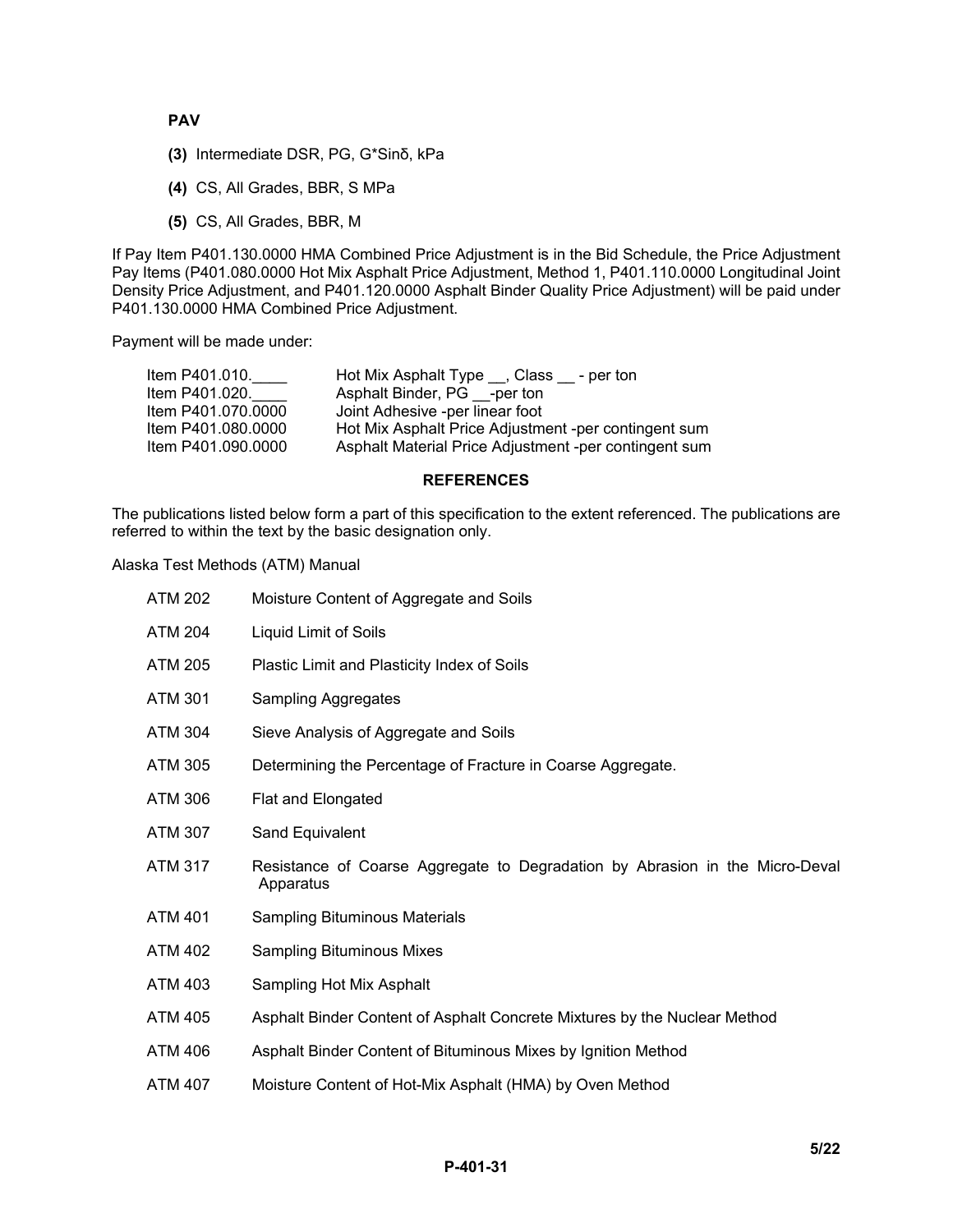**PAV**

**(3)** Intermediate DSR, PG, G*Sinδ, kPa

**(4)** CS, All Grades, BBR, S MPa

**(5)** CS, All Grades, BBR, M

If Pay Item P401.130.0000 HMA Combined Price Adjustment is in the Bid Schedule, the Price Adjustment Pay Items (P401.080.0000 Hot Mix Asphalt Price Adjustment, Method 1, P401.110.0000 Longitudinal Joint Density Price Adjustment, and P401.120.0000 Asphalt Binder Quality Price Adjustment) will be paid under P401.130.0000 HMA Combined Price Adjustment.

Payment will be made under:

| | |
|---|---|
| Item P401.010.____ | Hot Mix Asphalt Type __, Class __ - per ton |
| Item P401.020.____ | Asphalt Binder, PG __-per ton |
| Item P401.070.0000 | Joint Adhesive -per linear foot |
| Item P401.080.0000 | Hot Mix Asphalt Price Adjustment -per contingent sum |
| Item P401.090.0000 | Asphalt Material Price Adjustment -per contingent sum |

## REFERENCES

The publications listed below form a part of this specification to the extent referenced. The publications are referred to within the text by the basic designation only.

Alaska Test Methods (ATM) Manual

| | |
|---|---|
| ATM 202 | Moisture Content of Aggregate and Soils |
| ATM 204 | Liquid Limit of Soils |
| ATM 205 | Plastic Limit and Plasticity Index of Soils |
| ATM 301 | Sampling Aggregates |
| ATM 304 | Sieve Analysis of Aggregate and Soils |
| ATM 305 | Determining the Percentage of Fracture in Coarse Aggregate. |
| ATM 306 | Flat and Elongated |
| ATM 307 | Sand Equivalent |
| ATM 317 | Resistance of Coarse Aggregate to Degradation by Abrasion in the Micro-Deval Apparatus |
| ATM 401 | Sampling Bituminous Materials |
| ATM 402 | Sampling Bituminous Mixes |
| ATM 403 | Sampling Hot Mix Asphalt |
| ATM 405 | Asphalt Binder Content of Asphalt Concrete Mixtures by the Nuclear Method |
| ATM 406 | Asphalt Binder Content of Bituminous Mixes by Ignition Method |
| ATM 407 | Moisture Content of Hot-Mix Asphalt (HMA) by Oven Method |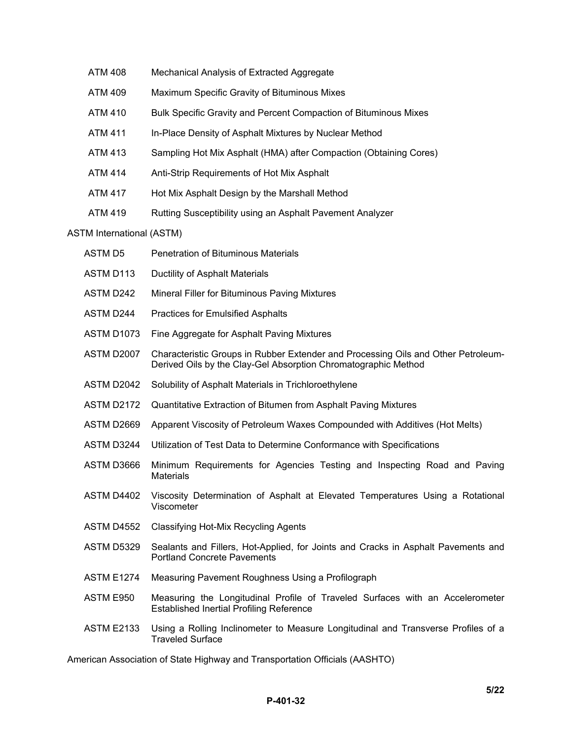| | |
|---|---|
| ATM 408 | Mechanical Analysis of Extracted Aggregate |
| ATM 409 | Maximum Specific Gravity of Bituminous Mixes |
| ATM 410 | Bulk Specific Gravity and Percent Compaction of Bituminous Mixes |
| ATM 411 | In-Place Density of Asphalt Mixtures by Nuclear Method |
| ATM 413 | Sampling Hot Mix Asphalt (HMA) after Compaction (Obtaining Cores) |
| ATM 414 | Anti-Strip Requirements of Hot Mix Asphalt |
| ATM 417 | Hot Mix Asphalt Design by the Marshall Method |
| ATM 419 | Rutting Susceptibility using an Asphalt Pavement Analyzer |

ASTM International (ASTM)

| | |
|---|---|
| ASTM D5 | Penetration of Bituminous Materials |
| ASTM D113 | Ductility of Asphalt Materials |
| ASTM D242 | Mineral Filler for Bituminous Paving Mixtures |
| ASTM D244 | Practices for Emulsified Asphalts |
| ASTM D1073 | Fine Aggregate for Asphalt Paving Mixtures |
| ASTM D2007 | Characteristic Groups in Rubber Extender and Processing Oils and Other Petroleum-Derived Oils by the Clay-Gel Absorption Chromatographic Method |
| ASTM D2042 | Solubility of Asphalt Materials in Trichloroethylene |
| ASTM D2172 | Quantitative Extraction of Bitumen from Asphalt Paving Mixtures |
| ASTM D2669 | Apparent Viscosity of Petroleum Waxes Compounded with Additives (Hot Melts) |
| ASTM D3244 | Utilization of Test Data to Determine Conformance with Specifications |
| ASTM D3666 | Minimum Requirements for Agencies Testing and Inspecting Road and Paving Materials |
| ASTM D4402 | Viscosity Determination of Asphalt at Elevated Temperatures Using a Rotational Viscometer |
| ASTM D4552 | Classifying Hot-Mix Recycling Agents |
| ASTM D5329 | Sealants and Fillers, Hot-Applied, for Joints and Cracks in Asphalt Pavements and Portland Concrete Pavements |
| ASTM E1274 | Measuring Pavement Roughness Using a Profilograph |
| ASTM E950 | Measuring the Longitudinal Profile of Traveled Surfaces with an Accelerometer Established Inertial Profiling Reference |
| ASTM E2133 | Using a Rolling Inclinometer to Measure Longitudinal and Transverse Profiles of a Traveled Surface |

American Association of State Highway and Transportation Officials (AASHTO)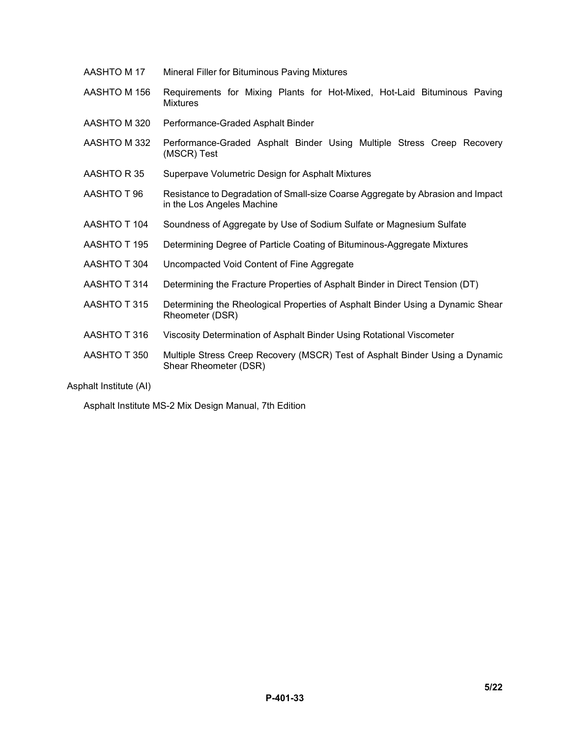| | |
|---|---|
| AASHTO M 17 | Mineral Filler for Bituminous Paving Mixtures |
| AASHTO M 156 | Requirements for Mixing Plants for Hot-Mixed, Hot-Laid Bituminous Paving Mixtures |
| AASHTO M 320 | Performance-Graded Asphalt Binder |
| AASHTO M 332 | Performance-Graded Asphalt Binder Using Multiple Stress Creep Recovery (MSCR) Test |
| AASHTO R 35 | Superpave Volumetric Design for Asphalt Mixtures |
| AASHTO T 96 | Resistance to Degradation of Small-size Coarse Aggregate by Abrasion and Impact in the Los Angeles Machine |
| AASHTO T 104 | Soundness of Aggregate by Use of Sodium Sulfate or Magnesium Sulfate |
| AASHTO T 195 | Determining Degree of Particle Coating of Bituminous-Aggregate Mixtures |
| AASHTO T 304 | Uncompacted Void Content of Fine Aggregate |
| AASHTO T 314 | Determining the Fracture Properties of Asphalt Binder in Direct Tension (DT) |
| AASHTO T 315 | Determining the Rheological Properties of Asphalt Binder Using a Dynamic Shear Rheometer (DSR) |
| AASHTO T 316 | Viscosity Determination of Asphalt Binder Using Rotational Viscometer |
| AASHTO T 350 | Multiple Stress Creep Recovery (MSCR) Test of Asphalt Binder Using a Dynamic Shear Rheometer (DSR) |

Asphalt Institute (AI)

Asphalt Institute MS-2 Mix Design Manual, 7th Edition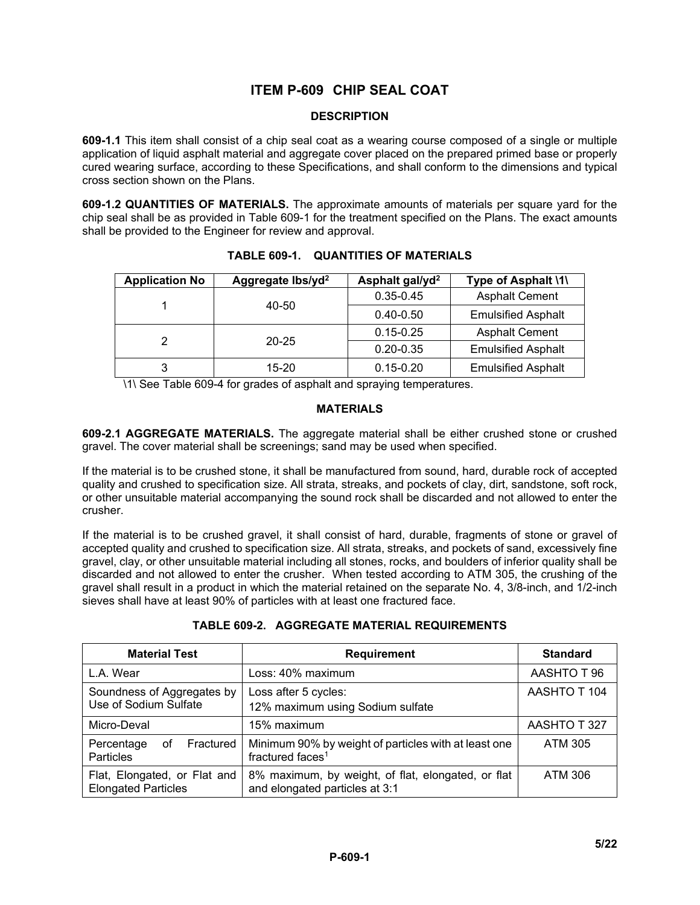# ITEM P-609 CHIP SEAL COAT

## DESCRIPTION

**609-1.1** This item shall consist of a chip seal coat as a wearing course composed of a single or multiple application of liquid asphalt material and aggregate cover placed on the prepared primed base or properly cured wearing surface, according to these Specifications, and shall conform to the dimensions and typical cross section shown on the Plans.

**609-1.2 QUANTITIES OF MATERIALS.** The approximate amounts of materials per square yard for the chip seal shall be as provided in Table 609-1 for the treatment specified on the Plans. The exact amounts shall be provided to the Engineer for review and approval.

**TABLE 609-1. QUANTITIES OF MATERIALS**

| Application No | Aggregate lbs/yd² | Asphalt gal/yd² | Type of Asphalt \1\ |
|---|---|---|---|
| 1 | 40-50 | 0.35-0.45 | Asphalt Cement |
| | | 0.40-0.50 | Emulsified Asphalt |
| 2 | 20-25 | 0.15-0.25 | Asphalt Cement |
| | | 0.20-0.35 | Emulsified Asphalt |
| 3 | 15-20 | 0.15-0.20 | Emulsified Asphalt |

\1\ See Table 609-4 for grades of asphalt and spraying temperatures.

## MATERIALS

**609-2.1 AGGREGATE MATERIALS.** The aggregate material shall be either crushed stone or crushed gravel. The cover material shall be screenings; sand may be used when specified.

If the material is to be crushed stone, it shall be manufactured from sound, hard, durable rock of accepted quality and crushed to specification size. All strata, streaks, and pockets of clay, dirt, sandstone, soft rock, or other unsuitable material accompanying the sound rock shall be discarded and not allowed to enter the crusher.

If the material is to be crushed gravel, it shall consist of hard, durable, fragments of stone or gravel of accepted quality and crushed to specification size. All strata, streaks, and pockets of sand, excessively fine gravel, clay, or other unsuitable material including all stones, rocks, and boulders of inferior quality shall be discarded and not allowed to enter the crusher. When tested according to ATM 305, the crushing of the gravel shall result in a product in which the material retained on the separate No. 4, 3/8-inch, and 1/2-inch sieves shall have at least 90% of particles with at least one fractured face.

**TABLE 609-2. AGGREGATE MATERIAL REQUIREMENTS**

| Material Test | Requirement | Standard |
|---|---|---|
| L.A. Wear | Loss: 40% maximum | AASHTO T 96 |
| Soundness of Aggregates by Use of Sodium Sulfate | Loss after 5 cycles: 12% maximum using Sodium sulfate | AASHTO T 104 |
| Micro-Deval | 15% maximum | AASHTO T 327 |
| Percentage of Fractured Particles | Minimum 90% by weight of particles with at least one fractured faces[1] | ATM 305 |
| Flat, Elongated, or Flat and Elongated Particles | 8% maximum, by weight, of flat, elongated, or flat and elongated particles at 3:1 | ATM 306 |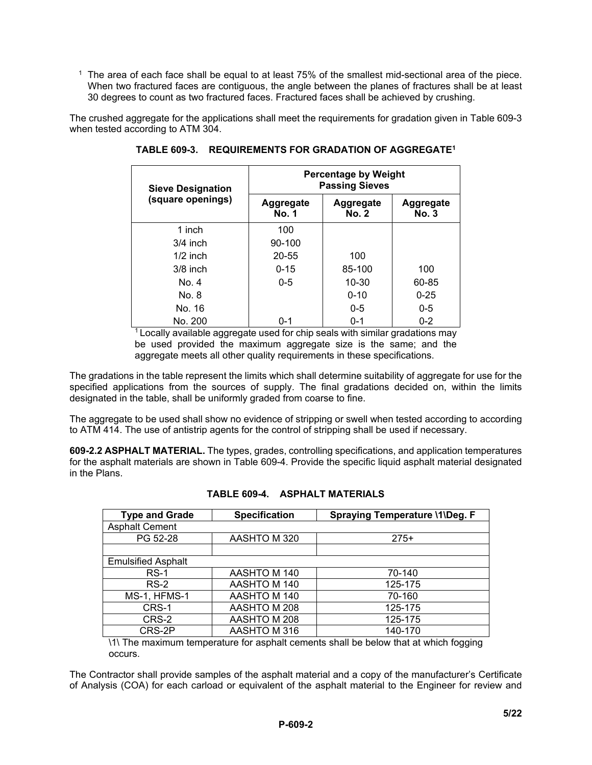[1] The area of each face shall be equal to at least 75% of the smallest mid-sectional area of the piece. When two fractured faces are contiguous, the angle between the planes of fractures shall be at least 30 degrees to count as two fractured faces. Fractured faces shall be achieved by crushing.

The crushed aggregate for the applications shall meet the requirements for gradation given in Table 609-3 when tested according to ATM 304.

**TABLE 609-3. REQUIREMENTS FOR GRADATION OF AGGREGATE[1]**

| Sieve Designation (square openings) | Percentage by Weight Passing Sieves | | |
|---|---|---|---|
| | Aggregate No. 1 | Aggregate No. 2 | Aggregate No. 3 |
| 1 inch | 100 | | |
| 3/4 inch | 90-100 | | |
| 1/2 inch | 20-55 | 100 | |
| 3/8 inch | 0-15 | 85-100 | 100 |
| No. 4 | 0-5 | 10-30 | 60-85 |
| No. 8 | | 0-10 | 0-25 |
| No. 16 | | 0-5 | 0-5 |
| No. 200 | 0-1 | 0-1 | 0-2 |

[1] Locally available aggregate used for chip seals with similar gradations may be used provided the maximum aggregate size is the same; and the aggregate meets all other quality requirements in these specifications.

The gradations in the table represent the limits which shall determine suitability of aggregate for use for the specified applications from the sources of supply. The final gradations decided on, within the limits designated in the table, shall be uniformly graded from coarse to fine.

The aggregate to be used shall show no evidence of stripping or swell when tested according to according to ATM 414. The use of antistrip agents for the control of stripping shall be used if necessary.

**609-2.2 ASPHALT MATERIAL.** The types, grades, controlling specifications, and application temperatures for the asphalt materials are shown in Table 609-4. Provide the specific liquid asphalt material designated in the Plans.

**TABLE 609-4. ASPHALT MATERIALS**

| Type and Grade | Specification | Spraying Temperature \1\Deg. F |
|---|---|---|
| Asphalt Cement | | |
| PG 52-28 | AASHTO M 320 | 275+ |
| | | |
| Emulsified Asphalt | | |
| RS-1 | AASHTO M 140 | 70-140 |
| RS-2 | AASHTO M 140 | 125-175 |
| MS-1, HFMS-1 | AASHTO M 140 | 70-160 |
| CRS-1 | AASHTO M 208 | 125-175 |
| CRS-2 | AASHTO M 208 | 125-175 |
| CRS-2P | AASHTO M 316 | 140-170 |

\1\ The maximum temperature for asphalt cements shall be below that at which fogging occurs.

The Contractor shall provide samples of the asphalt material and a copy of the manufacturer's Certificate of Analysis (COA) for each carload or equivalent of the asphalt material to the Engineer for review and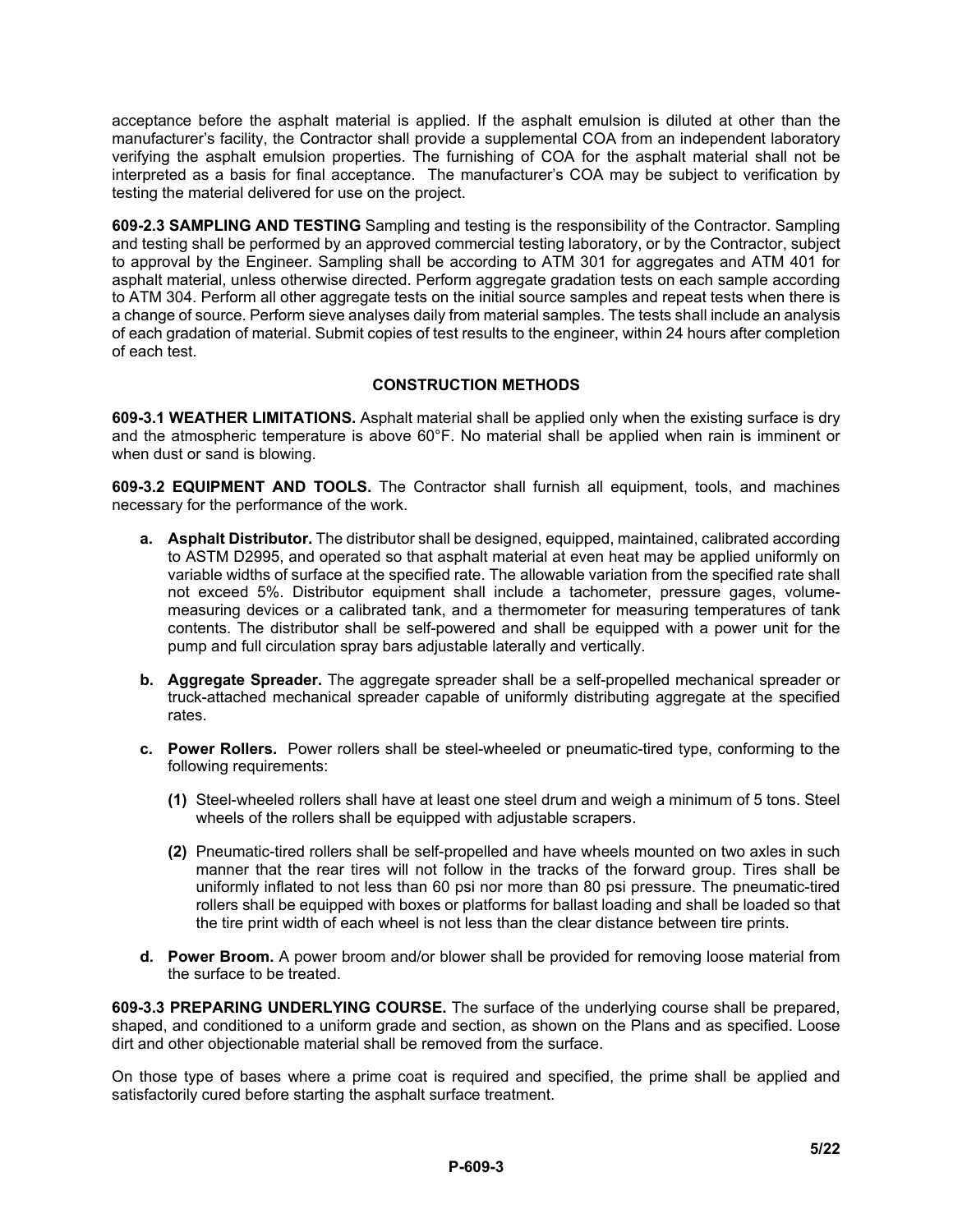acceptance before the asphalt material is applied. If the asphalt emulsion is diluted at other than the manufacturer's facility, the Contractor shall provide a supplemental COA from an independent laboratory verifying the asphalt emulsion properties. The furnishing of COA for the asphalt material shall not be interpreted as a basis for final acceptance. The manufacturer's COA may be subject to verification by testing the material delivered for use on the project.

**609-2.3 SAMPLING AND TESTING** Sampling and testing is the responsibility of the Contractor. Sampling and testing shall be performed by an approved commercial testing laboratory, or by the Contractor, subject to approval by the Engineer. Sampling shall be according to ATM 301 for aggregates and ATM 401 for asphalt material, unless otherwise directed. Perform aggregate gradation tests on each sample according to ATM 304. Perform all other aggregate tests on the initial source samples and repeat tests when there is a change of source. Perform sieve analyses daily from material samples. The tests shall include an analysis of each gradation of material. Submit copies of test results to the engineer, within 24 hours after completion of each test.

## CONSTRUCTION METHODS

**609-3.1 WEATHER LIMITATIONS.** Asphalt material shall be applied only when the existing surface is dry and the atmospheric temperature is above 60°F. No material shall be applied when rain is imminent or when dust or sand is blowing.

**609-3.2 EQUIPMENT AND TOOLS.** The Contractor shall furnish all equipment, tools, and machines necessary for the performance of the work.

- **a. Asphalt Distributor.** The distributor shall be designed, equipped, maintained, calibrated according to ASTM D2995, and operated so that asphalt material at even heat may be applied uniformly on variable widths of surface at the specified rate. The allowable variation from the specified rate shall not exceed 5%. Distributor equipment shall include a tachometer, pressure gages, volume-measuring devices or a calibrated tank, and a thermometer for measuring temperatures of tank contents. The distributor shall be self-powered and shall be equipped with a power unit for the pump and full circulation spray bars adjustable laterally and vertically.

- **b. Aggregate Spreader.** The aggregate spreader shall be a self-propelled mechanical spreader or truck-attached mechanical spreader capable of uniformly distributing aggregate at the specified rates.

- **c. Power Rollers.** Power rollers shall be steel-wheeled or pneumatic-tired type, conforming to the following requirements:

  - **(1)** Steel-wheeled rollers shall have at least one steel drum and weigh a minimum of 5 tons. Steel wheels of the rollers shall be equipped with adjustable scrapers.

  - **(2)** Pneumatic-tired rollers shall be self-propelled and have wheels mounted on two axles in such manner that the rear tires will not follow in the tracks of the forward group. Tires shall be uniformly inflated to not less than 60 psi nor more than 80 psi pressure. The pneumatic-tired rollers shall be equipped with boxes or platforms for ballast loading and shall be loaded so that the tire print width of each wheel is not less than the clear distance between tire prints.

- **d. Power Broom.** A power broom and/or blower shall be provided for removing loose material from the surface to be treated.

**609-3.3 PREPARING UNDERLYING COURSE.** The surface of the underlying course shall be prepared, shaped, and conditioned to a uniform grade and section, as shown on the Plans and as specified. Loose dirt and other objectionable material shall be removed from the surface.

On those type of bases where a prime coat is required and specified, the prime shall be applied and satisfactorily cured before starting the asphalt surface treatment.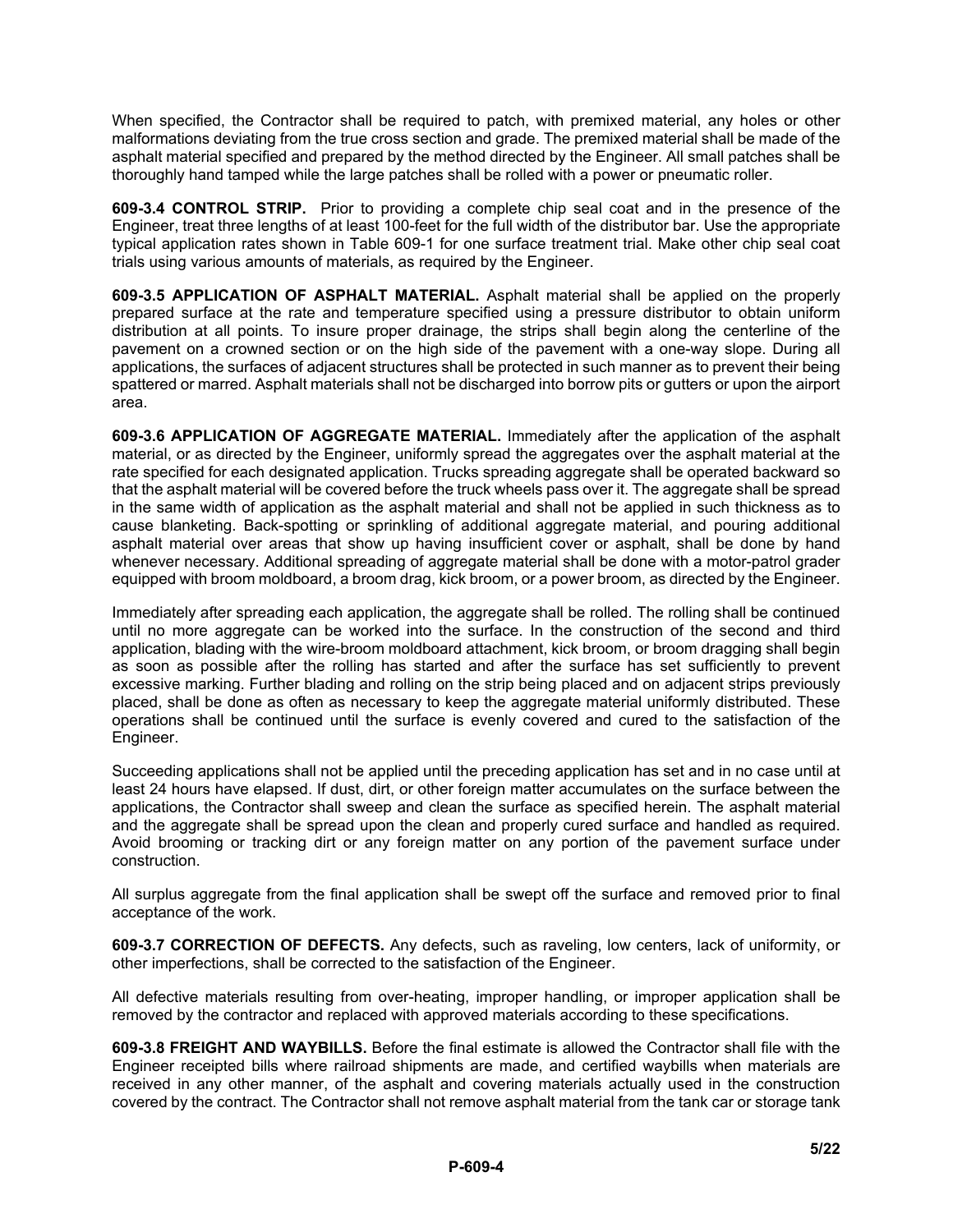When specified, the Contractor shall be required to patch, with premixed material, any holes or other malformations deviating from the true cross section and grade. The premixed material shall be made of the asphalt material specified and prepared by the method directed by the Engineer. All small patches shall be thoroughly hand tamped while the large patches shall be rolled with a power or pneumatic roller.

**609-3.4 CONTROL STRIP.** Prior to providing a complete chip seal coat and in the presence of the Engineer, treat three lengths of at least 100-feet for the full width of the distributor bar. Use the appropriate typical application rates shown in Table 609-1 for one surface treatment trial. Make other chip seal coat trials using various amounts of materials, as required by the Engineer.

**609-3.5 APPLICATION OF ASPHALT MATERIAL.** Asphalt material shall be applied on the properly prepared surface at the rate and temperature specified using a pressure distributor to obtain uniform distribution at all points. To insure proper drainage, the strips shall begin along the centerline of the pavement on a crowned section or on the high side of the pavement with a one-way slope. During all applications, the surfaces of adjacent structures shall be protected in such manner as to prevent their being spattered or marred. Asphalt materials shall not be discharged into borrow pits or gutters or upon the airport area.

**609-3.6 APPLICATION OF AGGREGATE MATERIAL.** Immediately after the application of the asphalt material, or as directed by the Engineer, uniformly spread the aggregates over the asphalt material at the rate specified for each designated application. Trucks spreading aggregate shall be operated backward so that the asphalt material will be covered before the truck wheels pass over it. The aggregate shall be spread in the same width of application as the asphalt material and shall not be applied in such thickness as to cause blanketing. Back-spotting or sprinkling of additional aggregate material, and pouring additional asphalt material over areas that show up having insufficient cover or asphalt, shall be done by hand whenever necessary. Additional spreading of aggregate material shall be done with a motor-patrol grader equipped with broom moldboard, a broom drag, kick broom, or a power broom, as directed by the Engineer.

Immediately after spreading each application, the aggregate shall be rolled. The rolling shall be continued until no more aggregate can be worked into the surface. In the construction of the second and third application, blading with the wire-broom moldboard attachment, kick broom, or broom dragging shall begin as soon as possible after the rolling has started and after the surface has set sufficiently to prevent excessive marking. Further blading and rolling on the strip being placed and on adjacent strips previously placed, shall be done as often as necessary to keep the aggregate material uniformly distributed. These operations shall be continued until the surface is evenly covered and cured to the satisfaction of the Engineer.

Succeeding applications shall not be applied until the preceding application has set and in no case until at least 24 hours have elapsed. If dust, dirt, or other foreign matter accumulates on the surface between the applications, the Contractor shall sweep and clean the surface as specified herein. The asphalt material and the aggregate shall be spread upon the clean and properly cured surface and handled as required. Avoid brooming or tracking dirt or any foreign matter on any portion of the pavement surface under construction.

All surplus aggregate from the final application shall be swept off the surface and removed prior to final acceptance of the work.

**609-3.7 CORRECTION OF DEFECTS.** Any defects, such as raveling, low centers, lack of uniformity, or other imperfections, shall be corrected to the satisfaction of the Engineer.

All defective materials resulting from over-heating, improper handling, or improper application shall be removed by the contractor and replaced with approved materials according to these specifications.

**609-3.8 FREIGHT AND WAYBILLS.** Before the final estimate is allowed the Contractor shall file with the Engineer receipted bills where railroad shipments are made, and certified waybills when materials are received in any other manner, of the asphalt and covering materials actually used in the construction covered by the contract. The Contractor shall not remove asphalt material from the tank car or storage tank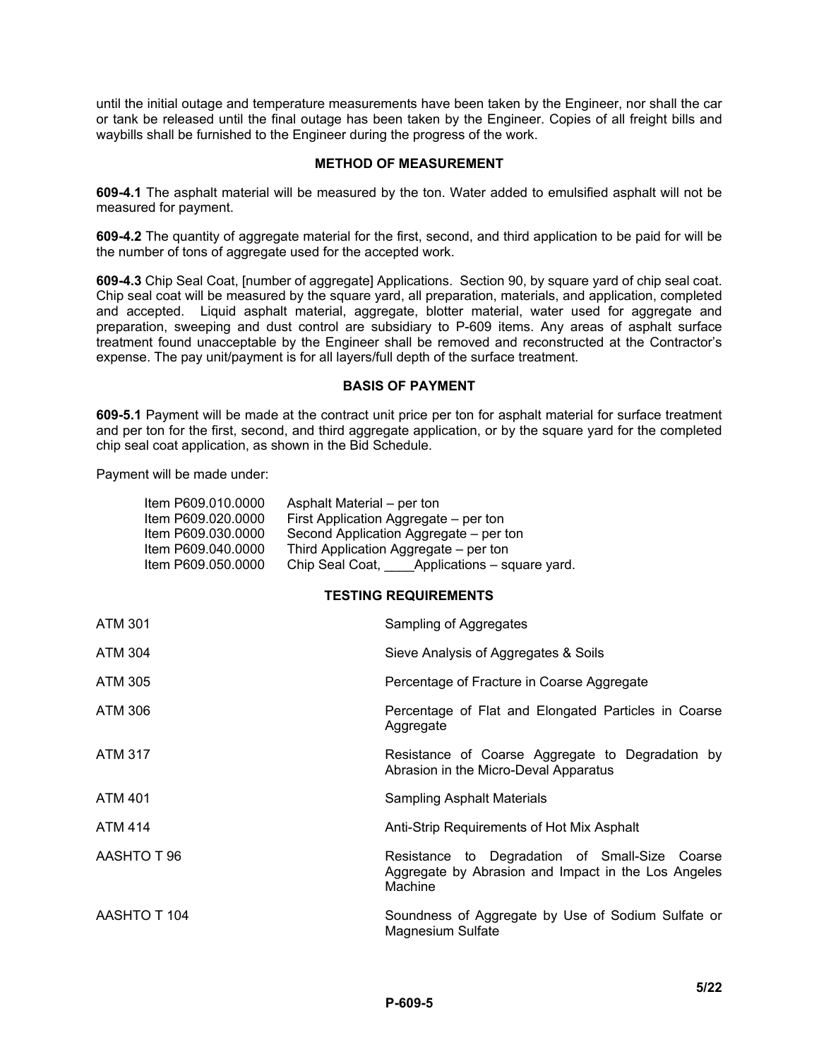until the initial outage and temperature measurements have been taken by the Engineer, nor shall the car or tank be released until the final outage has been taken by the Engineer. Copies of all freight bills and waybills shall be furnished to the Engineer during the progress of the work.

### METHOD OF MEASUREMENT

**609-4.1** The asphalt material will be measured by the ton. Water added to emulsified asphalt will not be measured for payment.

**609-4.2** The quantity of aggregate material for the first, second, and third application to be paid for will be the number of tons of aggregate used for the accepted work.

**609-4.3** Chip Seal Coat, [number of aggregate] Applications. Section 90, by square yard of chip seal coat. Chip seal coat will be measured by the square yard, all preparation, materials, and application, completed and accepted. Liquid asphalt material, aggregate, blotter material, water used for aggregate and preparation, sweeping and dust control are subsidiary to P-609 items. Any areas of asphalt surface treatment found unacceptable by the Engineer shall be removed and reconstructed at the Contractor's expense. The pay unit/payment is for all layers/full depth of the surface treatment.

### BASIS OF PAYMENT

**609-5.1** Payment will be made at the contract unit price per ton for asphalt material for surface treatment and per ton for the first, second, and third aggregate application, or by the square yard for the completed chip seal coat application, as shown in the Bid Schedule.

Payment will be made under:

| | |
|---|---|
| Item P609.010.0000 | Asphalt Material – per ton |
| Item P609.020.0000 | First Application Aggregate – per ton |
| Item P609.030.0000 | Second Application Aggregate – per ton |
| Item P609.040.0000 | Third Application Aggregate – per ton |
| Item P609.050.0000 | Chip Seal Coat, ____Applications – square yard. |

### TESTING REQUIREMENTS

| | |
|---|---|
| ATM 301 | Sampling of Aggregates |
| ATM 304 | Sieve Analysis of Aggregates & Soils |
| ATM 305 | Percentage of Fracture in Coarse Aggregate |
| ATM 306 | Percentage of Flat and Elongated Particles in Coarse Aggregate |
| ATM 317 | Resistance of Coarse Aggregate to Degradation by Abrasion in the Micro-Deval Apparatus |
| ATM 401 | Sampling Asphalt Materials |
| ATM 414 | Anti-Strip Requirements of Hot Mix Asphalt |
| AASHTO T 96 | Resistance to Degradation of Small-Size Coarse Aggregate by Abrasion and Impact in the Los Angeles Machine |
| AASHTO T 104 | Soundness of Aggregate by Use of Sodium Sulfate or Magnesium Sulfate |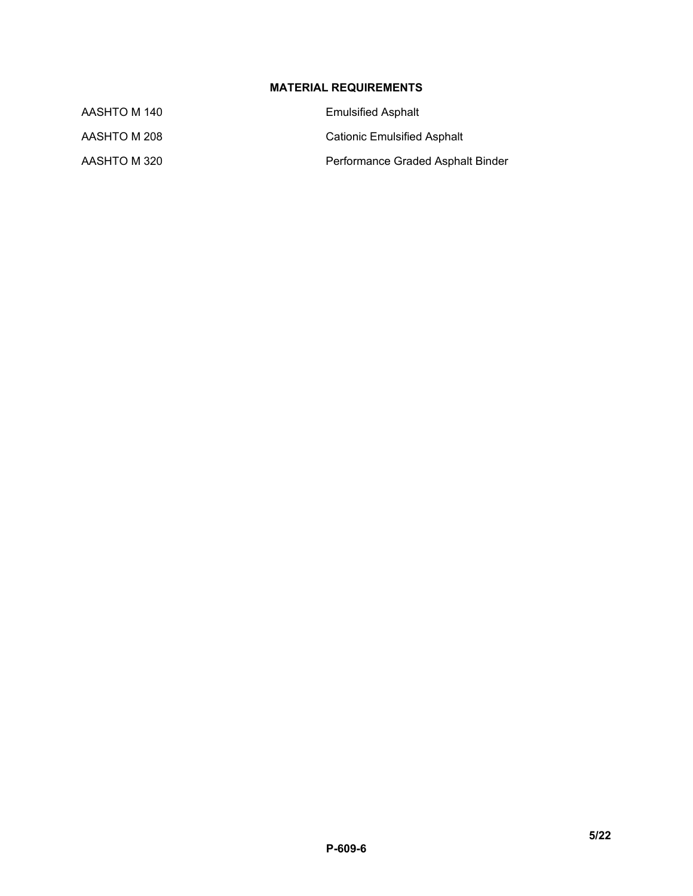**MATERIAL REQUIREMENTS**

| | |
|---|---|
| AASHTO M 140 | Emulsified Asphalt |
| AASHTO M 208 | Cationic Emulsified Asphalt |
| AASHTO M 320 | Performance Graded Asphalt Binder |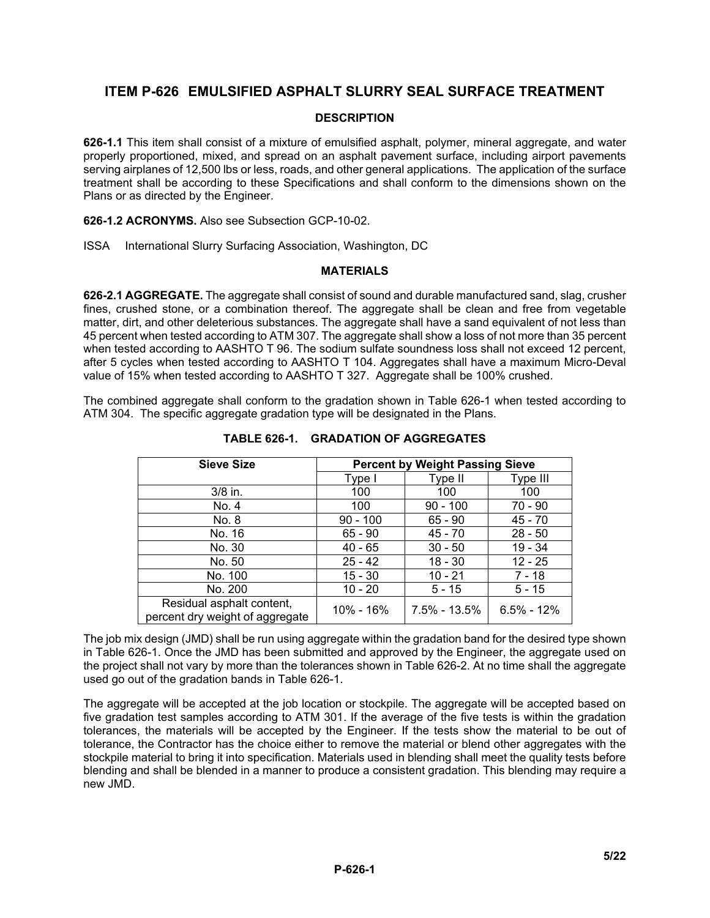# ITEM P-626 EMULSIFIED ASPHALT SLURRY SEAL SURFACE TREATMENT

## DESCRIPTION

**626-1.1** This item shall consist of a mixture of emulsified asphalt, polymer, mineral aggregate, and water properly proportioned, mixed, and spread on an asphalt pavement surface, including airport pavements serving airplanes of 12,500 lbs or less, roads, and other general applications. The application of the surface treatment shall be according to these Specifications and shall conform to the dimensions shown on the Plans or as directed by the Engineer.

**626-1.2 ACRONYMS.** Also see Subsection GCP-10-02.

ISSA International Slurry Surfacing Association, Washington, DC

## MATERIALS

**626-2.1 AGGREGATE.** The aggregate shall consist of sound and durable manufactured sand, slag, crusher fines, crushed stone, or a combination thereof. The aggregate shall be clean and free from vegetable matter, dirt, and other deleterious substances. The aggregate shall have a sand equivalent of not less than 45 percent when tested according to ATM 307. The aggregate shall show a loss of not more than 35 percent when tested according to AASHTO T 96. The sodium sulfate soundness loss shall not exceed 12 percent, after 5 cycles when tested according to AASHTO T 104. Aggregates shall have a maximum Micro-Deval value of 15% when tested according to AASHTO T 327. Aggregate shall be 100% crushed.

The combined aggregate shall conform to the gradation shown in Table 626-1 when tested according to ATM 304. The specific aggregate gradation type will be designated in the Plans.

**TABLE 626-1. GRADATION OF AGGREGATES**

| Sieve Size | Percent by Weight Passing Sieve | | |
|---|---|---|---|
| | Type I | Type II | Type III |
| 3/8 in. | 100 | 100 | 100 |
| No. 4 | 100 | 90 - 100 | 70 - 90 |
| No. 8 | 90 - 100 | 65 - 90 | 45 - 70 |
| No. 16 | 65 - 90 | 45 - 70 | 28 - 50 |
| No. 30 | 40 - 65 | 30 - 50 | 19 - 34 |
| No. 50 | 25 - 42 | 18 - 30 | 12 - 25 |
| No. 100 | 15 - 30 | 10 - 21 | 7 - 18 |
| No. 200 | 10 - 20 | 5 - 15 | 5 - 15 |
| Residual asphalt content, percent dry weight of aggregate | 10% - 16% | 7.5% - 13.5% | 6.5% - 12% |

The job mix design (JMD) shall be run using aggregate within the gradation band for the desired type shown in Table 626-1. Once the JMD has been submitted and approved by the Engineer, the aggregate used on the project shall not vary by more than the tolerances shown in Table 626-2. At no time shall the aggregate used go out of the gradation bands in Table 626-1.

The aggregate will be accepted at the job location or stockpile. The aggregate will be accepted based on five gradation test samples according to ATM 301. If the average of the five tests is within the gradation tolerances, the materials will be accepted by the Engineer. If the tests show the material to be out of tolerance, the Contractor has the choice either to remove the material or blend other aggregates with the stockpile material to bring it into specification. Materials used in blending shall meet the quality tests before blending and shall be blended in a manner to produce a consistent gradation. This blending may require a new JMD.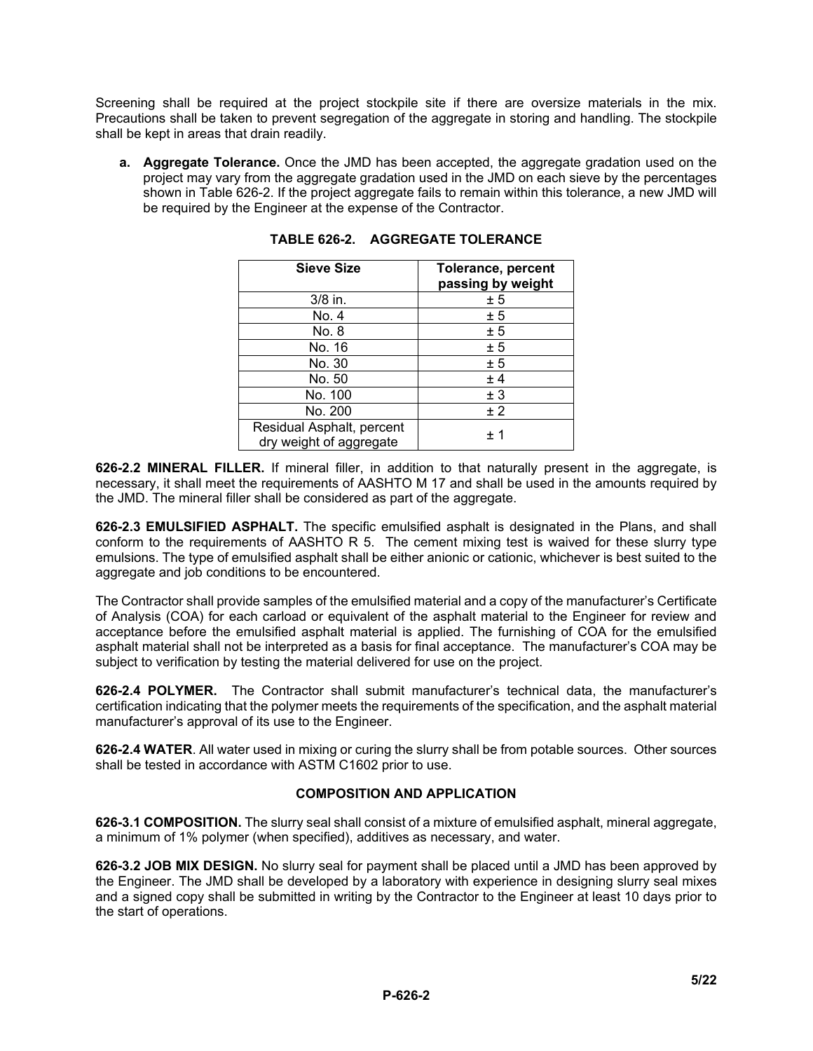Screening shall be required at the project stockpile site if there are oversize materials in the mix. Precautions shall be taken to prevent segregation of the aggregate in storing and handling. The stockpile shall be kept in areas that drain readily.

**a. Aggregate Tolerance.** Once the JMD has been accepted, the aggregate gradation used on the project may vary from the aggregate gradation used in the JMD on each sieve by the percentages shown in Table 626-2. If the project aggregate fails to remain within this tolerance, a new JMD will be required by the Engineer at the expense of the Contractor.

**TABLE 626-2. AGGREGATE TOLERANCE**

| Sieve Size | Tolerance, percent passing by weight |
|---|---|
| 3/8 in. | ± 5 |
| No. 4 | ± 5 |
| No. 8 | ± 5 |
| No. 16 | ± 5 |
| No. 30 | ± 5 |
| No. 50 | ± 4 |
| No. 100 | ± 3 |
| No. 200 | ± 2 |
| Residual Asphalt, percent dry weight of aggregate | ± 1 |

**626-2.2 MINERAL FILLER.** If mineral filler, in addition to that naturally present in the aggregate, is necessary, it shall meet the requirements of AASHTO M 17 and shall be used in the amounts required by the JMD. The mineral filler shall be considered as part of the aggregate.

**626-2.3 EMULSIFIED ASPHALT.** The specific emulsified asphalt is designated in the Plans, and shall conform to the requirements of AASHTO R 5. The cement mixing test is waived for these slurry type emulsions. The type of emulsified asphalt shall be either anionic or cationic, whichever is best suited to the aggregate and job conditions to be encountered.

The Contractor shall provide samples of the emulsified material and a copy of the manufacturer's Certificate of Analysis (COA) for each carload or equivalent of the asphalt material to the Engineer for review and acceptance before the emulsified asphalt material is applied. The furnishing of COA for the emulsified asphalt material shall not be interpreted as a basis for final acceptance. The manufacturer's COA may be subject to verification by testing the material delivered for use on the project.

**626-2.4 POLYMER.** The Contractor shall submit manufacturer's technical data, the manufacturer's certification indicating that the polymer meets the requirements of the specification, and the asphalt material manufacturer's approval of its use to the Engineer.

**626-2.4 WATER**. All water used in mixing or curing the slurry shall be from potable sources. Other sources shall be tested in accordance with ASTM C1602 prior to use.

## COMPOSITION AND APPLICATION

**626-3.1 COMPOSITION.** The slurry seal shall consist of a mixture of emulsified asphalt, mineral aggregate, a minimum of 1% polymer (when specified), additives as necessary, and water.

**626-3.2 JOB MIX DESIGN.** No slurry seal for payment shall be placed until a JMD has been approved by the Engineer. The JMD shall be developed by a laboratory with experience in designing slurry seal mixes and a signed copy shall be submitted in writing by the Contractor to the Engineer at least 10 days prior to the start of operations.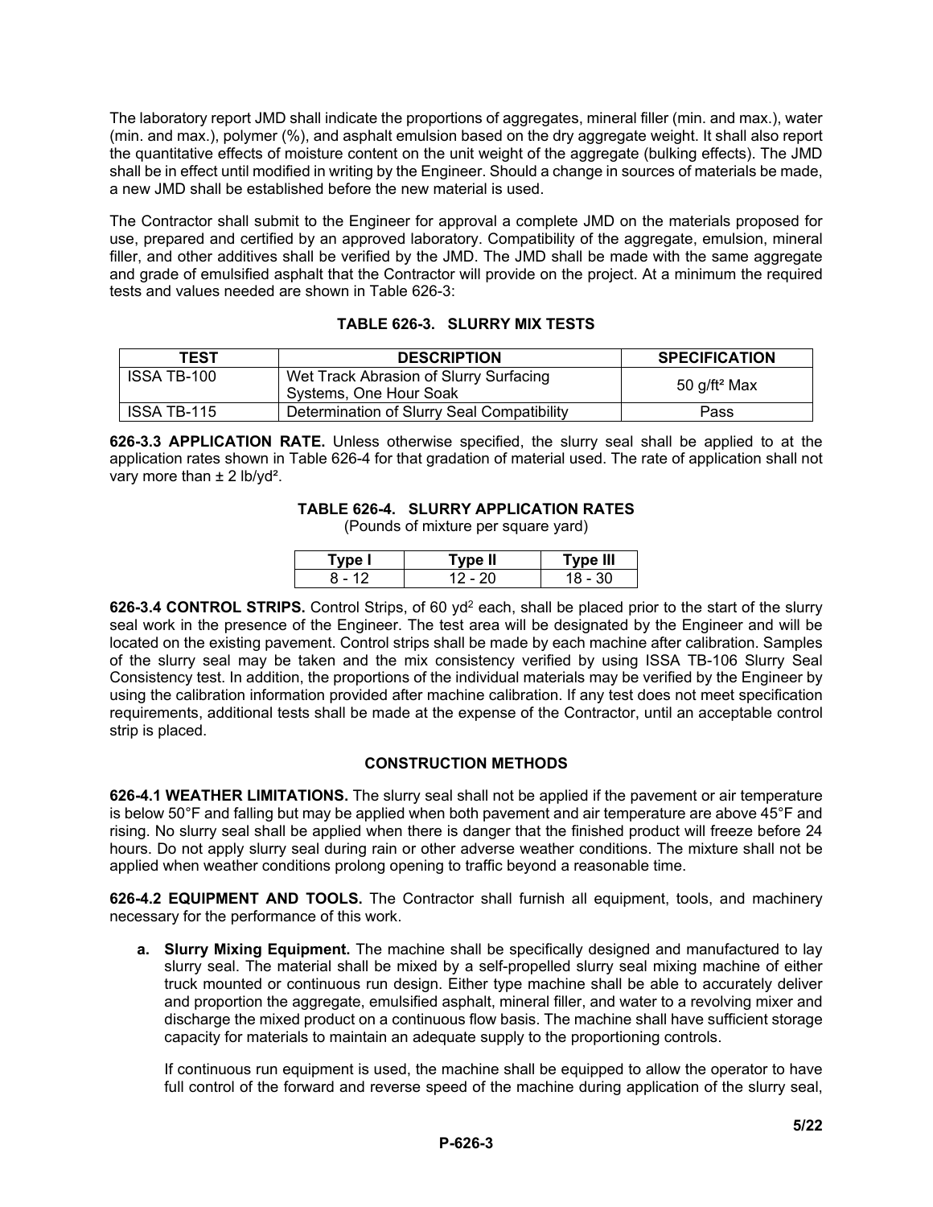The laboratory report JMD shall indicate the proportions of aggregates, mineral filler (min. and max.), water (min. and max.), polymer (%), and asphalt emulsion based on the dry aggregate weight. It shall also report the quantitative effects of moisture content on the unit weight of the aggregate (bulking effects). The JMD shall be in effect until modified in writing by the Engineer. Should a change in sources of materials be made, a new JMD shall be established before the new material is used.

The Contractor shall submit to the Engineer for approval a complete JMD on the materials proposed for use, prepared and certified by an approved laboratory. Compatibility of the aggregate, emulsion, mineral filler, and other additives shall be verified by the JMD. The JMD shall be made with the same aggregate and grade of emulsified asphalt that the Contractor will provide on the project. At a minimum the required tests and values needed are shown in Table 626-3:

**TABLE 626-3. SLURRY MIX TESTS**

| TEST | DESCRIPTION | SPECIFICATION |
|---|---|---|
| ISSA TB-100 | Wet Track Abrasion of Slurry Surfacing Systems, One Hour Soak | 50 g/ft² Max |
| ISSA TB-115 | Determination of Slurry Seal Compatibility | Pass |

**626-3.3 APPLICATION RATE.** Unless otherwise specified, the slurry seal shall be applied to at the application rates shown in Table 626-4 for that gradation of material used. The rate of application shall not vary more than ± 2 lb/yd².

**TABLE 626-4. SLURRY APPLICATION RATES**
(Pounds of mixture per square yard)

| Type I | Type II | Type III |
|---|---|---|
| 8 - 12 | 12 - 20 | 18 - 30 |

**626-3.4 CONTROL STRIPS.** Control Strips, of 60 yd² each, shall be placed prior to the start of the slurry seal work in the presence of the Engineer. The test area will be designated by the Engineer and will be located on the existing pavement. Control strips shall be made by each machine after calibration. Samples of the slurry seal may be taken and the mix consistency verified by using ISSA TB-106 Slurry Seal Consistency test. In addition, the proportions of the individual materials may be verified by the Engineer by using the calibration information provided after machine calibration. If any test does not meet specification requirements, additional tests shall be made at the expense of the Contractor, until an acceptable control strip is placed.

## CONSTRUCTION METHODS

**626-4.1 WEATHER LIMITATIONS.** The slurry seal shall not be applied if the pavement or air temperature is below 50°F and falling but may be applied when both pavement and air temperature are above 45°F and rising. No slurry seal shall be applied when there is danger that the finished product will freeze before 24 hours. Do not apply slurry seal during rain or other adverse weather conditions. The mixture shall not be applied when weather conditions prolong opening to traffic beyond a reasonable time.

**626-4.2 EQUIPMENT AND TOOLS.** The Contractor shall furnish all equipment, tools, and machinery necessary for the performance of this work.

**a. Slurry Mixing Equipment.** The machine shall be specifically designed and manufactured to lay slurry seal. The material shall be mixed by a self-propelled slurry seal mixing machine of either truck mounted or continuous run design. Either type machine shall be able to accurately deliver and proportion the aggregate, emulsified asphalt, mineral filler, and water to a revolving mixer and discharge the mixed product on a continuous flow basis. The machine shall have sufficient storage capacity for materials to maintain an adequate supply to the proportioning controls.

If continuous run equipment is used, the machine shall be equipped to allow the operator to have full control of the forward and reverse speed of the machine during application of the slurry seal,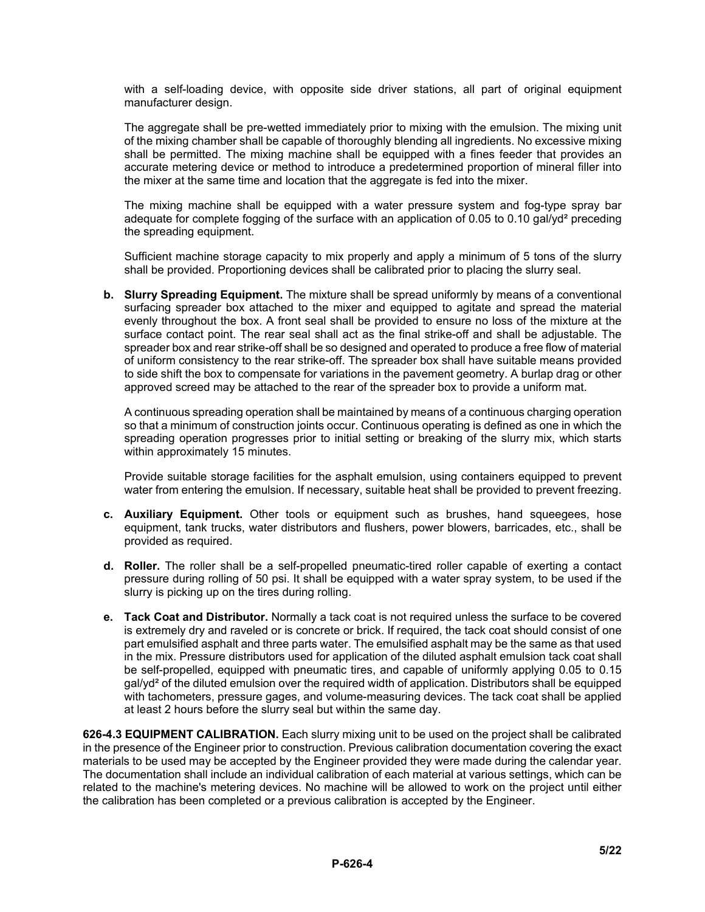with a self-loading device, with opposite side driver stations, all part of original equipment manufacturer design.

The aggregate shall be pre-wetted immediately prior to mixing with the emulsion. The mixing unit of the mixing chamber shall be capable of thoroughly blending all ingredients. No excessive mixing shall be permitted. The mixing machine shall be equipped with a fines feeder that provides an accurate metering device or method to introduce a predetermined proportion of mineral filler into the mixer at the same time and location that the aggregate is fed into the mixer.

The mixing machine shall be equipped with a water pressure system and fog-type spray bar adequate for complete fogging of the surface with an application of 0.05 to 0.10 gal/yd² preceding the spreading equipment.

Sufficient machine storage capacity to mix properly and apply a minimum of 5 tons of the slurry shall be provided. Proportioning devices shall be calibrated prior to placing the slurry seal.

**b. Slurry Spreading Equipment.** The mixture shall be spread uniformly by means of a conventional surfacing spreader box attached to the mixer and equipped to agitate and spread the material evenly throughout the box. A front seal shall be provided to ensure no loss of the mixture at the surface contact point. The rear seal shall act as the final strike-off and shall be adjustable. The spreader box and rear strike-off shall be so designed and operated to produce a free flow of material of uniform consistency to the rear strike-off. The spreader box shall have suitable means provided to side shift the box to compensate for variations in the pavement geometry. A burlap drag or other approved screed may be attached to the rear of the spreader box to provide a uniform mat.

A continuous spreading operation shall be maintained by means of a continuous charging operation so that a minimum of construction joints occur. Continuous operating is defined as one in which the spreading operation progresses prior to initial setting or breaking of the slurry mix, which starts within approximately 15 minutes.

Provide suitable storage facilities for the asphalt emulsion, using containers equipped to prevent water from entering the emulsion. If necessary, suitable heat shall be provided to prevent freezing.

**c. Auxiliary Equipment.** Other tools or equipment such as brushes, hand squeegees, hose equipment, tank trucks, water distributors and flushers, power blowers, barricades, etc., shall be provided as required.

**d. Roller.** The roller shall be a self-propelled pneumatic-tired roller capable of exerting a contact pressure during rolling of 50 psi. It shall be equipped with a water spray system, to be used if the slurry is picking up on the tires during rolling.

**e. Tack Coat and Distributor.** Normally a tack coat is not required unless the surface to be covered is extremely dry and raveled or is concrete or brick. If required, the tack coat should consist of one part emulsified asphalt and three parts water. The emulsified asphalt may be the same as that used in the mix. Pressure distributors used for application of the diluted asphalt emulsion tack coat shall be self-propelled, equipped with pneumatic tires, and capable of uniformly applying 0.05 to 0.15 gal/yd² of the diluted emulsion over the required width of application. Distributors shall be equipped with tachometers, pressure gages, and volume-measuring devices. The tack coat shall be applied at least 2 hours before the slurry seal but within the same day.

**626-4.3 EQUIPMENT CALIBRATION.** Each slurry mixing unit to be used on the project shall be calibrated in the presence of the Engineer prior to construction. Previous calibration documentation covering the exact materials to be used may be accepted by the Engineer provided they were made during the calendar year. The documentation shall include an individual calibration of each material at various settings, which can be related to the machine's metering devices. No machine will be allowed to work on the project until either the calibration has been completed or a previous calibration is accepted by the Engineer.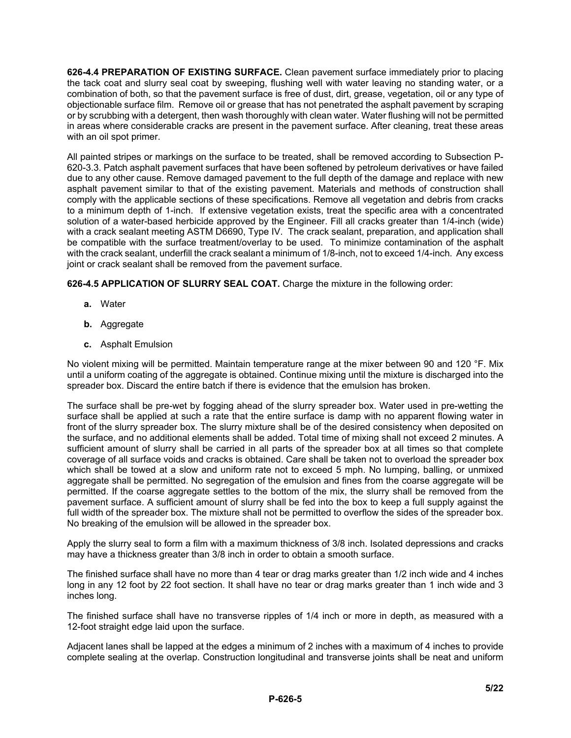**626-4.4 PREPARATION OF EXISTING SURFACE.** Clean pavement surface immediately prior to placing the tack coat and slurry seal coat by sweeping, flushing well with water leaving no standing water, or a combination of both, so that the pavement surface is free of dust, dirt, grease, vegetation, oil or any type of objectionable surface film. Remove oil or grease that has not penetrated the asphalt pavement by scraping or by scrubbing with a detergent, then wash thoroughly with clean water. Water flushing will not be permitted in areas where considerable cracks are present in the pavement surface. After cleaning, treat these areas with an oil spot primer.

All painted stripes or markings on the surface to be treated, shall be removed according to Subsection P-620-3.3. Patch asphalt pavement surfaces that have been softened by petroleum derivatives or have failed due to any other cause. Remove damaged pavement to the full depth of the damage and replace with new asphalt pavement similar to that of the existing pavement. Materials and methods of construction shall comply with the applicable sections of these specifications. Remove all vegetation and debris from cracks to a minimum depth of 1-inch. If extensive vegetation exists, treat the specific area with a concentrated solution of a water-based herbicide approved by the Engineer. Fill all cracks greater than 1/4-inch (wide) with a crack sealant meeting ASTM D6690, Type IV. The crack sealant, preparation, and application shall be compatible with the surface treatment/overlay to be used. To minimize contamination of the asphalt with the crack sealant, underfill the crack sealant a minimum of 1/8-inch, not to exceed 1/4-inch. Any excess joint or crack sealant shall be removed from the pavement surface.

**626-4.5 APPLICATION OF SLURRY SEAL COAT.** Charge the mixture in the following order:

- **a.** Water
- **b.** Aggregate
- **c.** Asphalt Emulsion

No violent mixing will be permitted. Maintain temperature range at the mixer between 90 and 120 °F. Mix until a uniform coating of the aggregate is obtained. Continue mixing until the mixture is discharged into the spreader box. Discard the entire batch if there is evidence that the emulsion has broken.

The surface shall be pre-wet by fogging ahead of the slurry spreader box. Water used in pre-wetting the surface shall be applied at such a rate that the entire surface is damp with no apparent flowing water in front of the slurry spreader box. The slurry mixture shall be of the desired consistency when deposited on the surface, and no additional elements shall be added. Total time of mixing shall not exceed 2 minutes. A sufficient amount of slurry shall be carried in all parts of the spreader box at all times so that complete coverage of all surface voids and cracks is obtained. Care shall be taken not to overload the spreader box which shall be towed at a slow and uniform rate not to exceed 5 mph. No lumping, balling, or unmixed aggregate shall be permitted. No segregation of the emulsion and fines from the coarse aggregate will be permitted. If the coarse aggregate settles to the bottom of the mix, the slurry shall be removed from the pavement surface. A sufficient amount of slurry shall be fed into the box to keep a full supply against the full width of the spreader box. The mixture shall not be permitted to overflow the sides of the spreader box. No breaking of the emulsion will be allowed in the spreader box.

Apply the slurry seal to form a film with a maximum thickness of 3/8 inch. Isolated depressions and cracks may have a thickness greater than 3/8 inch in order to obtain a smooth surface.

The finished surface shall have no more than 4 tear or drag marks greater than 1/2 inch wide and 4 inches long in any 12 foot by 22 foot section. It shall have no tear or drag marks greater than 1 inch wide and 3 inches long.

The finished surface shall have no transverse ripples of 1/4 inch or more in depth, as measured with a 12-foot straight edge laid upon the surface.

Adjacent lanes shall be lapped at the edges a minimum of 2 inches with a maximum of 4 inches to provide complete sealing at the overlap. Construction longitudinal and transverse joints shall be neat and uniform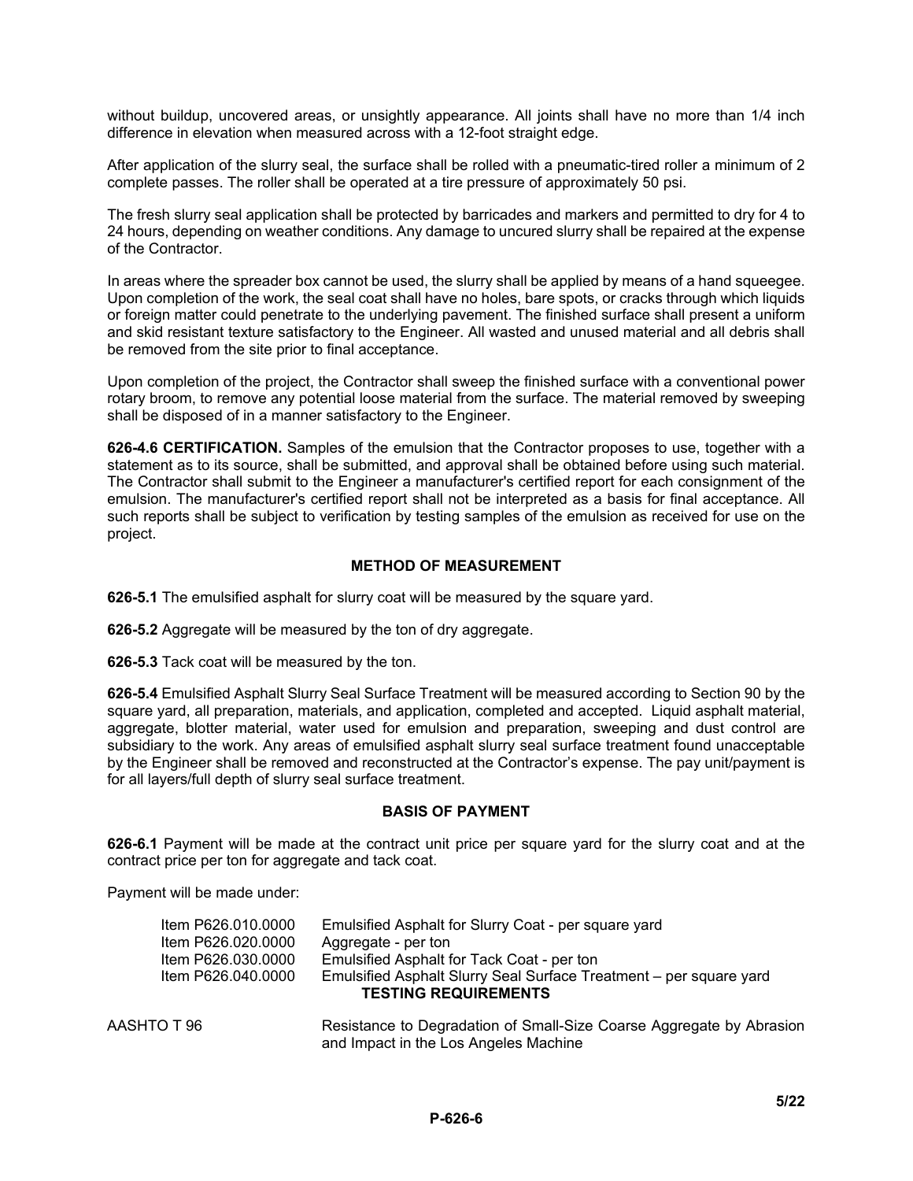without buildup, uncovered areas, or unsightly appearance. All joints shall have no more than 1/4 inch difference in elevation when measured across with a 12-foot straight edge.

After application of the slurry seal, the surface shall be rolled with a pneumatic-tired roller a minimum of 2 complete passes. The roller shall be operated at a tire pressure of approximately 50 psi.

The fresh slurry seal application shall be protected by barricades and markers and permitted to dry for 4 to 24 hours, depending on weather conditions. Any damage to uncured slurry shall be repaired at the expense of the Contractor.

In areas where the spreader box cannot be used, the slurry shall be applied by means of a hand squeegee. Upon completion of the work, the seal coat shall have no holes, bare spots, or cracks through which liquids or foreign matter could penetrate to the underlying pavement. The finished surface shall present a uniform and skid resistant texture satisfactory to the Engineer. All wasted and unused material and all debris shall be removed from the site prior to final acceptance.

Upon completion of the project, the Contractor shall sweep the finished surface with a conventional power rotary broom, to remove any potential loose material from the surface. The material removed by sweeping shall be disposed of in a manner satisfactory to the Engineer.

**626-4.6 CERTIFICATION.** Samples of the emulsion that the Contractor proposes to use, together with a statement as to its source, shall be submitted, and approval shall be obtained before using such material. The Contractor shall submit to the Engineer a manufacturer's certified report for each consignment of the emulsion. The manufacturer's certified report shall not be interpreted as a basis for final acceptance. All such reports shall be subject to verification by testing samples of the emulsion as received for use on the project.

## METHOD OF MEASUREMENT

**626-5.1** The emulsified asphalt for slurry coat will be measured by the square yard.

**626-5.2** Aggregate will be measured by the ton of dry aggregate.

**626-5.3** Tack coat will be measured by the ton.

**626-5.4** Emulsified Asphalt Slurry Seal Surface Treatment will be measured according to Section 90 by the square yard, all preparation, materials, and application, completed and accepted. Liquid asphalt material, aggregate, blotter material, water used for emulsion and preparation, sweeping and dust control are subsidiary to the work. Any areas of emulsified asphalt slurry seal surface treatment found unacceptable by the Engineer shall be removed and reconstructed at the Contractor's expense. The pay unit/payment is for all layers/full depth of slurry seal surface treatment.

## BASIS OF PAYMENT

**626-6.1** Payment will be made at the contract unit price per square yard for the slurry coat and at the contract price per ton for aggregate and tack coat.

Payment will be made under:

| | |
|---|---|
| Item P626.010.0000 | Emulsified Asphalt for Slurry Coat - per square yard |
| Item P626.020.0000 | Aggregate - per ton |
| Item P626.030.0000 | Emulsified Asphalt for Tack Coat - per ton |
| Item P626.040.0000 | Emulsified Asphalt Slurry Seal Surface Treatment – per square yard |

## TESTING REQUIREMENTS

| | |
|---|---|
| AASHTO T 96 | Resistance to Degradation of Small-Size Coarse Aggregate by Abrasion and Impact in the Los Angeles Machine |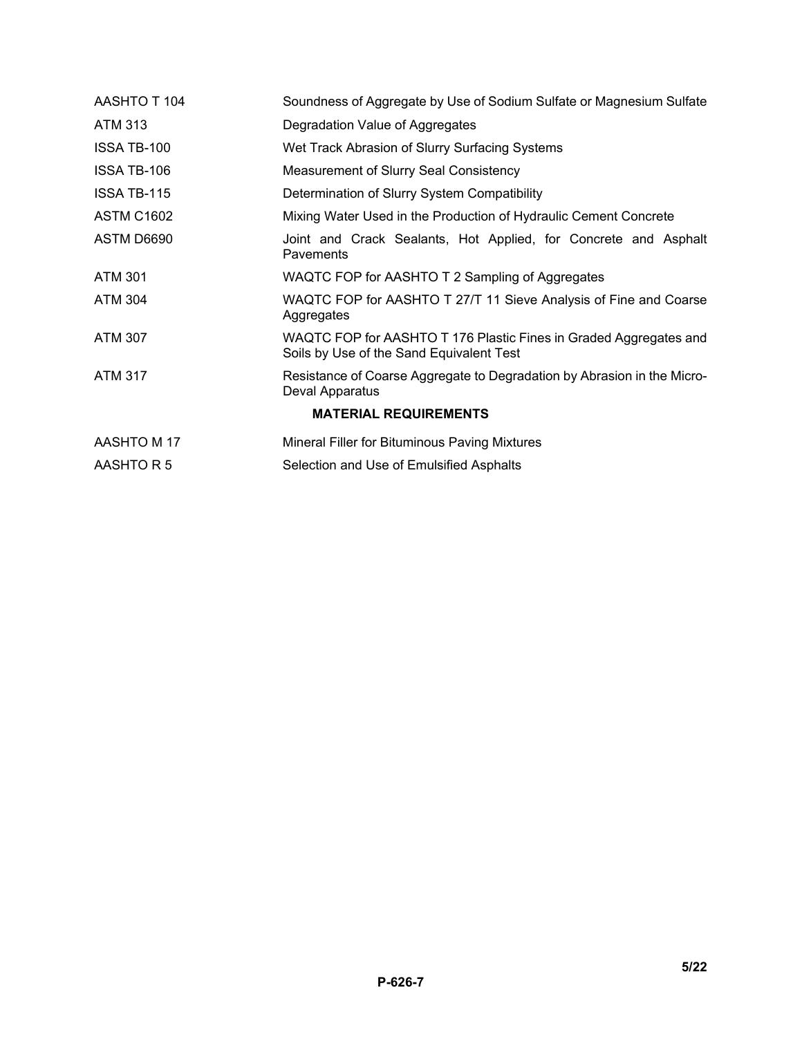| | |
|---|---|
| AASHTO T 104 | Soundness of Aggregate by Use of Sodium Sulfate or Magnesium Sulfate |
| ATM 313 | Degradation Value of Aggregates |
| ISSA TB-100 | Wet Track Abrasion of Slurry Surfacing Systems |
| ISSA TB-106 | Measurement of Slurry Seal Consistency |
| ISSA TB-115 | Determination of Slurry System Compatibility |
| ASTM C1602 | Mixing Water Used in the Production of Hydraulic Cement Concrete |
| ASTM D6690 | Joint and Crack Sealants, Hot Applied, for Concrete and Asphalt Pavements |
| ATM 301 | WAQTC FOP for AASHTO T 2 Sampling of Aggregates |
| ATM 304 | WAQTC FOP for AASHTO T 27/T 11 Sieve Analysis of Fine and Coarse Aggregates |
| ATM 307 | WAQTC FOP for AASHTO T 176 Plastic Fines in Graded Aggregates and Soils by Use of the Sand Equivalent Test |
| ATM 317 | Resistance of Coarse Aggregate to Degradation by Abrasion in the Micro-Deval Apparatus |

**MATERIAL REQUIREMENTS**

| | |
|---|---|
| AASHTO M 17 | Mineral Filler for Bituminous Paving Mixtures |
| AASHTO R 5 | Selection and Use of Emulsified Asphalts |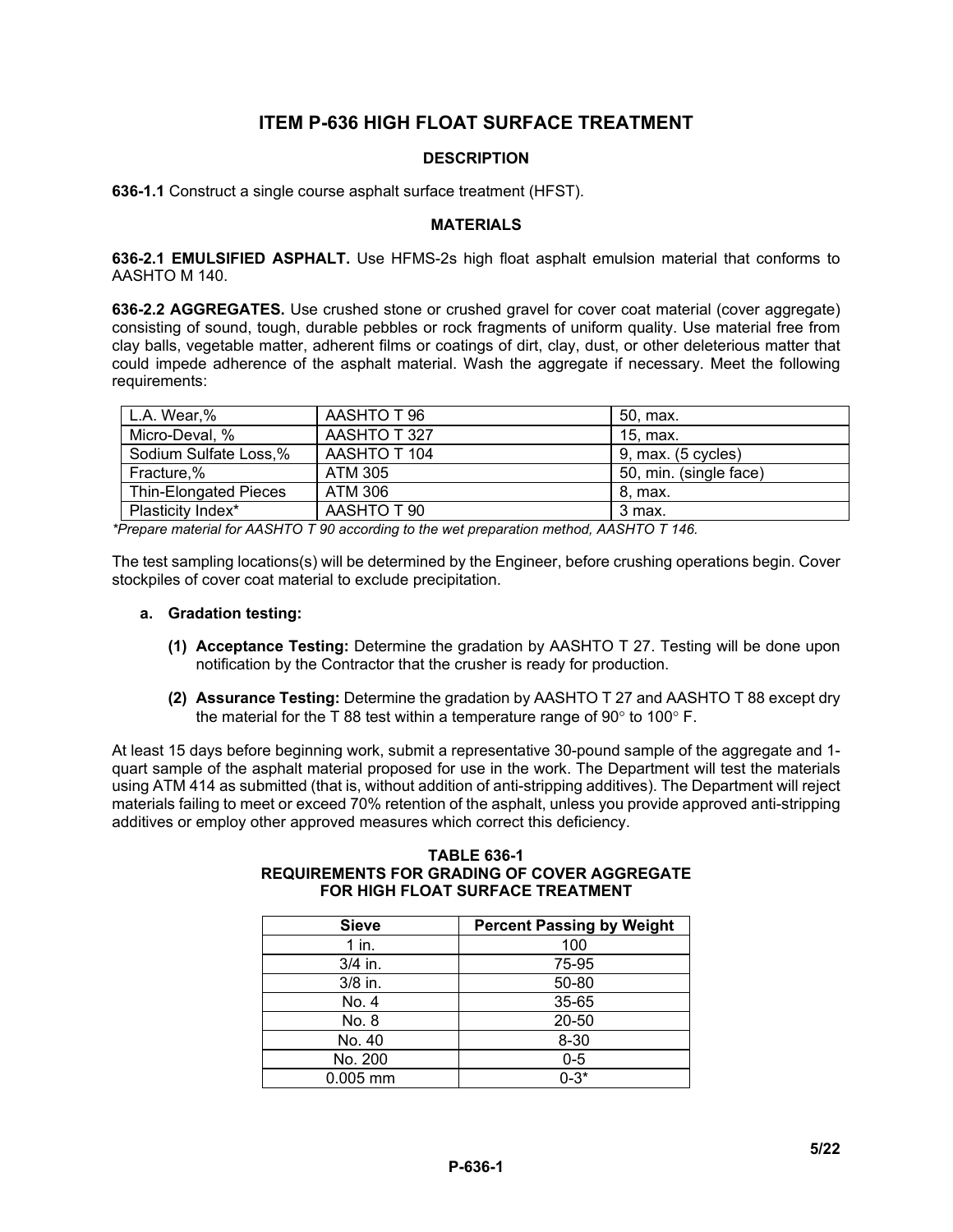# ITEM P-636 HIGH FLOAT SURFACE TREATMENT

## DESCRIPTION

**636-1.1** Construct a single course asphalt surface treatment (HFST).

## MATERIALS

**636-2.1 EMULSIFIED ASPHALT.** Use HFMS-2s high float asphalt emulsion material that conforms to AASHTO M 140.

**636-2.2 AGGREGATES.** Use crushed stone or crushed gravel for cover coat material (cover aggregate) consisting of sound, tough, durable pebbles or rock fragments of uniform quality. Use material free from clay balls, vegetable matter, adherent films or coatings of dirt, clay, dust, or other deleterious matter that could impede adherence of the asphalt material. Wash the aggregate if necessary. Meet the following requirements:

| | | |
|---|---|---|
| L.A. Wear,% | AASHTO T 96 | 50, max. |
| Micro-Deval, % | AASHTO T 327 | 15, max. |
| Sodium Sulfate Loss,% | AASHTO T 104 | 9, max. (5 cycles) |
| Fracture,% | ATM 305 | 50, min. (single face) |
| Thin-Elongated Pieces | ATM 306 | 8, max. |
| Plasticity Index* | AASHTO T 90 | 3 max. |

*\*Prepare material for AASHTO T 90 according to the wet preparation method, AASHTO T 146.*

The test sampling locations(s) will be determined by the Engineer, before crushing operations begin. Cover stockpiles of cover coat material to exclude precipitation.

**a. Gradation testing:**

**(1) Acceptance Testing:** Determine the gradation by AASHTO T 27. Testing will be done upon notification by the Contractor that the crusher is ready for production.

**(2) Assurance Testing:** Determine the gradation by AASHTO T 27 and AASHTO T 88 except dry the material for the T 88 test within a temperature range of 90° to 100° F.

At least 15 days before beginning work, submit a representative 30-pound sample of the aggregate and 1-quart sample of the asphalt material proposed for use in the work. The Department will test the materials using ATM 414 as submitted (that is, without addition of anti-stripping additives). The Department will reject materials failing to meet or exceed 70% retention of the asphalt, unless you provide approved anti-stripping additives or employ other approved measures which correct this deficiency.

**TABLE 636-1**
**REQUIREMENTS FOR GRADING OF COVER AGGREGATE FOR HIGH FLOAT SURFACE TREATMENT**

| Sieve | Percent Passing by Weight |
|---|---|
| 1 in. | 100 |
| 3/4 in. | 75-95 |
| 3/8 in. | 50-80 |
| No. 4 | 35-65 |
| No. 8 | 20-50 |
| No. 40 | 8-30 |
| No. 200 | 0-5 |
| 0.005 mm | 0-3* |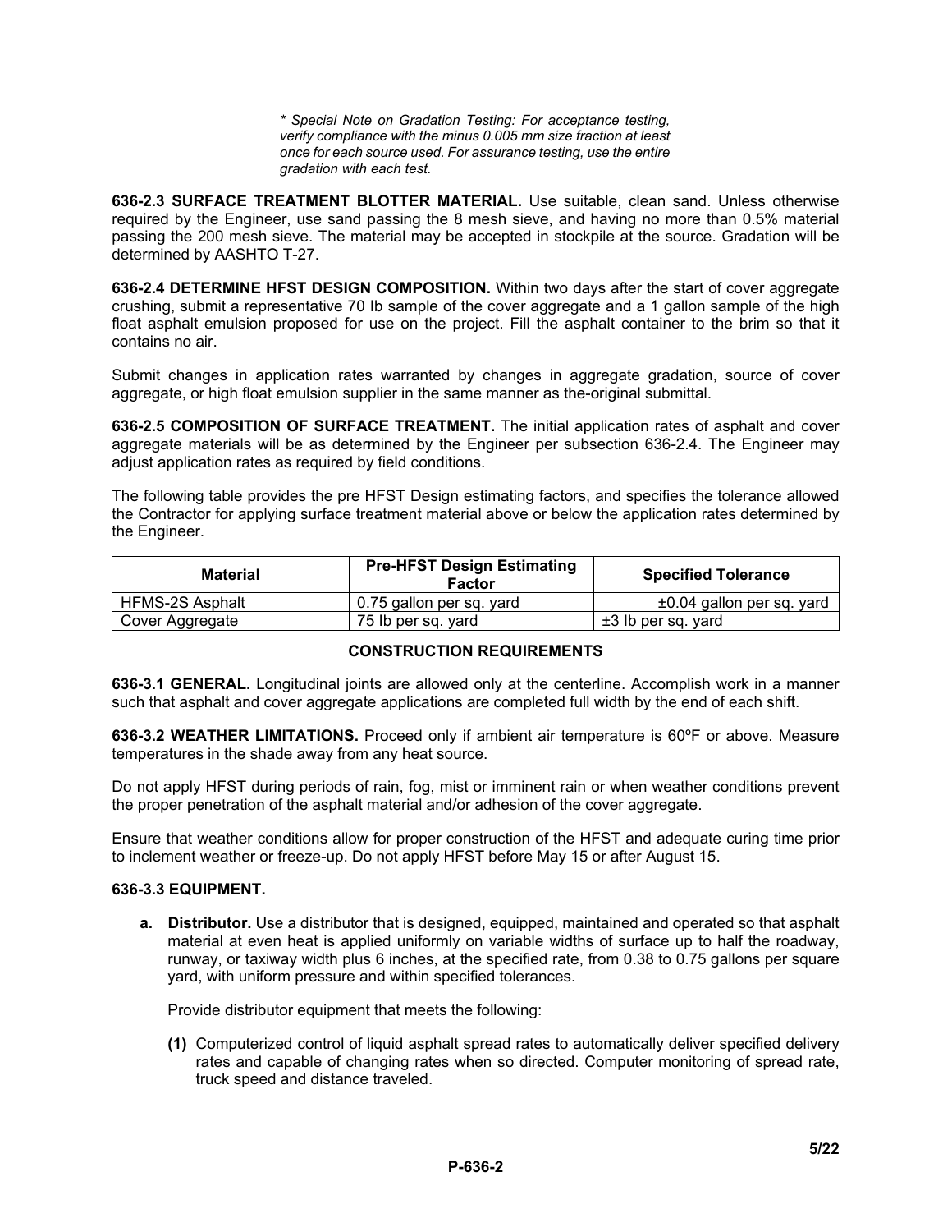*\* Special Note on Gradation Testing: For acceptance testing, verify compliance with the minus 0.005 mm size fraction at least once for each source used. For assurance testing, use the entire gradation with each test.*

**636-2.3 SURFACE TREATMENT BLOTTER MATERIAL.** Use suitable, clean sand. Unless otherwise required by the Engineer, use sand passing the 8 mesh sieve, and having no more than 0.5% material passing the 200 mesh sieve. The material may be accepted in stockpile at the source. Gradation will be determined by AASHTO T-27.

**636-2.4 DETERMINE HFST DESIGN COMPOSITION.** Within two days after the start of cover aggregate crushing, submit a representative 70 lb sample of the cover aggregate and a 1 gallon sample of the high float asphalt emulsion proposed for use on the project. Fill the asphalt container to the brim so that it contains no air.

Submit changes in application rates warranted by changes in aggregate gradation, source of cover aggregate, or high float emulsion supplier in the same manner as the-original submittal.

**636-2.5 COMPOSITION OF SURFACE TREATMENT.** The initial application rates of asphalt and cover aggregate materials will be as determined by the Engineer per subsection 636-2.4. The Engineer may adjust application rates as required by field conditions.

The following table provides the pre HFST Design estimating factors, and specifies the tolerance allowed the Contractor for applying surface treatment material above or below the application rates determined by the Engineer.

| Material | Pre-HFST Design Estimating Factor | Specified Tolerance |
|---|---|---|
| HFMS-2S Asphalt | 0.75 gallon per sq. yard | ±0.04 gallon per sq. yard |
| Cover Aggregate | 75 lb per sq. yard | ±3 lb per sq. yard |

## CONSTRUCTION REQUIREMENTS

**636-3.1 GENERAL.** Longitudinal joints are allowed only at the centerline. Accomplish work in a manner such that asphalt and cover aggregate applications are completed full width by the end of each shift.

**636-3.2 WEATHER LIMITATIONS.** Proceed only if ambient air temperature is 60ºF or above. Measure temperatures in the shade away from any heat source.

Do not apply HFST during periods of rain, fog, mist or imminent rain or when weather conditions prevent the proper penetration of the asphalt material and/or adhesion of the cover aggregate.

Ensure that weather conditions allow for proper construction of the HFST and adequate curing time prior to inclement weather or freeze-up. Do not apply HFST before May 15 or after August 15.

**636-3.3 EQUIPMENT.**

**a. Distributor.** Use a distributor that is designed, equipped, maintained and operated so that asphalt material at even heat is applied uniformly on variable widths of surface up to half the roadway, runway, or taxiway width plus 6 inches, at the specified rate, from 0.38 to 0.75 gallons per square yard, with uniform pressure and within specified tolerances.

Provide distributor equipment that meets the following:

**(1)** Computerized control of liquid asphalt spread rates to automatically deliver specified delivery rates and capable of changing rates when so directed. Computer monitoring of spread rate, truck speed and distance traveled.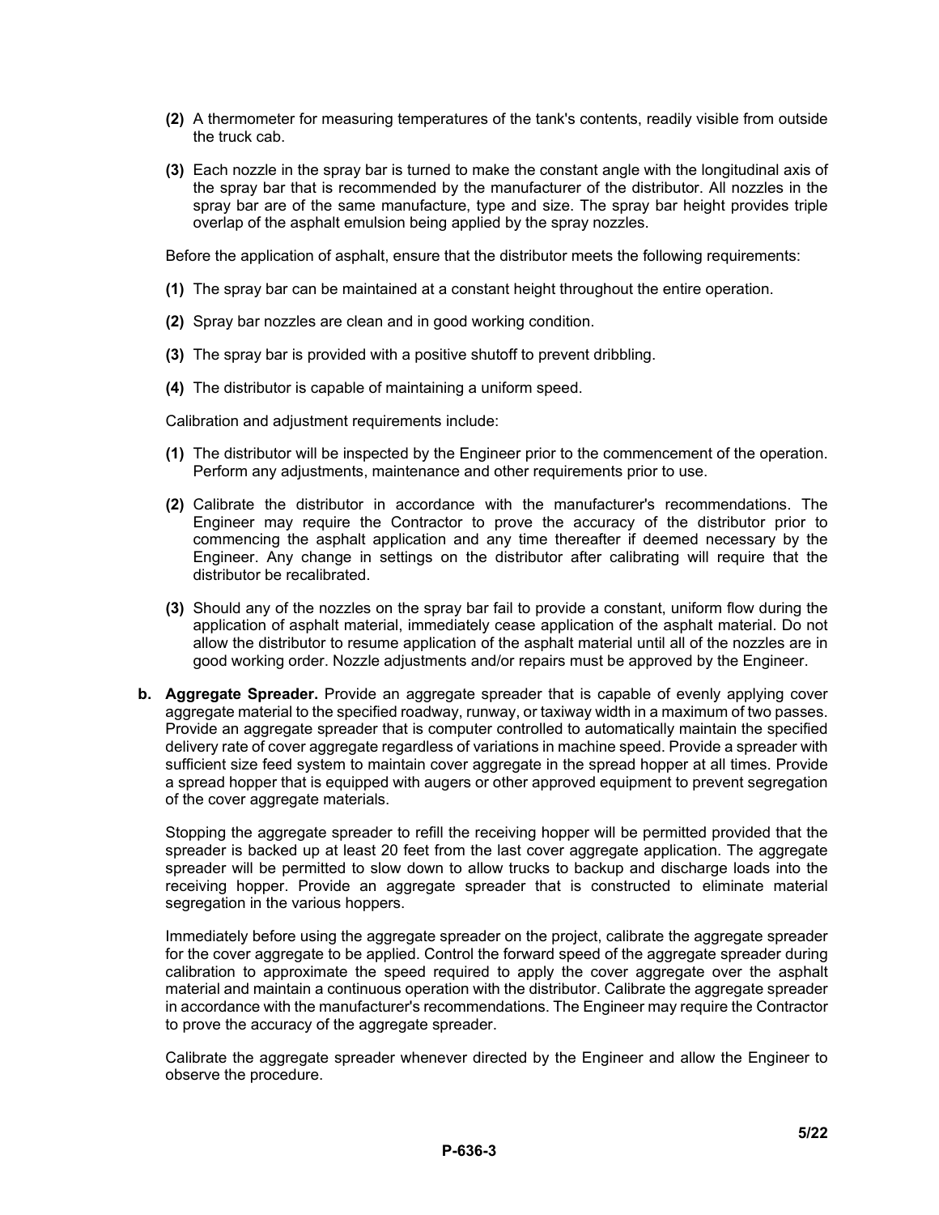**(2)** A thermometer for measuring temperatures of the tank's contents, readily visible from outside the truck cab.

**(3)** Each nozzle in the spray bar is turned to make the constant angle with the longitudinal axis of the spray bar that is recommended by the manufacturer of the distributor. All nozzles in the spray bar are of the same manufacture, type and size. The spray bar height provides triple overlap of the asphalt emulsion being applied by the spray nozzles.

Before the application of asphalt, ensure that the distributor meets the following requirements:

**(1)** The spray bar can be maintained at a constant height throughout the entire operation.

**(2)** Spray bar nozzles are clean and in good working condition.

**(3)** The spray bar is provided with a positive shutoff to prevent dribbling.

**(4)** The distributor is capable of maintaining a uniform speed.

Calibration and adjustment requirements include:

**(1)** The distributor will be inspected by the Engineer prior to the commencement of the operation. Perform any adjustments, maintenance and other requirements prior to use.

**(2)** Calibrate the distributor in accordance with the manufacturer's recommendations. The Engineer may require the Contractor to prove the accuracy of the distributor prior to commencing the asphalt application and any time thereafter if deemed necessary by the Engineer. Any change in settings on the distributor after calibrating will require that the distributor be recalibrated.

**(3)** Should any of the nozzles on the spray bar fail to provide a constant, uniform flow during the application of asphalt material, immediately cease application of the asphalt material. Do not allow the distributor to resume application of the asphalt material until all of the nozzles are in good working order. Nozzle adjustments and/or repairs must be approved by the Engineer.

**b. Aggregate Spreader.** Provide an aggregate spreader that is capable of evenly applying cover aggregate material to the specified roadway, runway, or taxiway width in a maximum of two passes. Provide an aggregate spreader that is computer controlled to automatically maintain the specified delivery rate of cover aggregate regardless of variations in machine speed. Provide a spreader with sufficient size feed system to maintain cover aggregate in the spread hopper at all times. Provide a spread hopper that is equipped with augers or other approved equipment to prevent segregation of the cover aggregate materials.

Stopping the aggregate spreader to refill the receiving hopper will be permitted provided that the spreader is backed up at least 20 feet from the last cover aggregate application. The aggregate spreader will be permitted to slow down to allow trucks to backup and discharge loads into the receiving hopper. Provide an aggregate spreader that is constructed to eliminate material segregation in the various hoppers.

Immediately before using the aggregate spreader on the project, calibrate the aggregate spreader for the cover aggregate to be applied. Control the forward speed of the aggregate spreader during calibration to approximate the speed required to apply the cover aggregate over the asphalt material and maintain a continuous operation with the distributor. Calibrate the aggregate spreader in accordance with the manufacturer's recommendations. The Engineer may require the Contractor to prove the accuracy of the aggregate spreader.

Calibrate the aggregate spreader whenever directed by the Engineer and allow the Engineer to observe the procedure.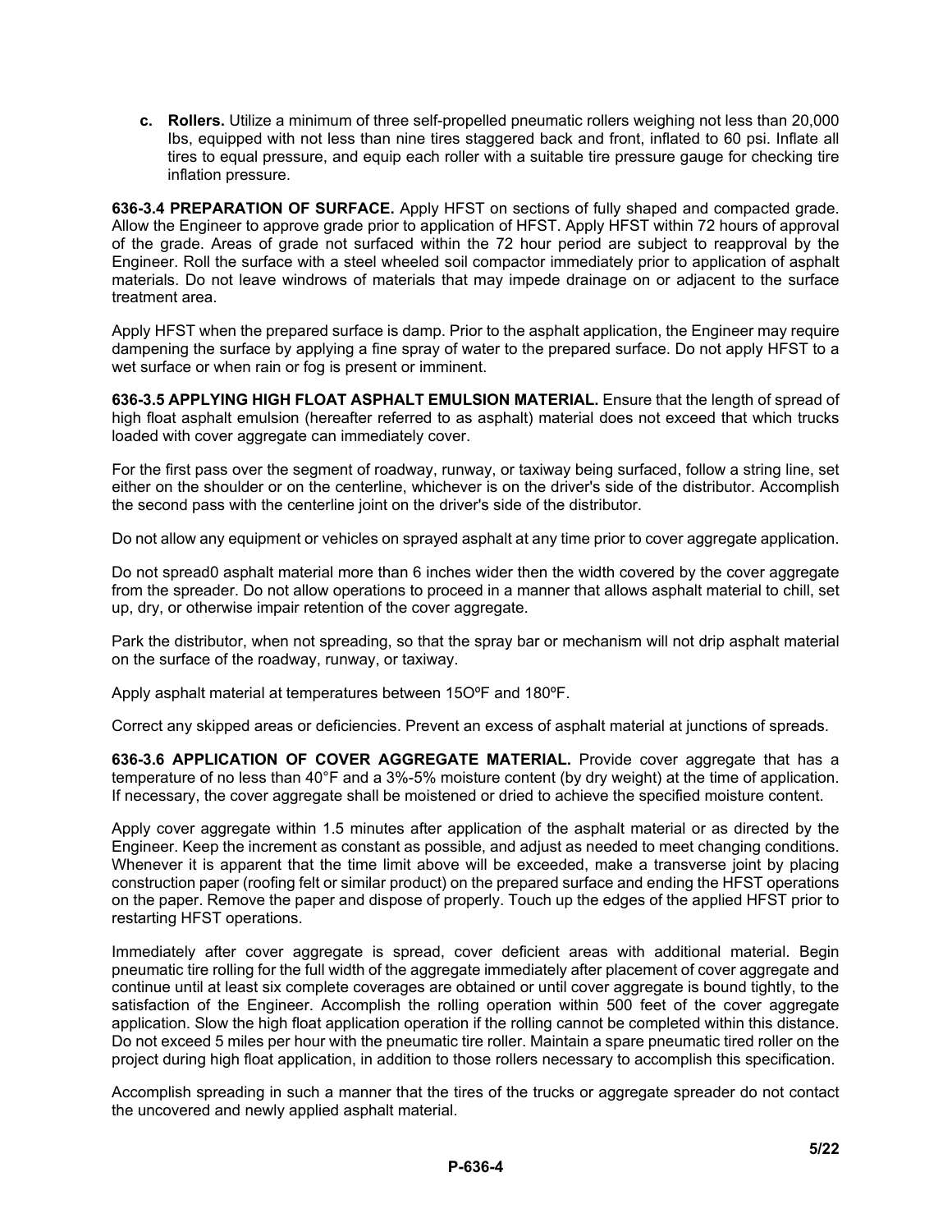**c. Rollers.** Utilize a minimum of three self-propelled pneumatic rollers weighing not less than 20,000 lbs, equipped with not less than nine tires staggered back and front, inflated to 60 psi. Inflate all tires to equal pressure, and equip each roller with a suitable tire pressure gauge for checking tire inflation pressure.

**636-3.4 PREPARATION OF SURFACE.** Apply HFST on sections of fully shaped and compacted grade. Allow the Engineer to approve grade prior to application of HFST. Apply HFST within 72 hours of approval of the grade. Areas of grade not surfaced within the 72 hour period are subject to reapproval by the Engineer. Roll the surface with a steel wheeled soil compactor immediately prior to application of asphalt materials. Do not leave windrows of materials that may impede drainage on or adjacent to the surface treatment area.

Apply HFST when the prepared surface is damp. Prior to the asphalt application, the Engineer may require dampening the surface by applying a fine spray of water to the prepared surface. Do not apply HFST to a wet surface or when rain or fog is present or imminent.

**636-3.5 APPLYING HIGH FLOAT ASPHALT EMULSION MATERIAL.** Ensure that the length of spread of high float asphalt emulsion (hereafter referred to as asphalt) material does not exceed that which trucks loaded with cover aggregate can immediately cover.

For the first pass over the segment of roadway, runway, or taxiway being surfaced, follow a string line, set either on the shoulder or on the centerline, whichever is on the driver's side of the distributor. Accomplish the second pass with the centerline joint on the driver's side of the distributor.

Do not allow any equipment or vehicles on sprayed asphalt at any time prior to cover aggregate application.

Do not spread0 asphalt material more than 6 inches wider then the width covered by the cover aggregate from the spreader. Do not allow operations to proceed in a manner that allows asphalt material to chill, set up, dry, or otherwise impair retention of the cover aggregate.

Park the distributor, when not spreading, so that the spray bar or mechanism will not drip asphalt material on the surface of the roadway, runway, or taxiway.

Apply asphalt material at temperatures between 15OºF and 180ºF.

Correct any skipped areas or deficiencies. Prevent an excess of asphalt material at junctions of spreads.

**636-3.6 APPLICATION OF COVER AGGREGATE MATERIAL.** Provide cover aggregate that has a temperature of no less than 40°F and a 3%-5% moisture content (by dry weight) at the time of application. If necessary, the cover aggregate shall be moistened or dried to achieve the specified moisture content.

Apply cover aggregate within 1.5 minutes after application of the asphalt material or as directed by the Engineer. Keep the increment as constant as possible, and adjust as needed to meet changing conditions. Whenever it is apparent that the time limit above will be exceeded, make a transverse joint by placing construction paper (roofing felt or similar product) on the prepared surface and ending the HFST operations on the paper. Remove the paper and dispose of properly. Touch up the edges of the applied HFST prior to restarting HFST operations.

Immediately after cover aggregate is spread, cover deficient areas with additional material. Begin pneumatic tire rolling for the full width of the aggregate immediately after placement of cover aggregate and continue until at least six complete coverages are obtained or until cover aggregate is bound tightly, to the satisfaction of the Engineer. Accomplish the rolling operation within 500 feet of the cover aggregate application. Slow the high float application operation if the rolling cannot be completed within this distance. Do not exceed 5 miles per hour with the pneumatic tire roller. Maintain a spare pneumatic tired roller on the project during high float application, in addition to those rollers necessary to accomplish this specification.

Accomplish spreading in such a manner that the tires of the trucks or aggregate spreader do not contact the uncovered and newly applied asphalt material.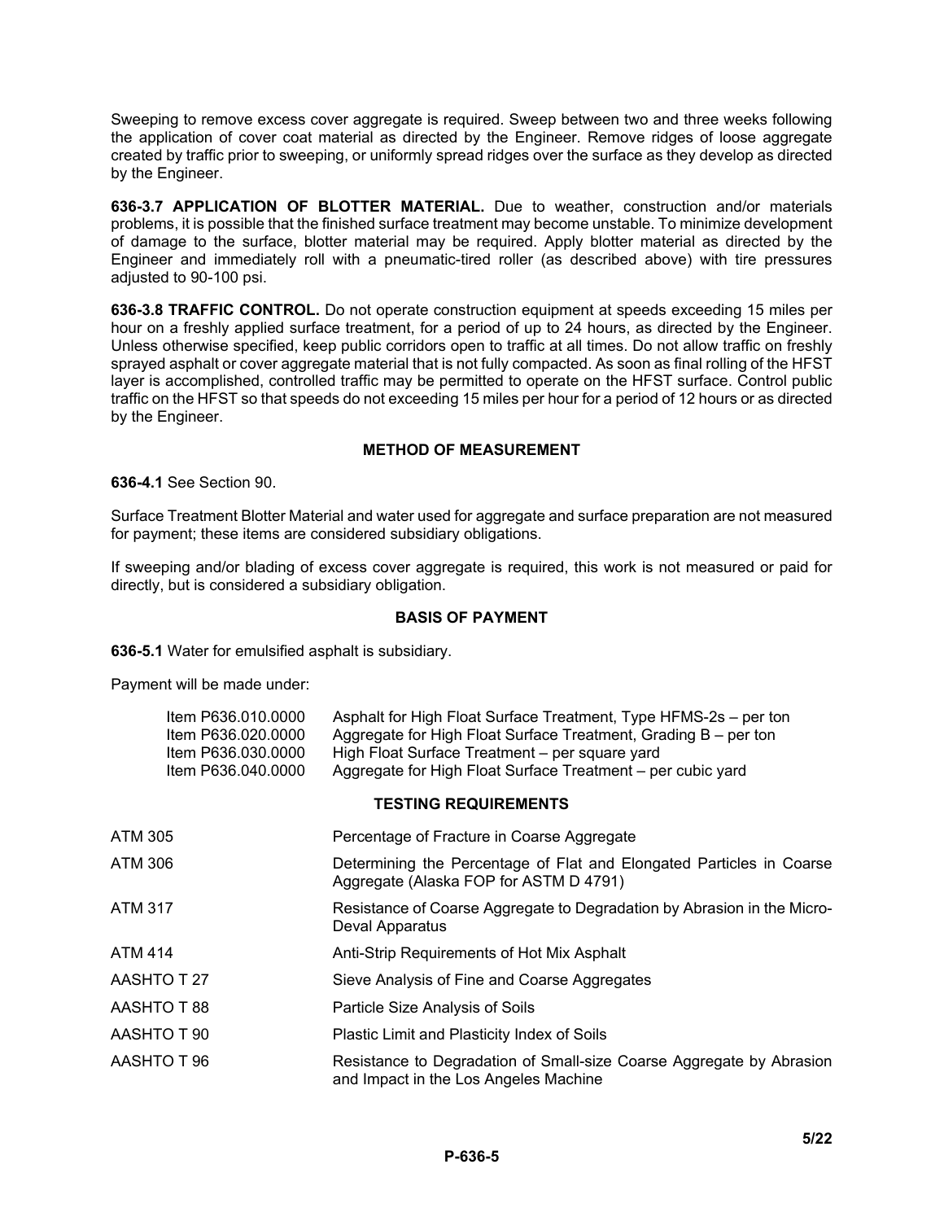Sweeping to remove excess cover aggregate is required. Sweep between two and three weeks following the application of cover coat material as directed by the Engineer. Remove ridges of loose aggregate created by traffic prior to sweeping, or uniformly spread ridges over the surface as they develop as directed by the Engineer.

**636-3.7 APPLICATION OF BLOTTER MATERIAL.** Due to weather, construction and/or materials problems, it is possible that the finished surface treatment may become unstable. To minimize development of damage to the surface, blotter material may be required. Apply blotter material as directed by the Engineer and immediately roll with a pneumatic-tired roller (as described above) with tire pressures adjusted to 90-100 psi.

**636-3.8 TRAFFIC CONTROL.** Do not operate construction equipment at speeds exceeding 15 miles per hour on a freshly applied surface treatment, for a period of up to 24 hours, as directed by the Engineer. Unless otherwise specified, keep public corridors open to traffic at all times. Do not allow traffic on freshly sprayed asphalt or cover aggregate material that is not fully compacted. As soon as final rolling of the HFST layer is accomplished, controlled traffic may be permitted to operate on the HFST surface. Control public traffic on the HFST so that speeds do not exceeding 15 miles per hour for a period of 12 hours or as directed by the Engineer.

## METHOD OF MEASUREMENT

**636-4.1** See Section 90.

Surface Treatment Blotter Material and water used for aggregate and surface preparation are not measured for payment; these items are considered subsidiary obligations.

If sweeping and/or blading of excess cover aggregate is required, this work is not measured or paid for directly, but is considered a subsidiary obligation.

## BASIS OF PAYMENT

**636-5.1** Water for emulsified asphalt is subsidiary.

Payment will be made under:

| | |
|---|---|
| Item P636.010.0000 | Asphalt for High Float Surface Treatment, Type HFMS-2s – per ton |
| Item P636.020.0000 | Aggregate for High Float Surface Treatment, Grading B – per ton |
| Item P636.030.0000 | High Float Surface Treatment – per square yard |
| Item P636.040.0000 | Aggregate for High Float Surface Treatment – per cubic yard |

## TESTING REQUIREMENTS

| | |
|---|---|
| ATM 305 | Percentage of Fracture in Coarse Aggregate |
| ATM 306 | Determining the Percentage of Flat and Elongated Particles in Coarse Aggregate (Alaska FOP for ASTM D 4791) |
| ATM 317 | Resistance of Coarse Aggregate to Degradation by Abrasion in the Micro-Deval Apparatus |
| ATM 414 | Anti-Strip Requirements of Hot Mix Asphalt |
| AASHTO T 27 | Sieve Analysis of Fine and Coarse Aggregates |
| AASHTO T 88 | Particle Size Analysis of Soils |
| AASHTO T 90 | Plastic Limit and Plasticity Index of Soils |
| AASHTO T 96 | Resistance to Degradation of Small-size Coarse Aggregate by Abrasion and Impact in the Los Angeles Machine |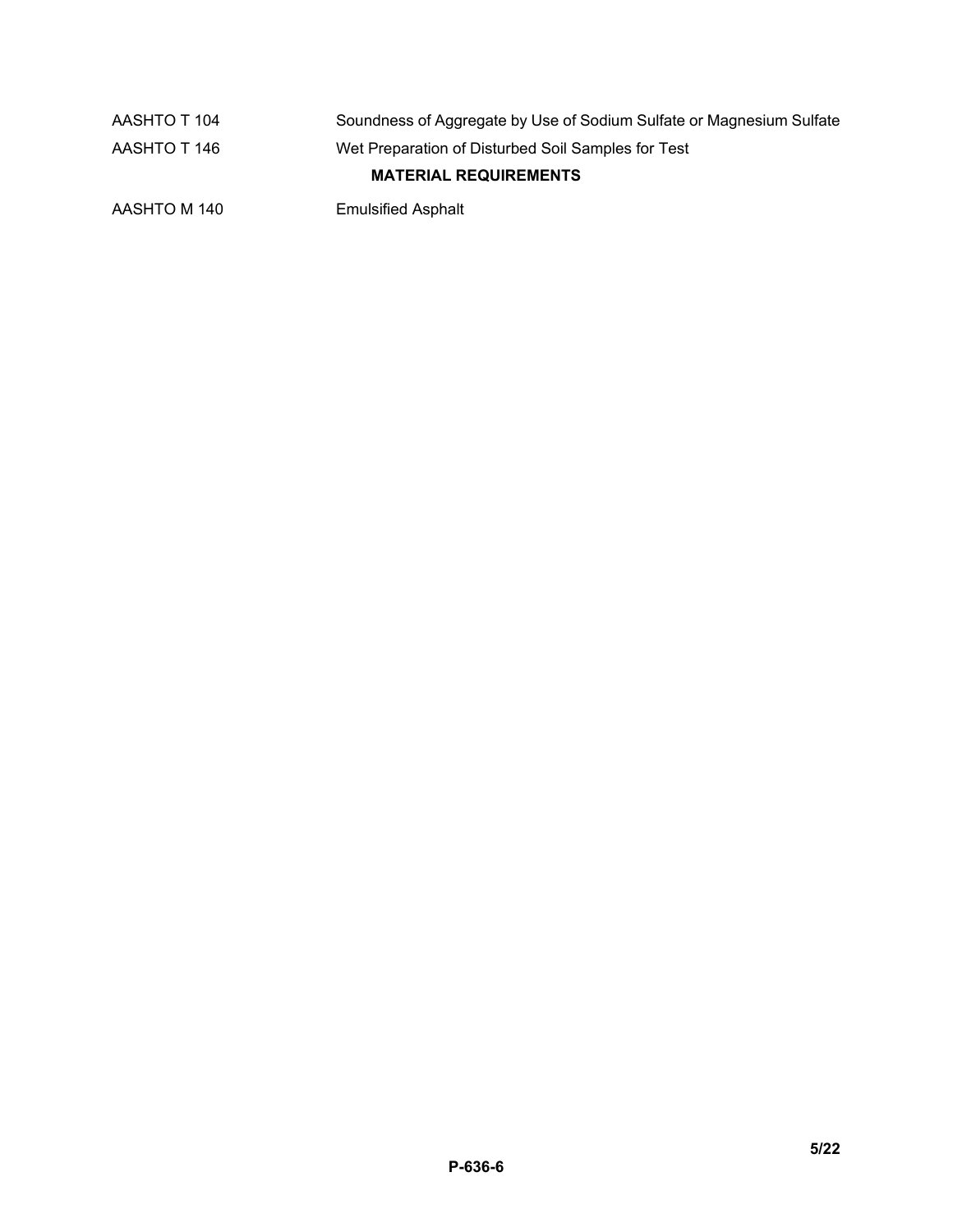| | |
|---|---|
| AASHTO T 104 | Soundness of Aggregate by Use of Sodium Sulfate or Magnesium Sulfate |
| AASHTO T 146 | Wet Preparation of Disturbed Soil Samples for Test |

**MATERIAL REQUIREMENTS**

| | |
|---|---|
| AASHTO M 140 | Emulsified Asphalt |